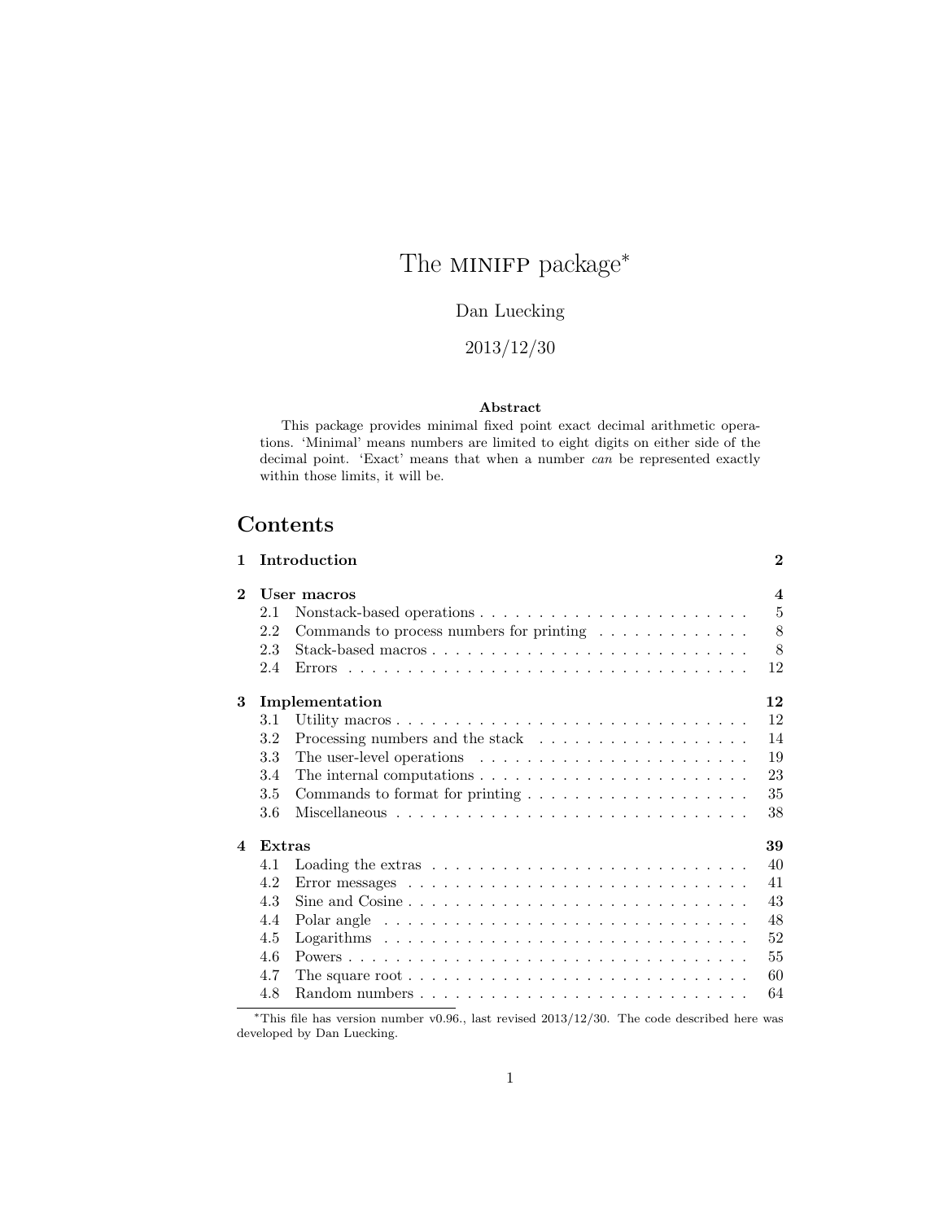# The MINIFP package[*]

Dan Luecking

2013/12/30

**Abstract**

This package provides minimal fixed point exact decimal arithmetic operations. 'Minimal' means numbers are limited to eight digits on either side of the decimal point. 'Exact' means that when a number *can* be represented exactly within those limits, it will be.

## Contents

| | | |
|---|---|---|
| **1** | **Introduction** | **2** |
| **2** | **User macros** | **4** |
| 2.1 | Nonstack-based operations | 5 |
| 2.2 | Commands to process numbers for printing | 8 |
| 2.3 | Stack-based macros | 8 |
| 2.4 | Errors | 12 |
| **3** | **Implementation** | **12** |
| 3.1 | Utility macros | 12 |
| 3.2 | Processing numbers and the stack | 14 |
| 3.3 | The user-level operations | 19 |
| 3.4 | The internal computations | 23 |
| 3.5 | Commands to format for printing | 35 |
| 3.6 | Miscellaneous | 38 |
| **4** | **Extras** | **39** |
| 4.1 | Loading the extras | 40 |
| 4.2 | Error messages | 41 |
| 4.3 | Sine and Cosine | 43 |
| 4.4 | Polar angle | 48 |
| 4.5 | Logarithms | 52 |
| 4.6 | Powers | 55 |
| 4.7 | The square root | 60 |
| 4.8 | Random numbers | 64 |

[*]This file has version number v0.96., last revised 2013/12/30. The code described here was developed by Dan Luecking.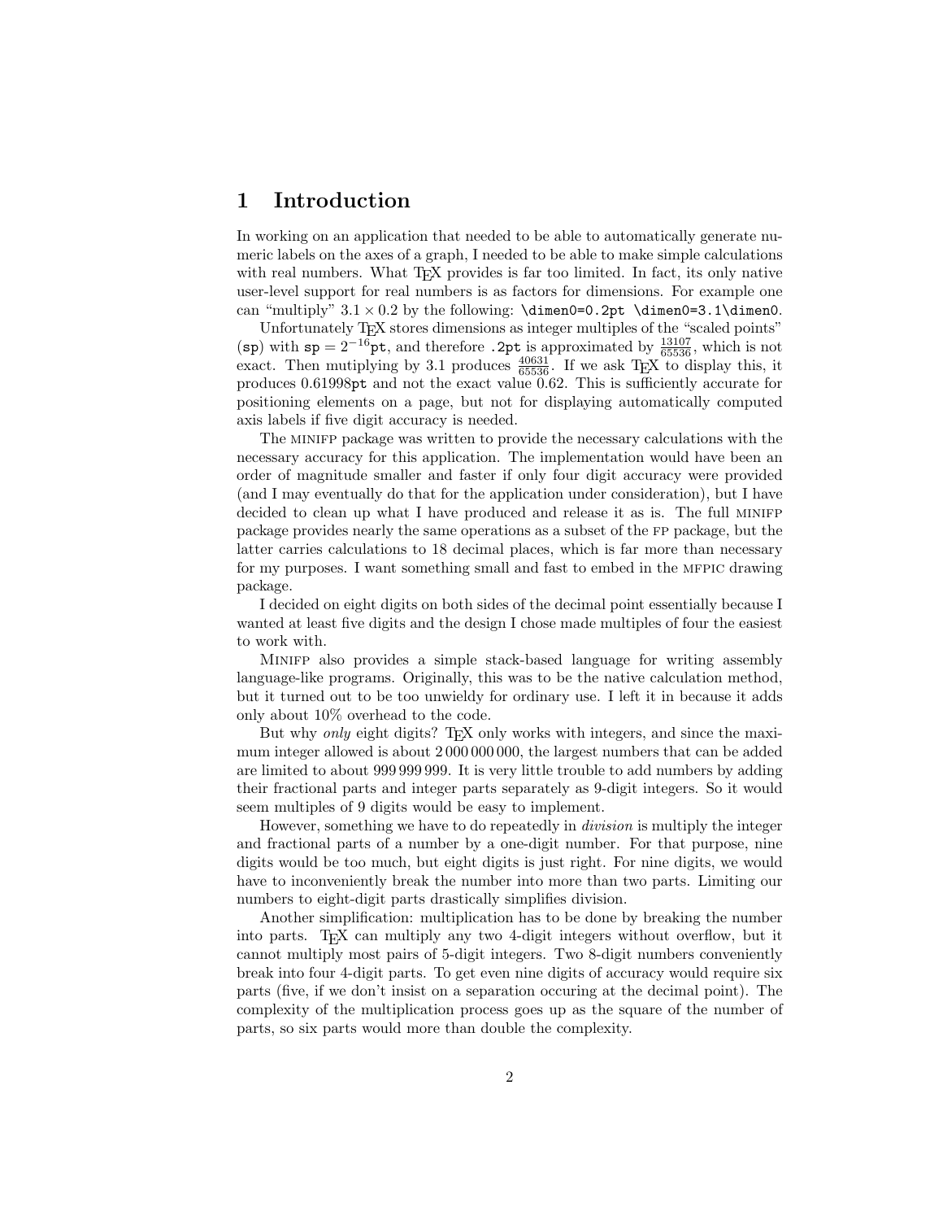# 1 Introduction

In working on an application that needed to be able to automatically generate numeric labels on the axes of a graph, I needed to be able to make simple calculations with real numbers. What TEX provides is far too limited. In fact, its only native user-level support for real numbers is as factors for dimensions. For example one can "multiply" $3.1 \times 0.2$ by the following: `\dimen0=0.2pt \dimen0=3.1\dimen0`.

Unfortunately TEX stores dimensions as integer multiples of the "scaled points" (`sp`) with $\texttt{sp} = 2^{-16}\texttt{pt}$, and therefore `.2pt` is approximated by $\frac{13107}{65536}$, which is not exact. Then mutiplying by 3.1 produces $\frac{40631}{65536}$. If we ask TEX to display this, it produces 0.61998`pt` and not the exact value 0.62. This is sufficiently accurate for positioning elements on a page, but not for displaying automatically computed axis labels if five digit accuracy is needed.

The MINIFP package was written to provide the necessary calculations with the necessary accuracy for this application. The implementation would have been an order of magnitude smaller and faster if only four digit accuracy were provided (and I may eventually do that for the application under consideration), but I have decided to clean up what I have produced and release it as is. The full MINIFP package provides nearly the same operations as a subset of the FP package, but the latter carries calculations to 18 decimal places, which is far more than necessary for my purposes. I want something small and fast to embed in the MFPIC drawing package.

I decided on eight digits on both sides of the decimal point essentially because I wanted at least five digits and the design I chose made multiples of four the easiest to work with.

MINIFP also provides a simple stack-based language for writing assembly language-like programs. Originally, this was to be the native calculation method, but it turned out to be too unwieldy for ordinary use. I left it in because it adds only about 10% overhead to the code.

But why *only* eight digits? TEX only works with integers, and since the maximum integer allowed is about 2 000 000 000, the largest numbers that can be added are limited to about 999 999 999. It is very little trouble to add numbers by adding their fractional parts and integer parts separately as 9-digit integers. So it would seem multiples of 9 digits would be easy to implement.

However, something we have to do repeatedly in *division* is multiply the integer and fractional parts of a number by a one-digit number. For that purpose, nine digits would be too much, but eight digits is just right. For nine digits, we would have to inconveniently break the number into more than two parts. Limiting our numbers to eight-digit parts drastically simplifies division.

Another simplification: multiplication has to be done by breaking the number into parts. TEX can multiply any two 4-digit integers without overflow, but it cannot multiply most pairs of 5-digit integers. Two 8-digit numbers conveniently break into four 4-digit parts. To get even nine digits of accuracy would require six parts (five, if we don't insist on a separation occuring at the decimal point). The complexity of the multiplication process goes up as the square of the number of parts, so six parts would more than double the complexity.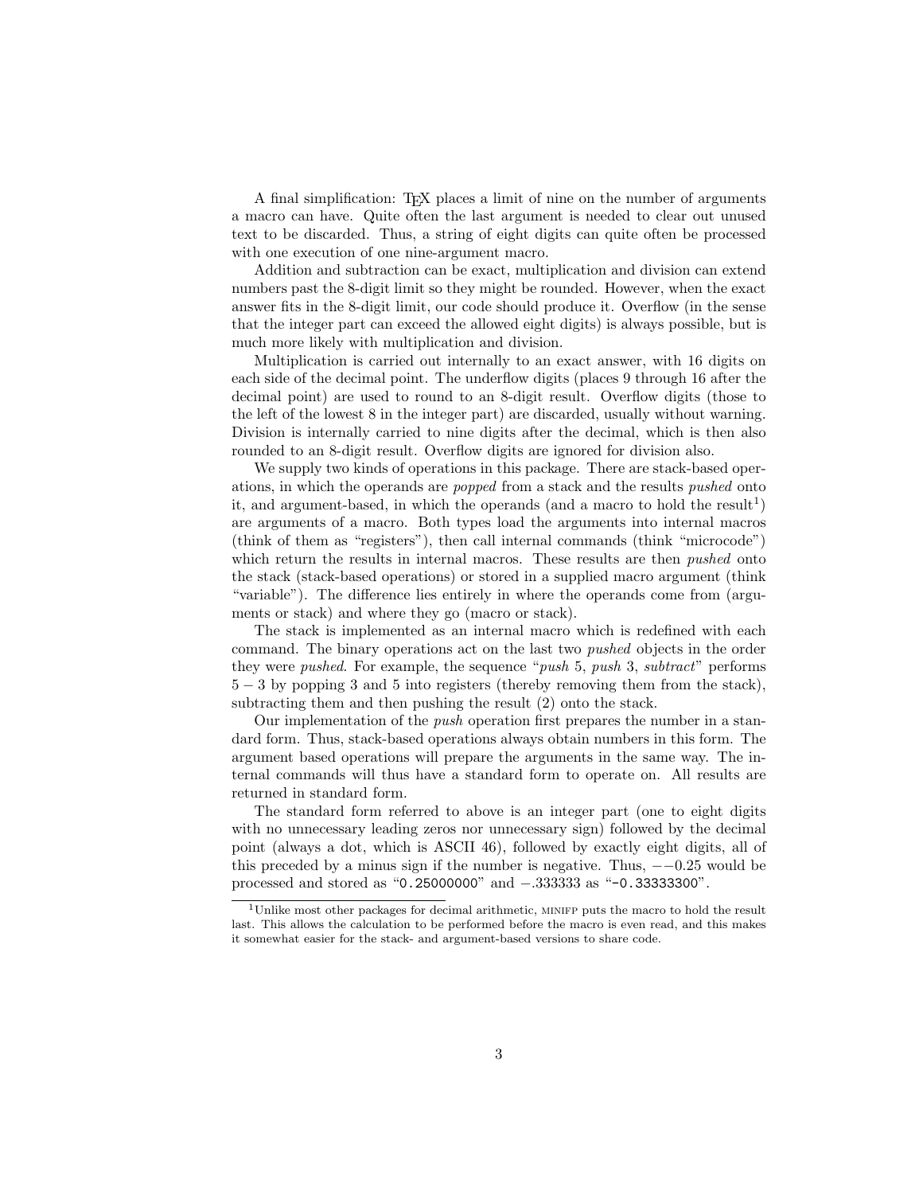A final simplification: TeX places a limit of nine on the number of arguments a macro can have. Quite often the last argument is needed to clear out unused text to be discarded. Thus, a string of eight digits can quite often be processed with one execution of one nine-argument macro.

Addition and subtraction can be exact, multiplication and division can extend numbers past the 8-digit limit so they might be rounded. However, when the exact answer fits in the 8-digit limit, our code should produce it. Overflow (in the sense that the integer part can exceed the allowed eight digits) is always possible, but is much more likely with multiplication and division.

Multiplication is carried out internally to an exact answer, with 16 digits on each side of the decimal point. The underflow digits (places 9 through 16 after the decimal point) are used to round to an 8-digit result. Overflow digits (those to the left of the lowest 8 in the integer part) are discarded, usually without warning. Division is internally carried to nine digits after the decimal, which is then also rounded to an 8-digit result. Overflow digits are ignored for division also.

We supply two kinds of operations in this package. There are stack-based operations, in which the operands are *popped* from a stack and the results *pushed* onto it, and argument-based, in which the operands (and a macro to hold the result[1]) are arguments of a macro. Both types load the arguments into internal macros (think of them as "registers"), then call internal commands (think "microcode") which return the results in internal macros. These results are then *pushed* onto the stack (stack-based operations) or stored in a supplied macro argument (think "variable"). The difference lies entirely in where the operands come from (arguments or stack) and where they go (macro or stack).

The stack is implemented as an internal macro which is redefined with each command. The binary operations act on the last two *pushed* objects in the order they were *pushed*. For example, the sequence "*push* 5, *push* 3, *subtract*" performs $5 - 3$ by popping 3 and 5 into registers (thereby removing them from the stack), subtracting them and then pushing the result (2) onto the stack.

Our implementation of the *push* operation first prepares the number in a standard form. Thus, stack-based operations always obtain numbers in this form. The argument based operations will prepare the arguments in the same way. The internal commands will thus have a standard form to operate on. All results are returned in standard form.

The standard form referred to above is an integer part (one to eight digits with no unnecessary leading zeros nor unnecessary sign) followed by the decimal point (always a dot, which is ASCII 46), followed by exactly eight digits, all of this preceded by a minus sign if the number is negative. Thus, $--0.25$ would be processed and stored as "`0.25000000`" and $-.333333$ as "`-0.33333300`".

[1] Unlike most other packages for decimal arithmetic, MINIFP puts the macro to hold the result last. This allows the calculation to be performed before the macro is even read, and this makes it somewhat easier for the stack- and argument-based versions to share code.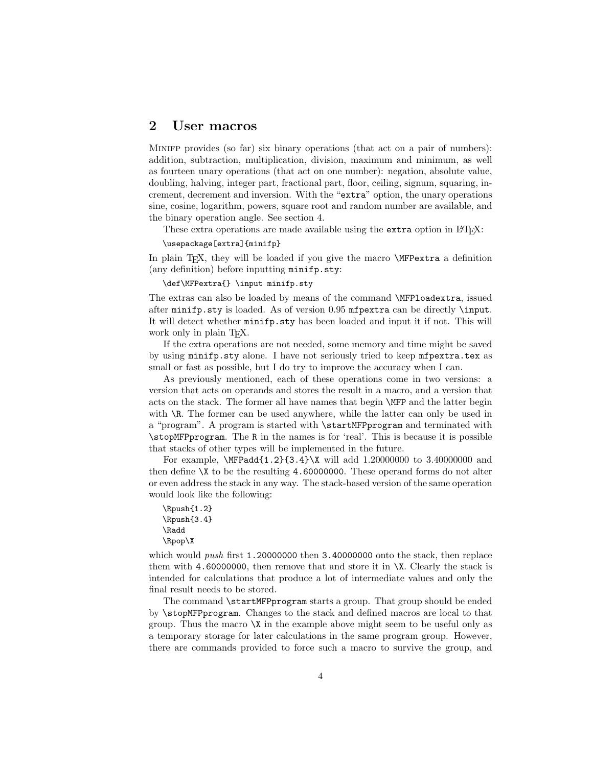## 2 User macros

Minifp provides (so far) six binary operations (that act on a pair of numbers): addition, subtraction, multiplication, division, maximum and minimum, as well as fourteen unary operations (that act on one number): negation, absolute value, doubling, halving, integer part, fractional part, floor, ceiling, signum, squaring, increment, decrement and inversion. With the "`extra`" option, the unary operations sine, cosine, logarithm, powers, square root and random number are available, and the binary operation angle. See section 4.

These extra operations are made available using the `extra` option in LaTeX:

```
\usepackage[extra]{minifp}
```

In plain TeX, they will be loaded if you give the macro `\MFPextra` a definition (any definition) before inputting `minifp.sty`:

```
\def\MFPextra{} \input minifp.sty
```

The extras can also be loaded by means of the command `\MFPloadextra`, issued after `minifp.sty` is loaded. As of version 0.95 `mfpextra` can be directly `\input`. It will detect whether `minifp.sty` has been loaded and input it if not. This will work only in plain TeX.

If the extra operations are not needed, some memory and time might be saved by using `minifp.sty` alone. I have not seriously tried to keep `mfpextra.tex` as small or fast as possible, but I do try to improve the accuracy when I can.

As previously mentioned, each of these operations come in two versions: a version that acts on operands and stores the result in a macro, and a version that acts on the stack. The former all have names that begin `\MFP` and the latter begin with `\R`. The former can be used anywhere, while the latter can only be used in a "program". A program is started with `\startMFPprogram` and terminated with `\stopMFPprogram`. The `R` in the names is for 'real'. This is because it is possible that stacks of other types will be implemented in the future.

For example, `\MFPadd{1.2}{3.4}\X` will add 1.20000000 to 3.40000000 and then define `\X` to be the resulting `4.60000000`. These operand forms do not alter or even address the stack in any way. The stack-based version of the same operation would look like the following:

```
\Rpush{1.2}
\Rpush{3.4}
\Radd
\Rpop\X
```

which would *push* first `1.20000000` then `3.40000000` onto the stack, then replace them with `4.60000000`, then remove that and store it in `\X`. Clearly the stack is intended for calculations that produce a lot of intermediate values and only the final result needs to be stored.

The command `\startMFPprogram` starts a group. That group should be ended by `\stopMFPprogram`. Changes to the stack and defined macros are local to that group. Thus the macro `\X` in the example above might seem to be useful only as a temporary storage for later calculations in the same program group. However, there are commands provided to force such a macro to survive the group, and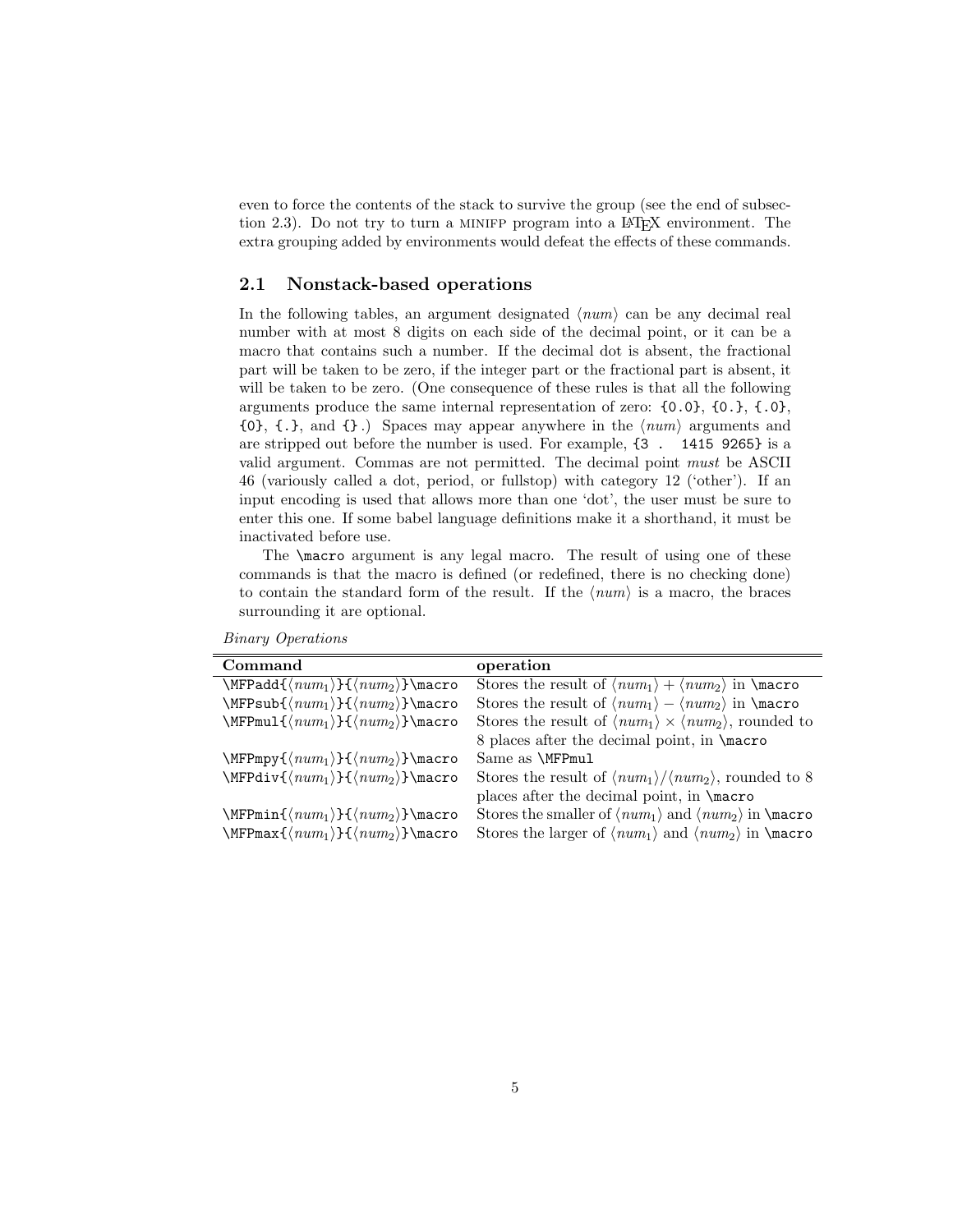even to force the contents of the stack to survive the group (see the end of subsection 2.3). Do not try to turn a MINIFP program into a LaTeX environment. The extra grouping added by environments would defeat the effects of these commands.

### 2.1 Nonstack-based operations

In the following tables, an argument designated ⟨*num*⟩ can be any decimal real number with at most 8 digits on each side of the decimal point, or it can be a macro that contains such a number. If the decimal dot is absent, the fractional part will be taken to be zero, if the integer part or the fractional part is absent, it will be taken to be zero. (One consequence of these rules is that all the following arguments produce the same internal representation of zero: `{0.0}`, `{0.}`, `{.0}`, `{0}`, `{.}`, and `{}`.) Spaces may appear anywhere in the ⟨*num*⟩ arguments and are stripped out before the number is used. For example, `{3 .  1415 9265}` is a valid argument. Commas are not permitted. The decimal point *must* be ASCII 46 (variously called a dot, period, or fullstop) with category 12 ('other'). If an input encoding is used that allows more than one 'dot', the user must be sure to enter this one. If some babel language definitions make it a shorthand, it must be inactivated before use.

The `\macro` argument is any legal macro. The result of using one of these commands is that the macro is defined (or redefined, there is no checking done) to contain the standard form of the result. If the ⟨*num*⟩ is a macro, the braces surrounding it are optional.

*Binary Operations*

| **Command** | **operation** |
|---|---|
| `\MFPadd{`⟨$num_1$⟩`}{`⟨$num_2$⟩`}\macro` | Stores the result of ⟨$num_1$⟩ + ⟨$num_2$⟩ in `\macro` |
| `\MFPsub{`⟨$num_1$⟩`}{`⟨$num_2$⟩`}\macro` | Stores the result of ⟨$num_1$⟩ − ⟨$num_2$⟩ in `\macro` |
| `\MFPmul{`⟨$num_1$⟩`}{`⟨$num_2$⟩`}\macro` | Stores the result of ⟨$num_1$⟩ × ⟨$num_2$⟩, rounded to 8 places after the decimal point, in `\macro` |
| `\MFPmpy{`⟨$num_1$⟩`}{`⟨$num_2$⟩`}\macro` | Same as `\MFPmul` |
| `\MFPdiv{`⟨$num_1$⟩`}{`⟨$num_2$⟩`}\macro` | Stores the result of ⟨$num_1$⟩/⟨$num_2$⟩, rounded to 8 places after the decimal point, in `\macro` |
| `\MFPmin{`⟨$num_1$⟩`}{`⟨$num_2$⟩`}\macro` | Stores the smaller of ⟨$num_1$⟩ and ⟨$num_2$⟩ in `\macro` |
| `\MFPmax{`⟨$num_1$⟩`}{`⟨$num_2$⟩`}\macro` | Stores the larger of ⟨$num_1$⟩ and ⟨$num_2$⟩ in `\macro` |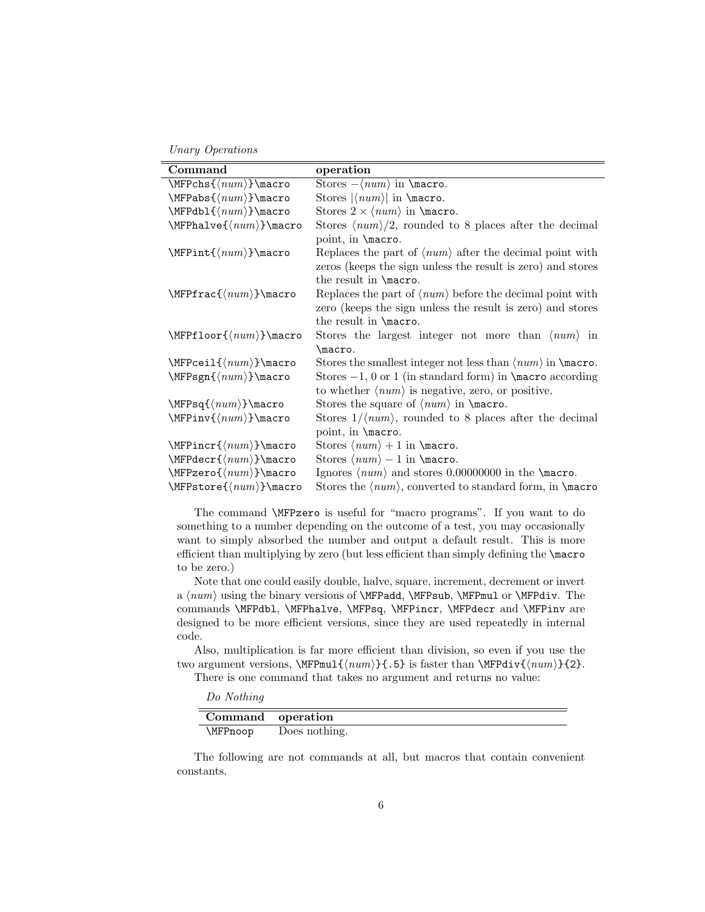*Unary Operations*

| Command | operation |
|---|---|
| `\MFPchs{⟨num⟩}\macro` | Stores $-\langle num \rangle$ in `\macro`. |
| `\MFPabs{⟨num⟩}\macro` | Stores $\lvert\langle num \rangle\rvert$ in `\macro`. |
| `\MFPdbl{⟨num⟩}\macro` | Stores $2 \times \langle num \rangle$ in `\macro`. |
| `\MFPhalve{⟨num⟩}\macro` | Stores $\langle num \rangle/2$, rounded to 8 places after the decimal point, in `\macro`. |
| `\MFPint{⟨num⟩}\macro` | Replaces the part of ⟨*num*⟩ after the decimal point with zeros (keeps the sign unless the result is zero) and stores the result in `\macro`. |
| `\MFPfrac{⟨num⟩}\macro` | Replaces the part of ⟨*num*⟩ before the decimal point with zero (keeps the sign unless the result is zero) and stores the result in `\macro`. |
| `\MFPfloor{⟨num⟩}\macro` | Stores the largest integer not more than ⟨*num*⟩ in `\macro`. |
| `\MFPceil{⟨num⟩}\macro` | Stores the smallest integer not less than ⟨*num*⟩ in `\macro`. |
| `\MFPsgn{⟨num⟩}\macro` | Stores $-1$, 0 or 1 (in standard form) in `\macro` according to whether ⟨*num*⟩ is negative, zero, or positive. |
| `\MFPsq{⟨num⟩}\macro` | Stores the square of ⟨*num*⟩ in `\macro`. |
| `\MFPinv{⟨num⟩}\macro` | Stores $1/\langle num \rangle$, rounded to 8 places after the decimal point, in `\macro`. |
| `\MFPincr{⟨num⟩}\macro` | Stores $\langle num \rangle + 1$ in `\macro`. |
| `\MFPdecr{⟨num⟩}\macro` | Stores $\langle num \rangle - 1$ in `\macro`. |
| `\MFPzero{⟨num⟩}\macro` | Ignores ⟨*num*⟩ and stores 0.00000000 in the `\macro`. |
| `\MFPstore{⟨num⟩}\macro` | Stores the ⟨*num*⟩, converted to standard form, in `\macro` |

The command `\MFPzero` is useful for "macro programs". If you want to do something to a number depending on the outcome of a test, you may occasionally want to simply absorbed the number and output a default result. This is more efficient than multiplying by zero (but less efficient than simply defining the `\macro` to be zero.)

Note that one could easily double, halve, square, increment, decrement or invert a ⟨*num*⟩ using the binary versions of `\MFPadd`, `\MFPsub`, `\MFPmul` or `\MFPdiv`. The commands `\MFPdbl`, `\MFPhalve`, `\MFPsq`, `\MFPincr`, `\MFPdecr` and `\MFPinv` are designed to be more efficient versions, since they are used repeatedly in internal code.

Also, multiplication is far more efficient than division, so even if you use the two argument versions, `\MFPmul{⟨num⟩}{.5}` is faster than `\MFPdiv{⟨num⟩}{2}`.

There is one command that takes no argument and returns no value:

*Do Nothing*

| Command | operation |
|---|---|
| `\MFPnoop` | Does nothing. |

The following are not commands at all, but macros that contain convenient constants.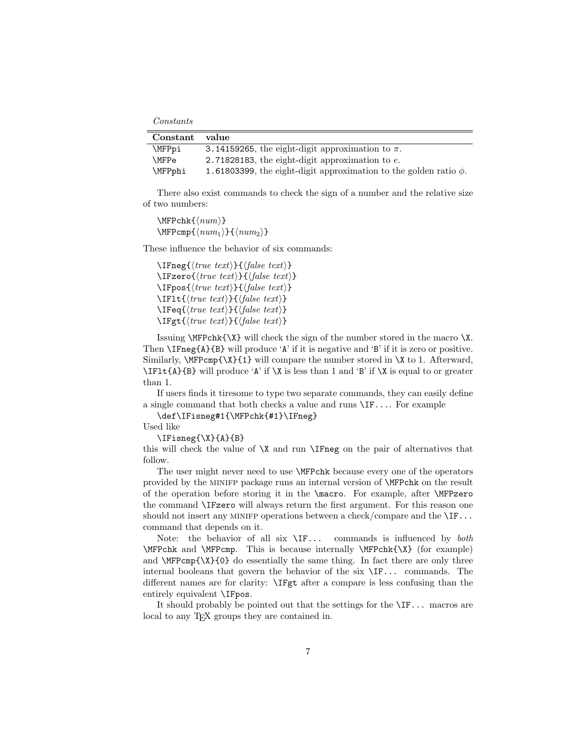*Constants*

| Constant | value |
|---|---|
| `\MFPpi` | `3.14159265`, the eight-digit approximation to $\pi$. |
| `\MFPe` | `2.71828183`, the eight-digit approximation to $e$. |
| `\MFPphi` | `1.61803399`, the eight-digit approximation to the golden ratio $\phi$. |

There also exist commands to check the sign of a number and the relative size of two numbers:

```
\MFPchk{⟨num⟩}
\MFPcmp{⟨num1⟩}{⟨num2⟩}
```

These influence the behavior of six commands:

```
\IFneg{⟨true text⟩}{⟨false text⟩}
\IFzero{⟨true text⟩}{⟨false text⟩}
\IFpos{⟨true text⟩}{⟨false text⟩}
\IFlt{⟨true text⟩}{⟨false text⟩}
\IFeq{⟨true text⟩}{⟨false text⟩}
\IFgt{⟨true text⟩}{⟨false text⟩}
```

Issuing `\MFPchk{\X}` will check the sign of the number stored in the macro `\X`. Then `\IFneg{A}{B}` will produce '`A`' if it is negative and '`B`' if it is zero or positive. Similarly, `\MFPcmp{\X}{1}` will compare the number stored in `\X` to 1. Afterward, `\IFlt{A}{B}` will produce '`A`' if `\X` is less than 1 and '`B`' if `\X` is equal to or greater than 1.

If users finds it tiresome to type two separate commands, they can easily define a single command that both checks a value and runs `\IF...`. For example

```
\def\IFisneg#1{\MFPchk{#1}\IFneg}
```

Used like

```
\IFisneg{\X}{A}{B}
```

this will check the value of `\X` and run `\IFneg` on the pair of alternatives that follow.

The user might never need to use `\MFPchk` because every one of the operators provided by the minifp package runs an internal version of `\MFPchk` on the result of the operation before storing it in the `\macro`. For example, after `\MFPzero` the command `\IFzero` will always return the first argument. For this reason one should not insert any minifp operations between a check/compare and the `\IF...` command that depends on it.

Note: the behavior of all six `\IF...` commands is influenced by *both* `\MFPchk` and `\MFPcmp`. This is because internally `\MFPchk{\X}` (for example) and `\MFPcmp{\X}{0}` do essentially the same thing. In fact there are only three internal booleans that govern the behavior of the six `\IF...` commands. The different names are for clarity: `\IFgt` after a compare is less confusing than the entirely equivalent `\IFpos`.

It should probably be pointed out that the settings for the `\IF...` macros are local to any TeX groups they are contained in.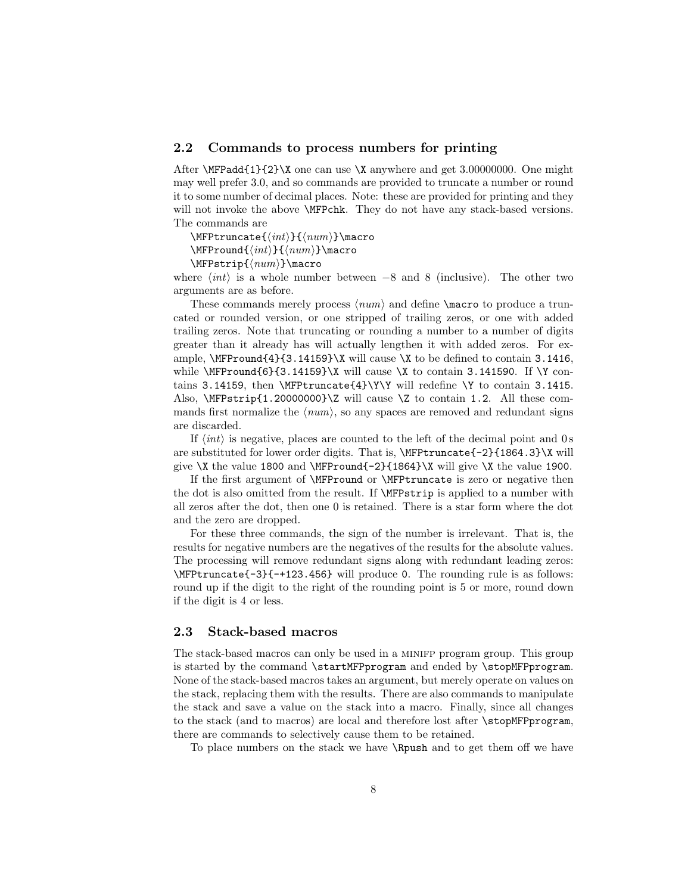## 2.2 Commands to process numbers for printing

After `\MFPadd{1}{2}\X` one can use `\X` anywhere and get 3.00000000. One might may well prefer 3.0, and so commands are provided to truncate a number or round it to some number of decimal places. Note: these are provided for printing and they will not invoke the above `\MFPchk`. They do not have any stack-based versions. The commands are

`\MFPtruncate{`⟨*int*⟩`}{`⟨*num*⟩`}\macro`
`\MFPround{`⟨*int*⟩`}{`⟨*num*⟩`}\macro`
`\MFPstrip{`⟨*num*⟩`}\macro`

where ⟨*int*⟩ is a whole number between $-8$ and 8 (inclusive). The other two arguments are as before.

These commands merely process ⟨*num*⟩ and define `\macro` to produce a truncated or rounded version, or one stripped of trailing zeros, or one with added trailing zeros. Note that truncating or rounding a number to a number of digits greater than it already has will actually lengthen it with added zeros. For example, `\MFPround{4}{3.14159}\X` will cause `\X` to be defined to contain `3.1416`, while `\MFPround{6}{3.14159}\X` will cause `\X` to contain `3.141590`. If `\Y` contains `3.14159`, then `\MFPtruncate{4}\Y\Y` will redefine `\Y` to contain `3.1415`. Also, `\MFPstrip{1.20000000}\Z` will cause `\Z` to contain `1.2`. All these commands first normalize the ⟨*num*⟩, so any spaces are removed and redundant signs are discarded.

If ⟨*int*⟩ is negative, places are counted to the left of the decimal point and 0 s are substituted for lower order digits. That is, `\MFPtruncate{-2}{1864.3}\X` will give `\X` the value `1800` and `\MFPround{-2}{1864}\X` will give `\X` the value `1900`.

If the first argument of `\MFPround` or `\MFPtruncate` is zero or negative then the dot is also omitted from the result. If `\MFPstrip` is applied to a number with all zeros after the dot, then one 0 is retained. There is a star form where the dot and the zero are dropped.

For these three commands, the sign of the number is irrelevant. That is, the results for negative numbers are the negatives of the results for the absolute values. The processing will remove redundant signs along with redundant leading zeros: `\MFPtruncate{-3}{-+123.456}` will produce `0`. The rounding rule is as follows: round up if the digit to the right of the rounding point is 5 or more, round down if the digit is 4 or less.

## 2.3 Stack-based macros

The stack-based macros can only be used in a MINIFP program group. This group is started by the command `\startMFPprogram` and ended by `\stopMFPprogram`. None of the stack-based macros takes an argument, but merely operate on values on the stack, replacing them with the results. There are also commands to manipulate the stack and save a value on the stack into a macro. Finally, since all changes to the stack (and to macros) are local and therefore lost after `\stopMFPprogram`, there are commands to selectively cause them to be retained.

To place numbers on the stack we have `\Rpush` and to get them off we have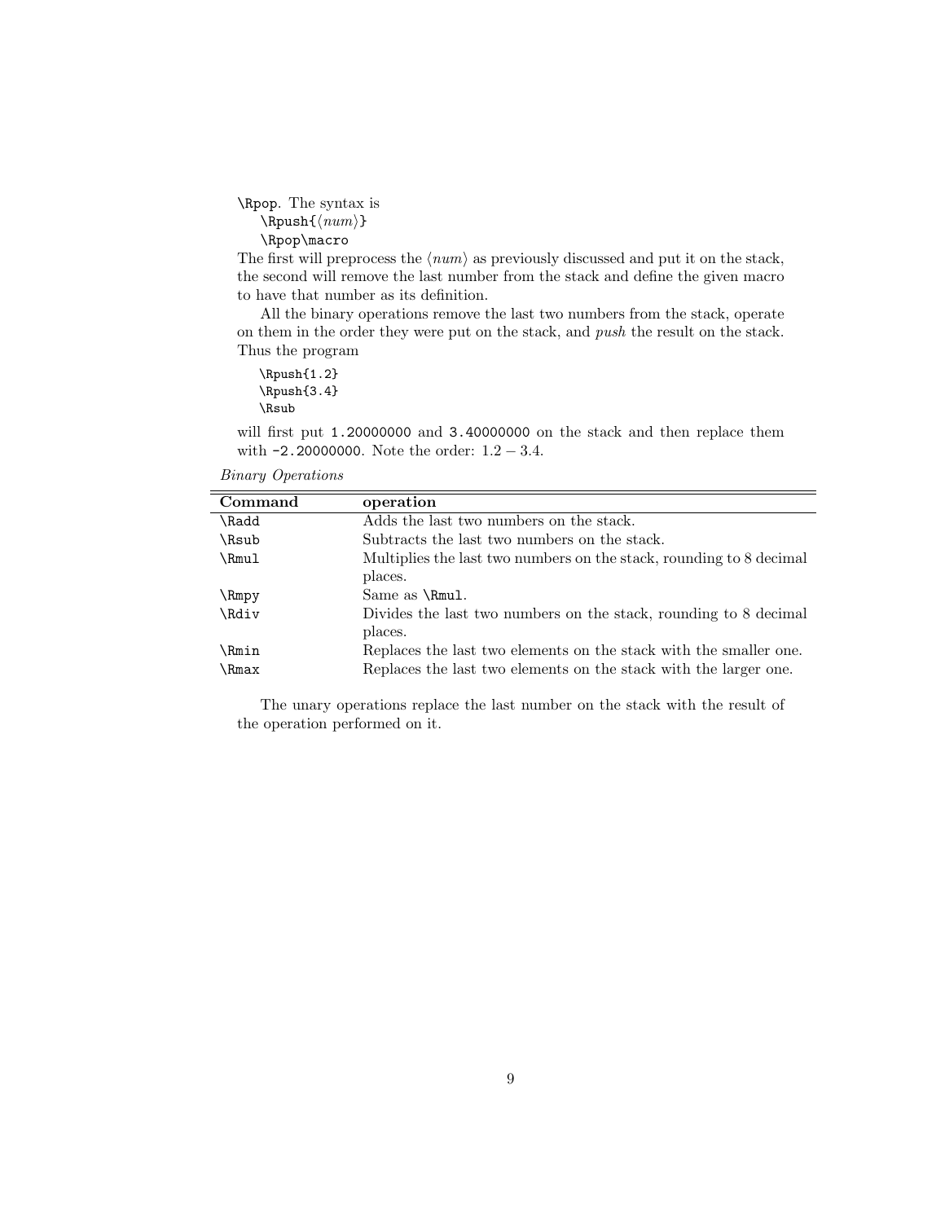\Rpop. The syntax is

```
\Rpush{⟨num⟩}
\Rpop\macro
```

The first will preprocess the ⟨*num*⟩ as previously discussed and put it on the stack, the second will remove the last number from the stack and define the given macro to have that number as its definition.

All the binary operations remove the last two numbers from the stack, operate on them in the order they were put on the stack, and *push* the result on the stack. Thus the program

```
\Rpush{1.2}
\Rpush{3.4}
\Rsub
```

will first put `1.20000000` and `3.40000000` on the stack and then replace them with `-2.20000000`. Note the order: $1.2 - 3.4$.

*Binary Operations*

| Command | operation |
|---|---|
| \Radd | Adds the last two numbers on the stack. |
| \Rsub | Subtracts the last two numbers on the stack. |
| \Rmul | Multiplies the last two numbers on the stack, rounding to 8 decimal places. |
| \Rmpy | Same as \Rmul. |
| \Rdiv | Divides the last two numbers on the stack, rounding to 8 decimal places. |
| \Rmin | Replaces the last two elements on the stack with the smaller one. |
| \Rmax | Replaces the last two elements on the stack with the larger one. |

The unary operations replace the last number on the stack with the result of the operation performed on it.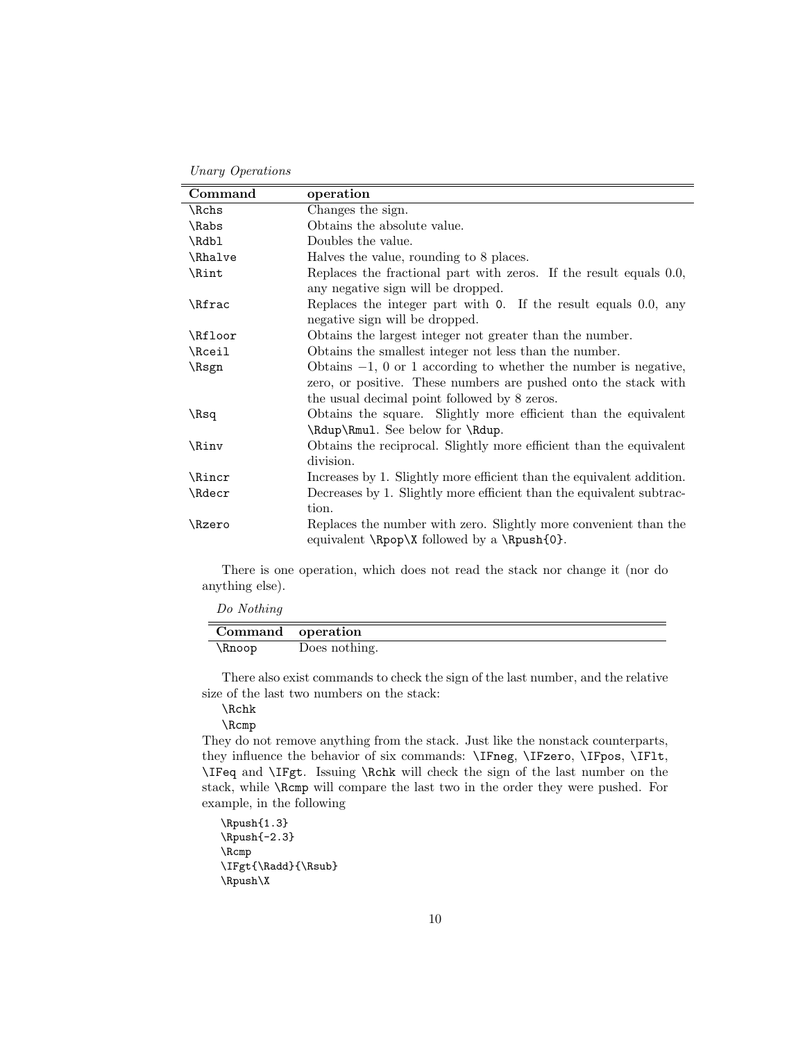*Unary Operations*

| Command | operation |
|---|---|
| `\Rchs` | Changes the sign. |
| `\Rabs` | Obtains the absolute value. |
| `\Rdbl` | Doubles the value. |
| `\Rhalve` | Halves the value, rounding to 8 places. |
| `\Rint` | Replaces the fractional part with zeros. If the result equals 0.0, any negative sign will be dropped. |
| `\Rfrac` | Replaces the integer part with `0`. If the result equals 0.0, any negative sign will be dropped. |
| `\Rfloor` | Obtains the largest integer not greater than the number. |
| `\Rceil` | Obtains the smallest integer not less than the number. |
| `\Rsgn` | Obtains $-1$, 0 or 1 according to whether the number is negative, zero, or positive. These numbers are pushed onto the stack with the usual decimal point followed by 8 zeros. |
| `\Rsq` | Obtains the square. Slightly more efficient than the equivalent `\Rdup\Rmul`. See below for `\Rdup`. |
| `\Rinv` | Obtains the reciprocal. Slightly more efficient than the equivalent division. |
| `\Rincr` | Increases by 1. Slightly more efficient than the equivalent addition. |
| `\Rdecr` | Decreases by 1. Slightly more efficient than the equivalent subtraction. |
| `\Rzero` | Replaces the number with zero. Slightly more convenient than the equivalent `\Rpop\X` followed by a `\Rpush{0}`. |

There is one operation, which does not read the stack nor change it (nor do anything else).

*Do Nothing*

| Command | operation |
|---|---|
| `\Rnoop` | Does nothing. |

There also exist commands to check the sign of the last number, and the relative size of the last two numbers on the stack:

```
\Rchk
\Rcmp
```

They do not remove anything from the stack. Just like the nonstack counterparts, they influence the behavior of six commands: `\IFneg`, `\IFzero`, `\IFpos`, `\IFlt`, `\IFeq` and `\IFgt`. Issuing `\Rchk` will check the sign of the last number on the stack, while `\Rcmp` will compare the last two in the order they were pushed. For example, in the following

```
\Rpush{1.3}
\Rpush{-2.3}
\Rcmp
\IFgt{\Radd}{\Rsub}
\Rpush\X
```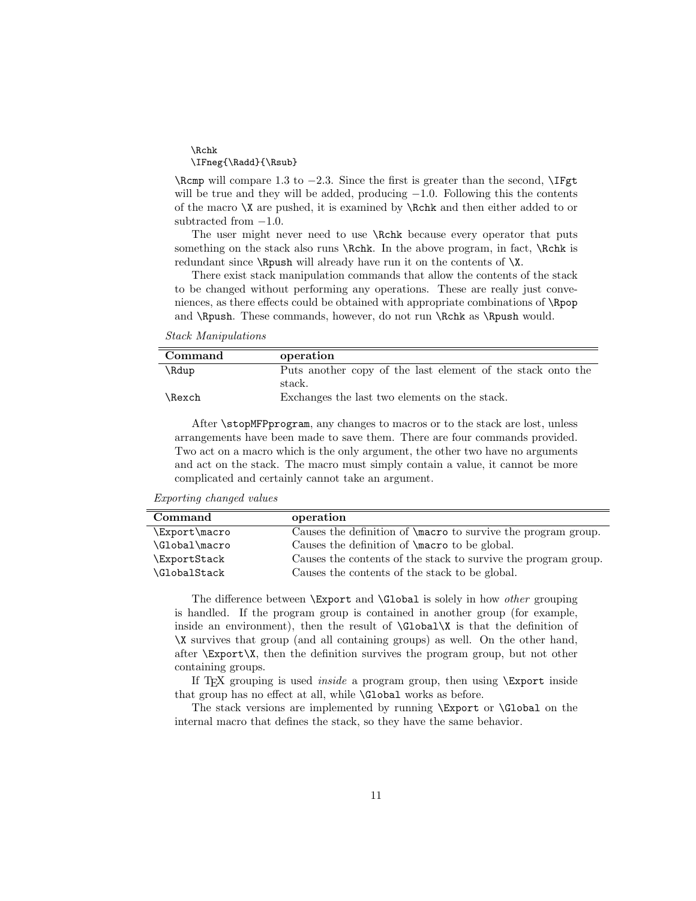```
\Rchk
\IFneg{\Radd}{\Rsub}
```

`\Rcmp` will compare 1.3 to $-2.3$. Since the first is greater than the second, `\IFgt` will be true and they will be added, producing $-1.0$. Following this the contents of the macro `\X` are pushed, it is examined by `\Rchk` and then either added to or subtracted from $-1.0$.

The user might never need to use `\Rchk` because every operator that puts something on the stack also runs `\Rchk`. In the above program, in fact, `\Rchk` is redundant since `\Rpush` will already have run it on the contents of `\X`.

There exist stack manipulation commands that allow the contents of the stack to be changed without performing any operations. These are really just conveniences, as there effects could be obtained with appropriate combinations of `\Rpop` and `\Rpush`. These commands, however, do not run `\Rchk` as `\Rpush` would.

*Stack Manipulations*

| **Command** | **operation** |
|---|---|
| `\Rdup` | Puts another copy of the last element of the stack onto the stack. |
| `\Rexch` | Exchanges the last two elements on the stack. |

After `\stopMFPprogram`, any changes to macros or to the stack are lost, unless arrangements have been made to save them. There are four commands provided. Two act on a macro which is the only argument, the other two have no arguments and act on the stack. The macro must simply contain a value, it cannot be more complicated and certainly cannot take an argument.

*Exporting changed values*

| **Command** | **operation** |
|---|---|
| `\Export\macro` | Causes the definition of `\macro` to survive the program group. |
| `\Global\macro` | Causes the definition of `\macro` to be global. |
| `\ExportStack` | Causes the contents of the stack to survive the program group. |
| `\GlobalStack` | Causes the contents of the stack to be global. |

The difference between `\Export` and `\Global` is solely in how *other* grouping is handled. If the program group is contained in another group (for example, inside an environment), then the result of `\Global\X` is that the definition of `\X` survives that group (and all containing groups) as well. On the other hand, after `\Export\X`, then the definition survives the program group, but not other containing groups.

If TeX grouping is used *inside* a program group, then using `\Export` inside that group has no effect at all, while `\Global` works as before.

The stack versions are implemented by running `\Export` or `\Global` on the internal macro that defines the stack, so they have the same behavior.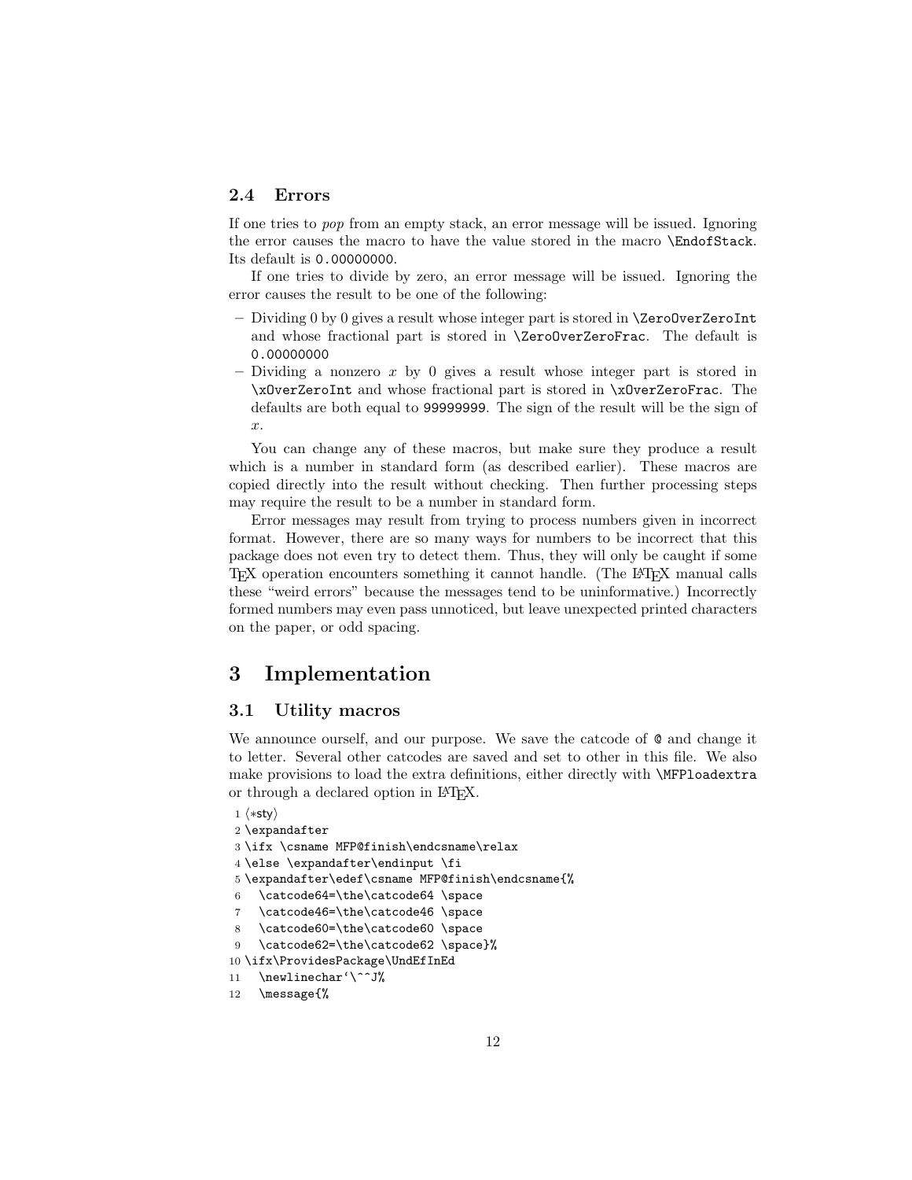### 2.4 Errors

If one tries to *pop* from an empty stack, an error message will be issued. Ignoring the error causes the macro to have the value stored in the macro `\EndofStack`. Its default is `0.00000000`.

If one tries to divide by zero, an error message will be issued. Ignoring the error causes the result to be one of the following:

- Dividing 0 by 0 gives a result whose integer part is stored in `\ZeroOverZeroInt` and whose fractional part is stored in `\ZeroOverZeroFrac`. The default is `0.00000000`
- Dividing a nonzero $x$ by 0 gives a result whose integer part is stored in `\xOverZeroInt` and whose fractional part is stored in `\xOverZeroFrac`. The defaults are both equal to `99999999`. The sign of the result will be the sign of $x$.

You can change any of these macros, but make sure they produce a result which is a number in standard form (as described earlier). These macros are copied directly into the result without checking. Then further processing steps may require the result to be a number in standard form.

Error messages may result from trying to process numbers given in incorrect format. However, there are so many ways for numbers to be incorrect that this package does not even try to detect them. Thus, they will only be caught if some TeX operation encounters something it cannot handle. (The LaTeX manual calls these "weird errors" because the messages tend to be uninformative.) Incorrectly formed numbers may even pass unnoticed, but leave unexpected printed characters on the paper, or odd spacing.

# 3 Implementation

## 3.1 Utility macros

We announce ourself, and our purpose. We save the catcode of `@` and change it to letter. Several other catcodes are saved and set to other in this file. We also make provisions to load the extra definitions, either directly with `\MFPloadextra` or through a declared option in LaTeX.

```
1 ⟨*sty⟩
2 \expandafter
3 \ifx \csname MFP@finish\endcsname\relax
4 \else \expandafter\endinput \fi
5 \expandafter\edef\csname MFP@finish\endcsname{%
6   \catcode64=\the\catcode64 \space
7   \catcode46=\the\catcode46 \space
8   \catcode60=\the\catcode60 \space
9   \catcode62=\the\catcode62 \space}%
10 \ifx\ProvidesPackage\UndEfInEd
11   \newlinechar`\^^J%
12   \message{%
```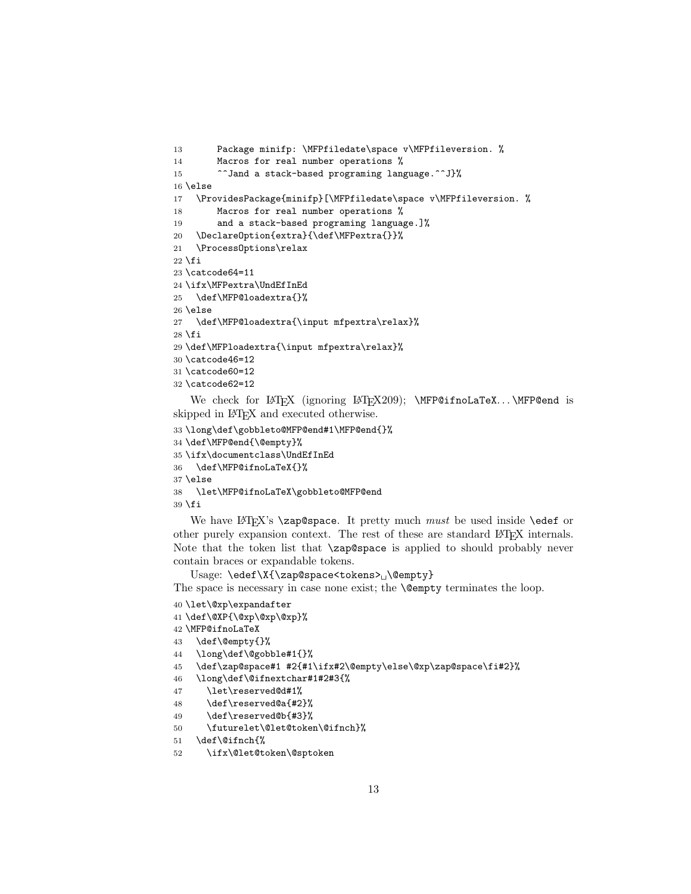```
13       Package minifp: \MFPfiledate\space v\MFPfileversion. %
14       Macros for real number operations %
15       ^^Jand a stack-based programing language.^^J}%
16 \else
17   \ProvidesPackage{minifp}[\MFPfiledate\space v\MFPfileversion. %
18       Macros for real number operations %
19       and a stack-based programing language.]%
20   \DeclareOption{extra}{\def\MFPextra{}}%
21   \ProcessOptions\relax
22 \fi
23 \catcode64=11
24 \ifx\MFPextra\UndEfInEd
25   \def\MFP@loadextra{}%
26 \else
27   \def\MFP@loadextra{\input mfpextra\relax}%
28 \fi
29 \def\MFPloadextra{\input mfpextra\relax}%
30 \catcode46=12
31 \catcode60=12
32 \catcode62=12
```

We check for LaTeX (ignoring LaTeX209); `\MFP@ifnoLaTeX`...`\MFP@end` is skipped in LaTeX and executed otherwise.

```
33 \long\def\gobbleto@MFP@end#1\MFP@end{}%
34 \def\MFP@end{\@empty}%
35 \ifx\documentclass\UndEfInEd
36   \def\MFP@ifnoLaTeX{}%
37 \else
38   \let\MFP@ifnoLaTeX\gobbleto@MFP@end
39 \fi
```

We have LaTeX's `\zap@space`. It pretty much *must* be used inside `\edef` or other purely expansion context. The rest of these are standard LaTeX internals. Note that the token list that `\zap@space` is applied to should probably never contain braces or expandable tokens.

Usage: `\edef\X{\zap@space<tokens>␣\@empty}`
The space is necessary in case none exist; the `\@empty` terminates the loop.

```
40 \let\@xp\expandafter
41 \def\@XP{\@xp\@xp\@xp}%
42 \MFP@ifnoLaTeX
43   \def\@empty{}%
44   \long\def\@gobble#1{}%
45   \def\zap@space#1 #2{#1\ifx#2\@empty\else\@xp\zap@space\fi#2}%
46   \long\def\@ifnextchar#1#2#3{%
47     \let\reserved@d#1%
48     \def\reserved@a{#2}%
49     \def\reserved@b{#3}%
50     \futurelet\@let@token\@ifnch}%
51   \def\@ifnch{%
52     \ifx\@let@token\@sptoken
```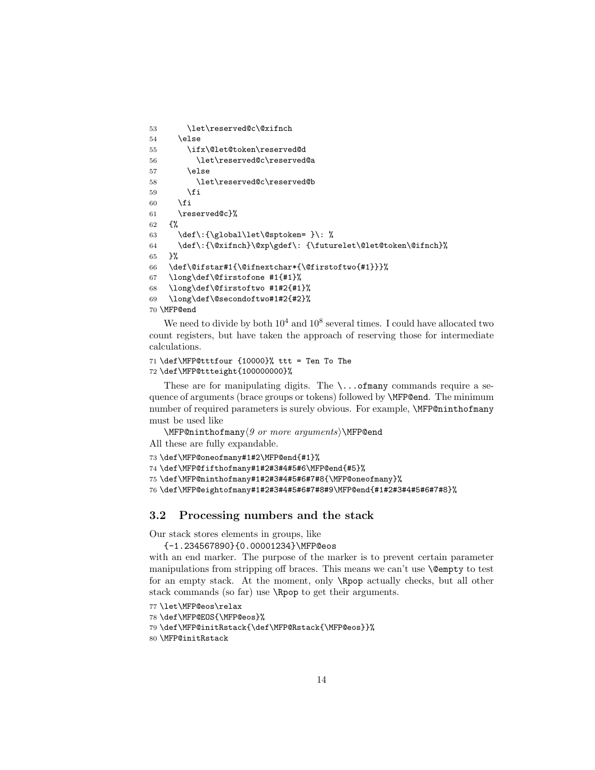```
53       \let\reserved@c\@xifnch
54     \else
55       \ifx\@let@token\reserved@d
56         \let\reserved@c\reserved@a
57       \else
58         \let\reserved@c\reserved@b
59       \fi
60     \fi
61     \reserved@c}%
62   {%
63     \def\:{\global\let\@sptoken= }\: %
64     \def\:{\@xifnch}\@xp\gdef\: {\futurelet\@let@token\@ifnch}%
65   }%
66   \def\@ifstar#1{\@ifnextchar*{\@firstoftwo{#1}}}%
67   \long\def\@firstofone #1{#1}%
68   \long\def\@firstoftwo #1#2{#1}%
69   \long\def\@secondoftwo#1#2{#2}%
70 \MFP@end
```

We need to divide by both $10^4$ and $10^8$ several times. I could have allocated two count registers, but have taken the approach of reserving those for intermediate calculations.

```
71 \def\MFP@tttfour {10000}% ttt = Ten To The
72 \def\MFP@ttteight{100000000}%
```

These are for manipulating digits. The `\...ofmany` commands require a sequence of arguments (brace groups or tokens) followed by `\MFP@end`. The minimum number of required parameters is surely obvious. For example, `\MFP@ninthofmany` must be used like

`\MFP@ninthofmany`⟨*9 or more arguments*⟩`\MFP@end`

All these are fully expandable.

```
73 \def\MFP@oneofmany#1#2\MFP@end{#1}%
74 \def\MFP@fifthofmany#1#2#3#4#5#6\MFP@end{#5}%
75 \def\MFP@ninthofmany#1#2#3#4#5#6#7#8{\MFP@oneofmany}%
76 \def\MFP@eightofmany#1#2#3#4#5#6#7#8#9\MFP@end{#1#2#3#4#5#6#7#8}%
```

## 3.2 Processing numbers and the stack

Our stack stores elements in groups, like

`{-1.234567890}{0.00001234}\MFP@eos`

with an end marker. The purpose of the marker is to prevent certain parameter manipulations from stripping off braces. This means we can't use `\@empty` to test for an empty stack. At the moment, only `\Rpop` actually checks, but all other stack commands (so far) use `\Rpop` to get their arguments.

```
77 \let\MFP@eos\relax
78 \def\MFP@EOS{\MFP@eos}%
79 \def\MFP@initRstack{\def\MFP@Rstack{\MFP@eos}}%
80 \MFP@initRstack
```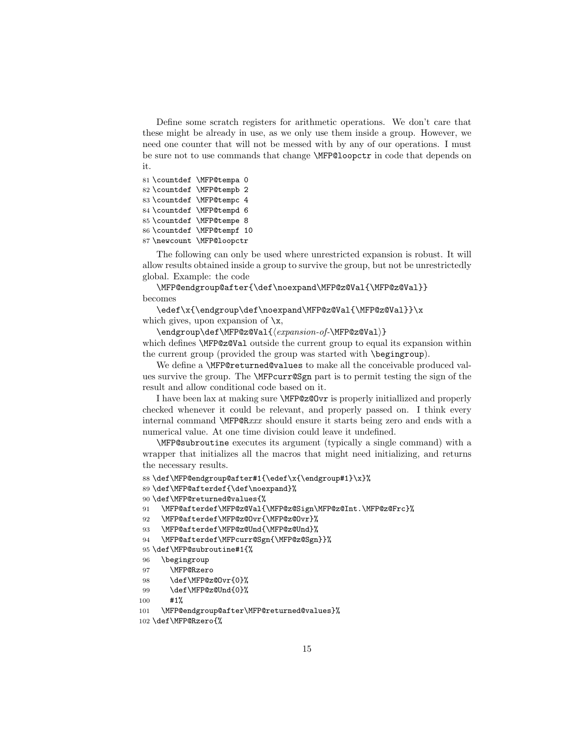Define some scratch registers for arithmetic operations. We don't care that these might be already in use, as we only use them inside a group. However, we need one counter that will not be messed with by any of our operations. I must be sure not to use commands that change `\MFP@loopctr` in code that depends on it.

```
81 \countdef \MFP@tempa 0
82 \countdef \MFP@tempb 2
83 \countdef \MFP@tempc 4
84 \countdef \MFP@tempd 6
85 \countdef \MFP@tempe 8
86 \countdef \MFP@tempf 10
87 \newcount \MFP@loopctr
```

The following can only be used where unrestricted expansion is robust. It will allow results obtained inside a group to survive the group, but not be unrestrictedly global. Example: the code

`\MFP@endgroup@after{\def\noexpand\MFP@z@Val{\MFP@z@Val}}`

becomes

`\edef\x{\endgroup\def\noexpand\MFP@z@Val{\MFP@z@Val}}\x`

which gives, upon expansion of `\x`,

`\endgroup\def\MFP@z@Val{`⟨*expansion-of-*`\MFP@z@Val`⟩`}`

which defines `\MFP@z@Val` outside the current group to equal its expansion within the current group (provided the group was started with `\begingroup`).

We define a `\MFP@returned@values` to make all the conceivable produced values survive the group. The `\MFPcurr@Sgn` part is to permit testing the sign of the result and allow conditional code based on it.

I have been lax at making sure `\MFP@z@Ovr` is properly initiallized and properly checked whenever it could be relevant, and properly passed on. I think every internal command `\MFP@R`*xxx* should ensure it starts being zero and ends with a numerical value. At one time division could leave it undefined.

`\MFP@subroutine` executes its argument (typically a single command) with a wrapper that initializes all the macros that might need initializing, and returns the necessary results.

```
88 \def\MFP@endgroup@after#1{\edef\x{\endgroup#1}\x}%
89 \def\MFP@afterdef{\def\noexpand}%
90 \def\MFP@returned@values{%
91   \MFP@afterdef\MFP@z@Val{\MFP@z@Sign\MFP@z@Int.\MFP@z@Frc}%
92   \MFP@afterdef\MFP@z@Ovr{\MFP@z@Ovr}%
93   \MFP@afterdef\MFP@z@Und{\MFP@z@Und}%
94   \MFP@afterdef\MFPcurr@Sgn{\MFP@z@Sgn}}%
95 \def\MFP@subroutine#1{%
96   \begingroup
97     \MFP@Rzero
98     \def\MFP@z@Ovr{0}%
99     \def\MFP@z@Und{0}%
100    #1%
101  \MFP@endgroup@after\MFP@returned@values}%
102 \def\MFP@Rzero{%
```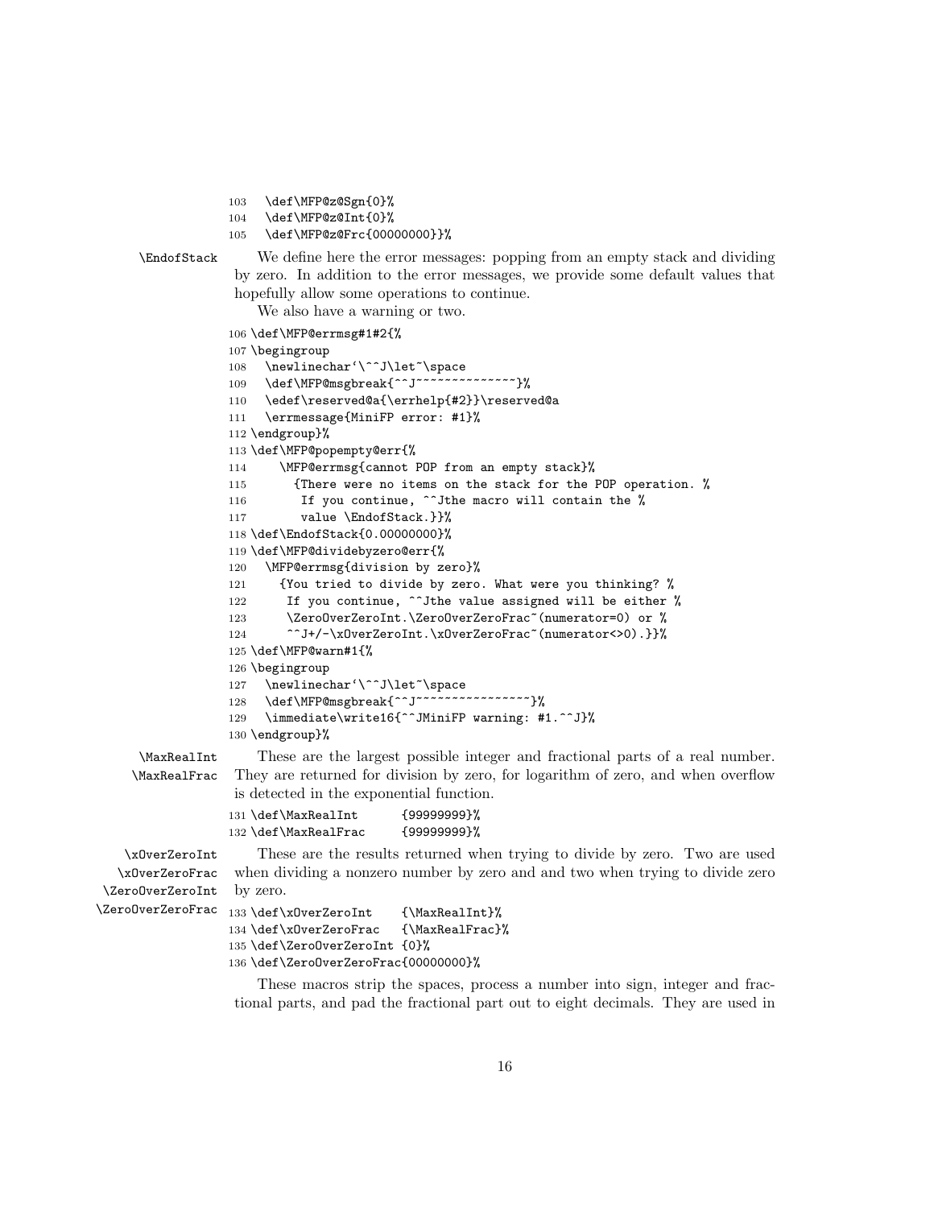```
103   \def\MFP@z@Sgn{0}%
104   \def\MFP@z@Int{0}%
105   \def\MFP@z@Frc{00000000}}%
```

\EndofStack

We define here the error messages: popping from an empty stack and dividing by zero. In addition to the error messages, we provide some default values that hopefully allow some operations to continue.

We also have a warning or two.

```
106 \def\MFP@errmsg#1#2{%
107 \begingroup
108   \newlinechar`\^^J\let~\space
109   \def\MFP@msgbreak{^^J~~~~~~~~~~~~~~}%
110   \edef\reserved@a{\errhelp{#2}}\reserved@a
111   \errmessage{MiniFP error: #1}%
112 \endgroup}%
113 \def\MFP@popempty@err{%
114     \MFP@errmsg{cannot POP from an empty stack}%
115       {There were no items on the stack for the POP operation. %
116        If you continue, ^^Jthe macro will contain the %
117        value \EndofStack.}}%
118 \def\EndofStack{0.00000000}%
119 \def\MFP@dividebyzero@err{%
120   \MFP@errmsg{division by zero}%
121     {You tried to divide by zero. What were you thinking? %
122      If you continue, ^^Jthe value assigned will be either %
123      \ZeroOverZeroInt.\ZeroOverZeroFrac~(numerator=0) or %
124      ^^J+/-\xOverZeroInt.\xOverZeroFrac~(numerator<>0).}}%
125 \def\MFP@warn#1{%
126 \begingroup
127   \newlinechar`\^^J\let~\space
128   \def\MFP@msgbreak{^^J~~~~~~~~~~~~~~~~}%
129   \immediate\write16{^^JMiniFP warning: #1.^^J}%
130 \endgroup}%
```

\MaxRealInt
\MaxRealFrac

These are the largest possible integer and fractional parts of a real number. They are returned for division by zero, for logarithm of zero, and when overflow is detected in the exponential function.

```
131 \def\MaxRealInt      {99999999}%
132 \def\MaxRealFrac     {99999999}%
```

\xOverZeroInt
\xOverZeroFrac
\ZeroOverZeroInt
\ZeroOverZeroFrac

These are the results returned when trying to divide by zero. Two are used when dividing a nonzero number by zero and and two when trying to divide zero by zero.

```
133 \def\xOverZeroInt    {\MaxRealInt}%
134 \def\xOverZeroFrac   {\MaxRealFrac}%
135 \def\ZeroOverZeroInt {0}%
136 \def\ZeroOverZeroFrac{00000000}%
```

These macros strip the spaces, process a number into sign, integer and fractional parts, and pad the fractional part out to eight decimals. They are used in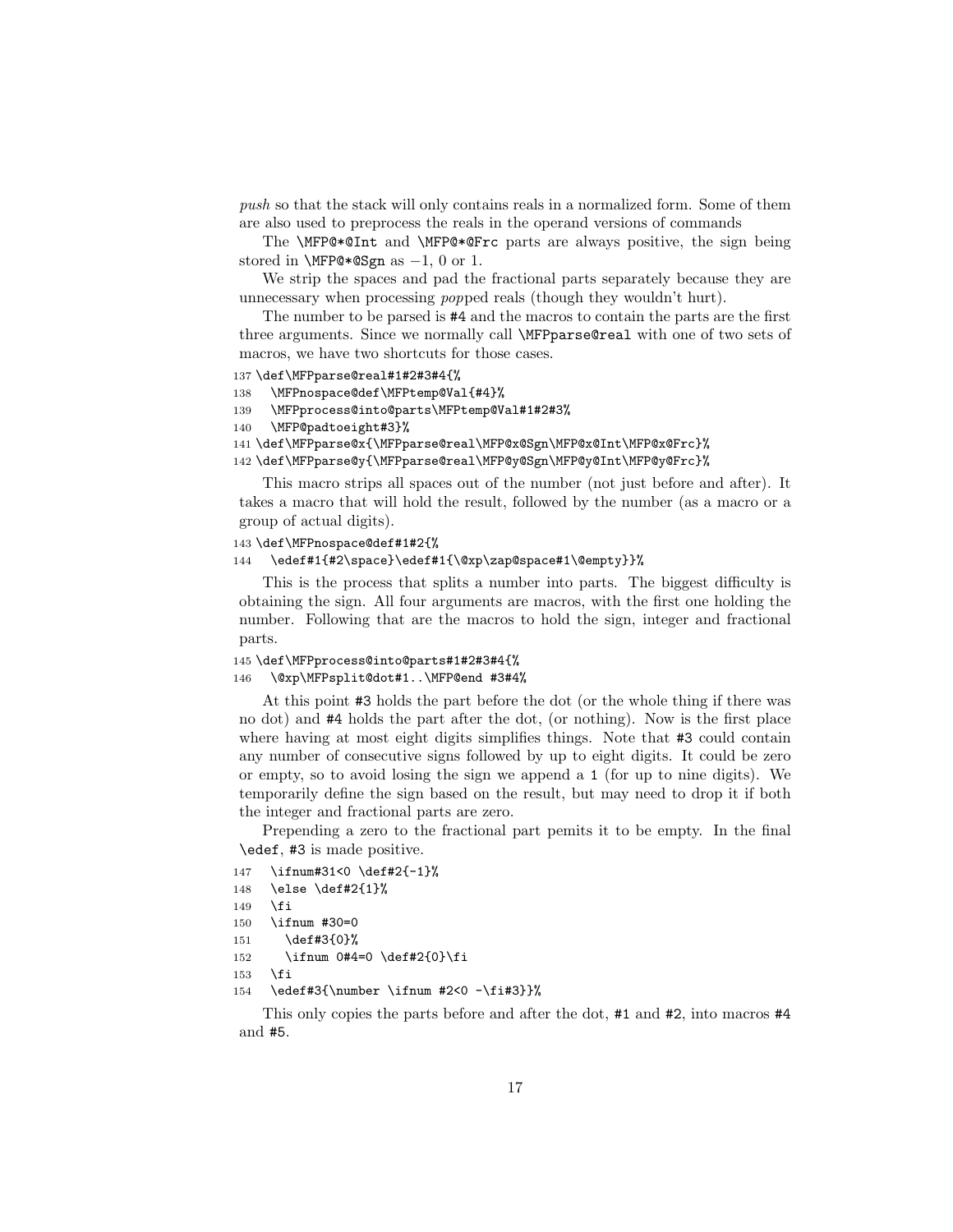*push* so that the stack will only contains reals in a normalized form. Some of them are also used to preprocess the reals in the operand versions of commands

The `\MFP@*@Int` and `\MFP@*@Frc` parts are always positive, the sign being stored in `\MFP@*@Sgn` as $-1$, 0 or 1.

We strip the spaces and pad the fractional parts separately because they are unnecessary when processing *pop*ped reals (though they wouldn't hurt).

The number to be parsed is `#4` and the macros to contain the parts are the first three arguments. Since we normally call `\MFPparse@real` with one of two sets of macros, we have two shortcuts for those cases.

```
137 \def\MFPparse@real#1#2#3#4{%
138   \MFPnospace@def\MFPtemp@Val{#4}%
139   \MFPprocess@into@parts\MFPtemp@Val#1#2#3%
140   \MFP@padtoeight#3}%
141 \def\MFPparse@x{\MFPparse@real\MFP@x@Sgn\MFP@x@Int\MFP@x@Frc}%
142 \def\MFPparse@y{\MFPparse@real\MFP@y@Sgn\MFP@y@Int\MFP@y@Frc}%
```

This macro strips all spaces out of the number (not just before and after). It takes a macro that will hold the result, followed by the number (as a macro or a group of actual digits).

```
143 \def\MFPnospace@def#1#2{%
144   \edef#1{#2\space}\edef#1{\@xp\zap@space#1\@empty}}%
```

This is the process that splits a number into parts. The biggest difficulty is obtaining the sign. All four arguments are macros, with the first one holding the number. Following that are the macros to hold the sign, integer and fractional parts.

```
145 \def\MFPprocess@into@parts#1#2#3#4{%
146   \@xp\MFPsplit@dot#1..\MFP@end #3#4%
```

At this point `#3` holds the part before the dot (or the whole thing if there was no dot) and `#4` holds the part after the dot, (or nothing). Now is the first place where having at most eight digits simplifies things. Note that `#3` could contain any number of consecutive signs followed by up to eight digits. It could be zero or empty, so to avoid losing the sign we append a `1` (for up to nine digits). We temporarily define the sign based on the result, but may need to drop it if both the integer and fractional parts are zero.

Prepending a zero to the fractional part pemits it to be empty. In the final `\edef`, `#3` is made positive.

```
147   \ifnum#31<0 \def#2{-1}%
148   \else \def#2{1}%
149   \fi
150   \ifnum #30=0
151     \def#3{0}%
152     \ifnum 0#4=0 \def#2{0}\fi
153   \fi
154   \edef#3{\number \ifnum #2<0 -\fi#3}}%
```

This only copies the parts before and after the dot, `#1` and `#2`, into macros `#4` and `#5`.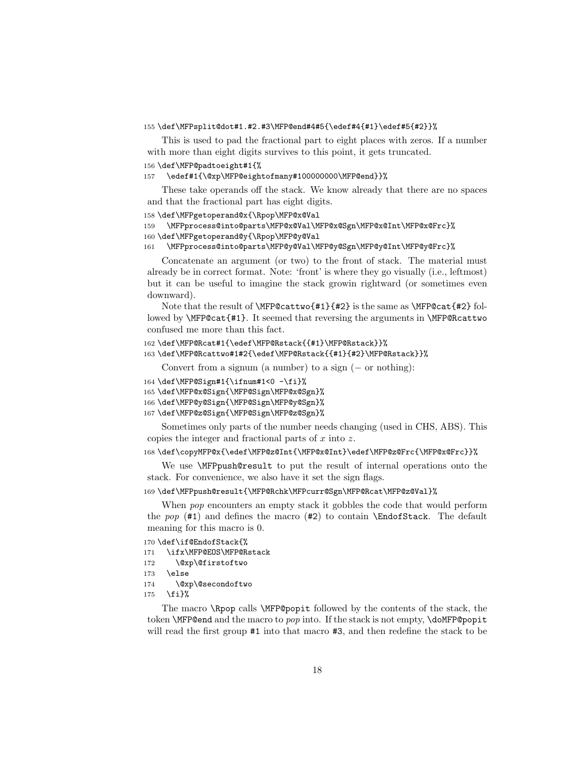```
155 \def\MFPsplit@dot#1.#2.#3\MFP@end#4#5{\edef#4{#1}\edef#5{#2}}%
```

This is used to pad the fractional part to eight places with zeros. If a number with more than eight digits survives to this point, it gets truncated.

```
156 \def\MFP@padtoeight#1{%
157   \edef#1{\@xp\MFP@eightofmany#100000000\MFP@end}}%
```

These take operands off the stack. We know already that there are no spaces and that the fractional part has eight digits.

```
158 \def\MFPgetoperand@x{\Rpop\MFP@x@Val
159   \MFPprocess@into@parts\MFP@x@Val\MFP@x@Sgn\MFP@x@Int\MFP@x@Frc}%
160 \def\MFPgetoperand@y{\Rpop\MFP@y@Val
161   \MFPprocess@into@parts\MFP@y@Val\MFP@y@Sgn\MFP@y@Int\MFP@y@Frc}%
```

Concatenate an argument (or two) to the front of stack. The material must already be in correct format. Note: 'front' is where they go visually (i.e., leftmost) but it can be useful to imagine the stack growin rightward (or sometimes even downward).

Note that the result of `\MFP@cattwo{#1}{#2}` is the same as `\MFP@cat{#2}` followed by `\MFP@cat{#1}`. It seemed that reversing the arguments in `\MFP@Rcattwo` confused me more than this fact.

```
162 \def\MFP@Rcat#1{\edef\MFP@Rstack{{#1}\MFP@Rstack}}%
163 \def\MFP@Rcattwo#1#2{\edef\MFP@Rstack{{#1}{#2}\MFP@Rstack}}%
```

Convert from a signum (a number) to a sign (− or nothing):

```
164 \def\MFP@Sign#1{\ifnum#1<0 -\fi}%
165 \def\MFP@x@Sign{\MFP@Sign\MFP@x@Sgn}%
166 \def\MFP@y@Sign{\MFP@Sign\MFP@y@Sgn}%
167 \def\MFP@z@Sign{\MFP@Sign\MFP@z@Sgn}%
```

Sometimes only parts of the number needs changing (used in CHS, ABS). This copies the integer and fractional parts of $x$ into $z$.

```
168 \def\copyMFP@x{\edef\MFP@z@Int{\MFP@x@Int}\edef\MFP@z@Frc{\MFP@x@Frc}}%
```

We use `\MFPpush@result` to put the result of internal operations onto the stack. For convenience, we also have it set the sign flags.

```
169 \def\MFPpush@result{\MFP@Rchk\MFPcurr@Sgn\MFP@Rcat\MFP@z@Val}%
```

When *pop* encounters an empty stack it gobbles the code that would perform the *pop* (#1) and defines the macro (#2) to contain `\EndofStack`. The default meaning for this macro is 0.

```
170 \def\if@EndofStack{%
171   \ifx\MFP@EOS\MFP@Rstack
172     \@xp\@firstoftwo
173   \else
174     \@xp\@secondoftwo
175   \fi}%
```

The macro `\Rpop` calls `\MFP@popit` followed by the contents of the stack, the token `\MFP@end` and the macro to *pop* into. If the stack is not empty, `\doMFP@popit` will read the first group #1 into that macro #3, and then redefine the stack to be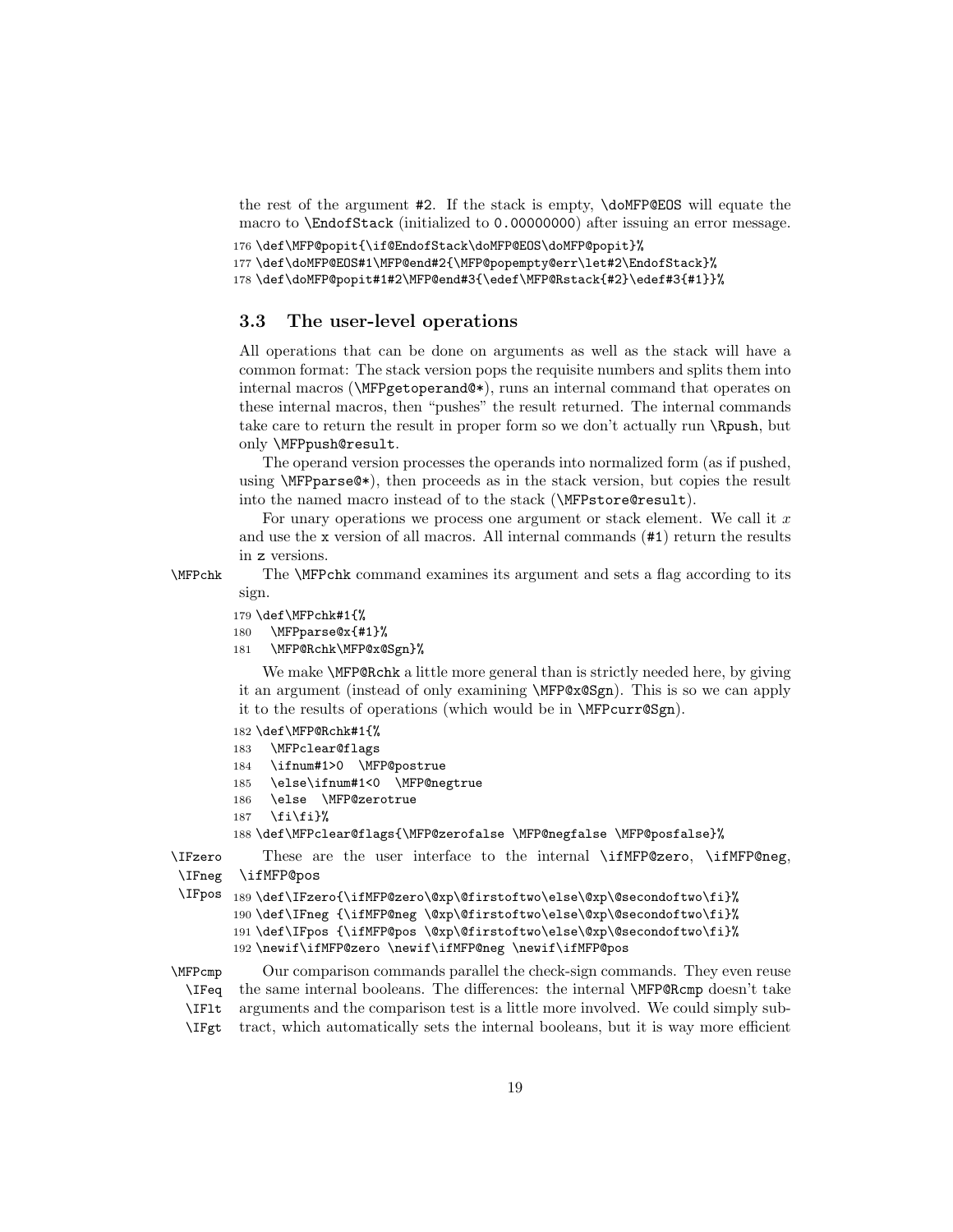the rest of the argument #2. If the stack is empty, \doMFP@EOS will equate the macro to \EndofStack (initialized to 0.00000000) after issuing an error message.

```
176 \def\MFP@popit{\if@EndofStack\doMFP@EOS\doMFP@popit}%
177 \def\doMFP@EOS#1\MFP@end#2{\MFP@popempty@err\let#2\EndofStack}%
178 \def\doMFP@popit#1#2\MFP@end#3{\edef\MFP@Rstack{#2}\edef#3{#1}}%
```

### 3.3 The user-level operations

All operations that can be done on arguments as well as the stack will have a common format: The stack version pops the requisite numbers and splits them into internal macros (\MFPgetoperand@*), runs an internal command that operates on these internal macros, then "pushes" the result returned. The internal commands take care to return the result in proper form so we don't actually run \Rpush, but only \MFPpush@result.

The operand version processes the operands into normalized form (as if pushed, using \MFPparse@*), then proceeds as in the stack version, but copies the result into the named macro instead of to the stack (\MFPstore@result).

For unary operations we process one argument or stack element. We call it $x$ and use the x version of all macros. All internal commands (#1) return the results in z versions.

\MFPchk — The \MFPchk command examines its argument and sets a flag according to its sign.

```
179 \def\MFPchk#1{%
180   \MFPparse@x{#1}%
181   \MFP@Rchk\MFP@x@Sgn}%
```

We make \MFP@Rchk a little more general than is strictly needed here, by giving it an argument (instead of only examining \MFP@x@Sgn). This is so we can apply it to the results of operations (which would be in \MFPcurr@Sgn).

```
182 \def\MFP@Rchk#1{%
183   \MFPclear@flags
184   \ifnum#1>0  \MFP@postrue
185   \else\ifnum#1<0  \MFP@negtrue
186   \else  \MFP@zerotrue
187   \fi\fi}%
188 \def\MFPclear@flags{\MFP@zerofalse \MFP@negfalse \MFP@posfalse}%
```

\IFzero \IFneg \IFpos — These are the user interface to the internal \ifMFP@zero, \ifMFP@neg, \ifMFP@pos

```
189 \def\IFzero{\ifMFP@zero\@xp\@firstoftwo\else\@xp\@secondoftwo\fi}%
190 \def\IFneg {\ifMFP@neg \@xp\@firstoftwo\else\@xp\@secondoftwo\fi}%
191 \def\IFpos {\ifMFP@pos \@xp\@firstoftwo\else\@xp\@secondoftwo\fi}%
192 \newif\ifMFP@zero \newif\ifMFP@neg \newif\ifMFP@pos
```

\MFPcmp \IFeq \IFlt \IFgt — Our comparison commands parallel the check-sign commands. They even reuse the same internal booleans. The differences: the internal \MFP@Rcmp doesn't take arguments and the comparison test is a little more involved. We could simply subtract, which automatically sets the internal booleans, but it is way more efficient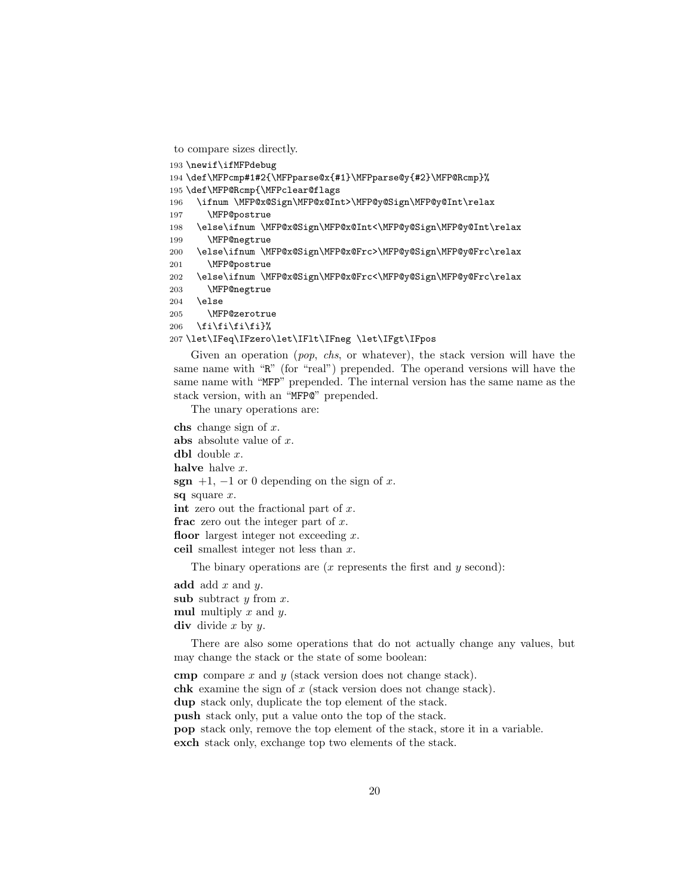to compare sizes directly.

```
193 \newif\ifMFPdebug
194 \def\MFPcmp#1#2{\MFPparse@x{#1}\MFPparse@y{#2}\MFP@Rcmp}%
195 \def\MFP@Rcmp{\MFPclear@flags
196   \ifnum \MFP@x@Sign\MFP@x@Int>\MFP@y@Sign\MFP@y@Int\relax
197     \MFP@postrue
198   \else\ifnum \MFP@x@Sign\MFP@x@Int<\MFP@y@Sign\MFP@y@Int\relax
199     \MFP@negtrue
200   \else\ifnum \MFP@x@Sign\MFP@x@Frc>\MFP@y@Sign\MFP@y@Frc\relax
201     \MFP@postrue
202   \else\ifnum \MFP@x@Sign\MFP@x@Frc<\MFP@y@Sign\MFP@y@Frc\relax
203     \MFP@negtrue
204   \else
205     \MFP@zerotrue
206   \fi\fi\fi\fi}%
207 \let\IFeq\IFzero\let\IFlt\IFneg \let\IFgt\IFpos
```

Given an operation (*pop*, *chs*, or whatever), the stack version will have the same name with "R" (for "real") prepended. The operand versions will have the same name with "MFP" prepended. The internal version has the same name as the stack version, with an "MFP@" prepended.

The unary operations are:

**chs** change sign of $x$.
**abs** absolute value of $x$.
**dbl** double $x$.
**halve** halve $x$.
**sgn** $+1$, $-1$ or 0 depending on the sign of $x$.
**sq** square $x$.
**int** zero out the fractional part of $x$.
**frac** zero out the integer part of $x$.
**floor** largest integer not exceeding $x$.
**ceil** smallest integer not less than $x$.

The binary operations are ($x$ represents the first and $y$ second):

**add** add $x$ and $y$.
**sub** subtract $y$ from $x$.
**mul** multiply $x$ and $y$.
**div** divide $x$ by $y$.

There are also some operations that do not actually change any values, but may change the stack or the state of some boolean:

**cmp** compare $x$ and $y$ (stack version does not change stack).
**chk** examine the sign of $x$ (stack version does not change stack).
**dup** stack only, duplicate the top element of the stack.
**push** stack only, put a value onto the top of the stack.
**pop** stack only, remove the top element of the stack, store it in a variable.
**exch** stack only, exchange top two elements of the stack.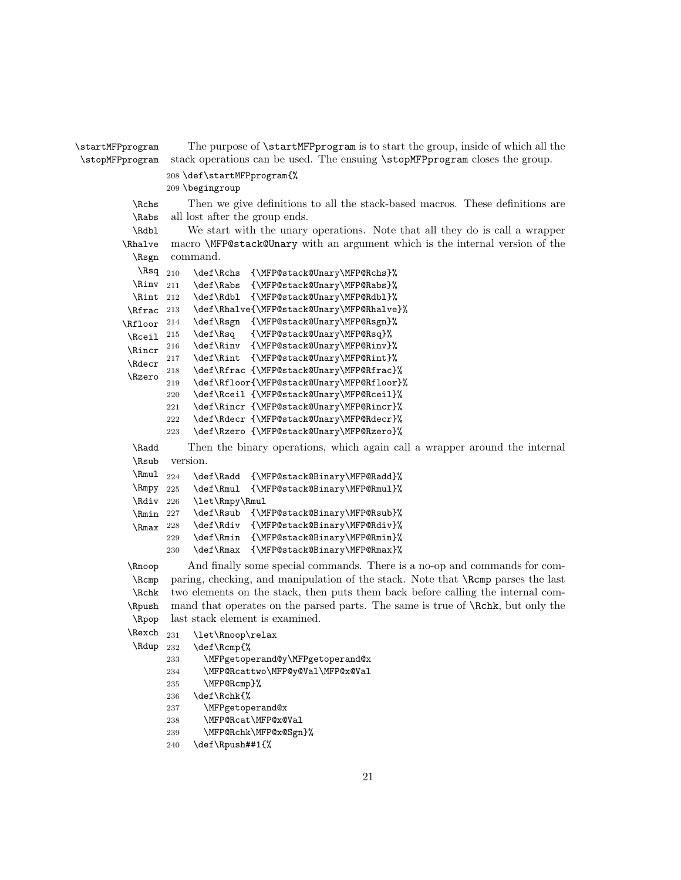\startMFPprogram
\stopMFPprogram

The purpose of \startMFPprogram is to start the group, inside of which all the stack operations can be used. The ensuing \stopMFPprogram closes the group.

```
208 \def\startMFPprogram{%
209 \begingroup
```

\Rchs \Rabs \Rdbl \Rhalve \Rsgn \Rsq \Rinv \Rint \Rfrac \Rfloor \Rceil \Rincr \Rdecr \Rzero

Then we give definitions to all the stack-based macros. These definitions are all lost after the group ends.

We start with the unary operations. Note that all they do is call a wrapper macro \MFP@stack@Unary with an argument which is the internal version of the command.

```
210   \def\Rchs  {\MFP@stack@Unary\MFP@Rchs}%
211   \def\Rabs  {\MFP@stack@Unary\MFP@Rabs}%
212   \def\Rdbl  {\MFP@stack@Unary\MFP@Rdbl}%
213   \def\Rhalve{\MFP@stack@Unary\MFP@Rhalve}%
214   \def\Rsgn  {\MFP@stack@Unary\MFP@Rsgn}%
215   \def\Rsq   {\MFP@stack@Unary\MFP@Rsq}%
216   \def\Rinv  {\MFP@stack@Unary\MFP@Rinv}%
217   \def\Rint  {\MFP@stack@Unary\MFP@Rint}%
218   \def\Rfrac {\MFP@stack@Unary\MFP@Rfrac}%
219   \def\Rfloor{\MFP@stack@Unary\MFP@Rfloor}%
220   \def\Rceil {\MFP@stack@Unary\MFP@Rceil}%
221   \def\Rincr {\MFP@stack@Unary\MFP@Rincr}%
222   \def\Rdecr {\MFP@stack@Unary\MFP@Rdecr}%
223   \def\Rzero {\MFP@stack@Unary\MFP@Rzero}%
```

\Radd \Rsub \Rmul \Rmpy \Rdiv \Rmin \Rmax

Then the binary operations, which again call a wrapper around the internal version.

```
224   \def\Radd  {\MFP@stack@Binary\MFP@Radd}%
225   \def\Rmul  {\MFP@stack@Binary\MFP@Rmul}%
226   \let\Rmpy\Rmul
227   \def\Rsub  {\MFP@stack@Binary\MFP@Rsub}%
228   \def\Rdiv  {\MFP@stack@Binary\MFP@Rdiv}%
229   \def\Rmin  {\MFP@stack@Binary\MFP@Rmin}%
230   \def\Rmax  {\MFP@stack@Binary\MFP@Rmax}%
```

\Rnoop \Rcmp \Rchk \Rpush \Rpop \Rexch \Rdup

And finally some special commands. There is a no-op and commands for comparing, checking, and manipulation of the stack. Note that \Rcmp parses the last two elements on the stack, then puts them back before calling the internal command that operates on the parsed parts. The same is true of \Rchk, but only the last stack element is examined.

```
231   \let\Rnoop\relax
232   \def\Rcmp{%
233     \MFPgetoperand@y\MFPgetoperand@x
234     \MFP@Rcattwo\MFP@y@Val\MFP@x@Val
235     \MFP@Rcmp}%
236   \def\Rchk{%
237     \MFPgetoperand@x
238     \MFP@Rcat\MFP@x@Val
239     \MFP@Rchk\MFP@x@Sgn}%
240   \def\Rpush##1{%
```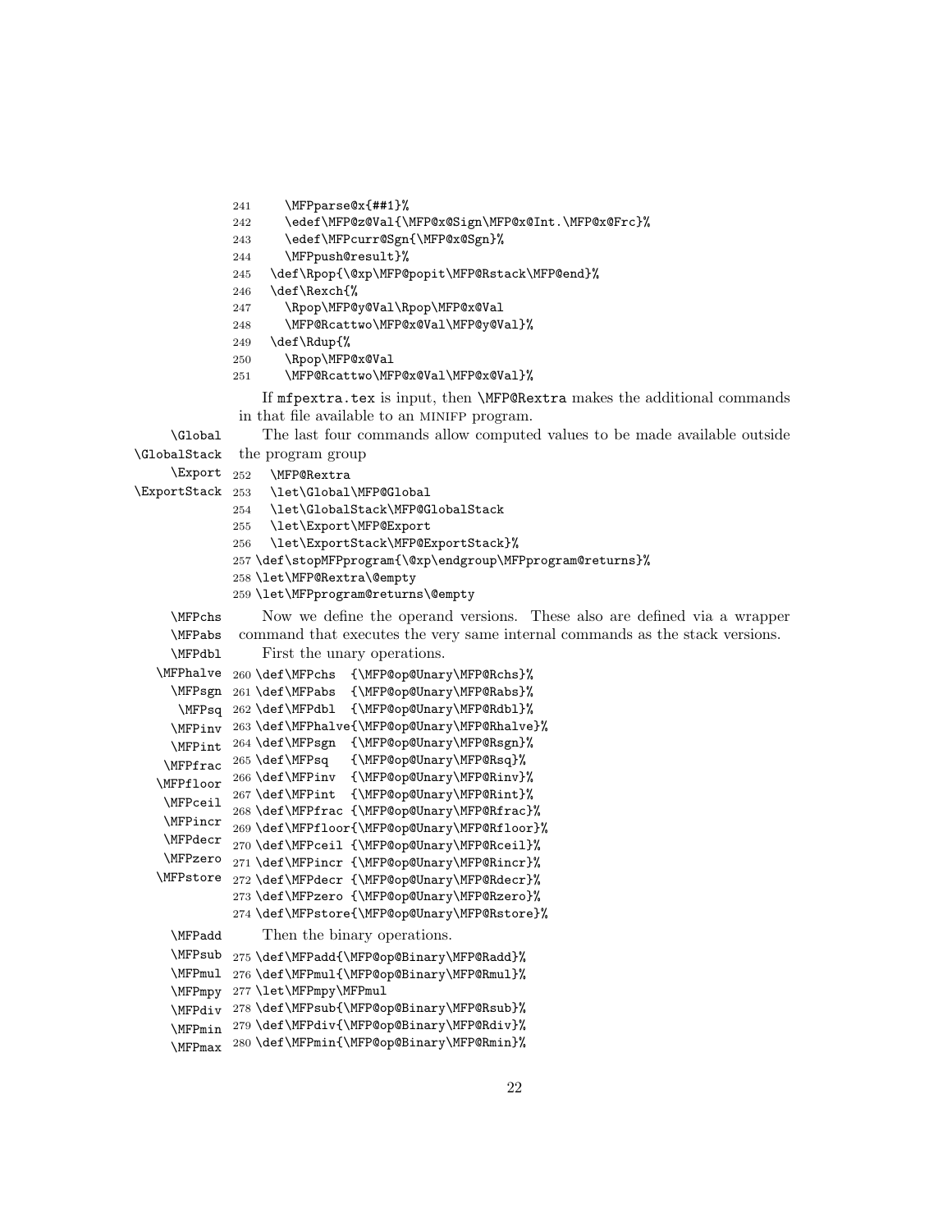```
241     \MFPparse@x{##1}%
242     \edef\MFP@z@Val{\MFP@x@Sign\MFP@x@Int.\MFP@x@Frc}%
243     \edef\MFPcurr@Sgn{\MFP@x@Sgn}%
244     \MFPpush@result}%
245   \def\Rpop{\@xp\MFP@popit\MFP@Rstack\MFP@end}%
246   \def\Rexch{%
247     \Rpop\MFP@y@Val\Rpop\MFP@x@Val
248     \MFP@Rcattwo\MFP@x@Val\MFP@y@Val}%
249   \def\Rdup{%
250     \Rpop\MFP@x@Val
251     \MFP@Rcattwo\MFP@x@Val\MFP@x@Val}%
```

If mfpextra.tex is input, then \MFP@Rextra makes the additional commands in that file available to an MINIFP program.

\Global \GlobalStack \Export \ExportStack

The last four commands allow computed values to be made available outside the program group

```
252   \MFP@Rextra
253   \let\Global\MFP@Global
254   \let\GlobalStack\MFP@GlobalStack
255   \let\Export\MFP@Export
256   \let\ExportStack\MFP@ExportStack}%
257 \def\stopMFPprogram{\@xp\endgroup\MFPprogram@returns}%
258 \let\MFP@Rextra\@empty
259 \let\MFPprogram@returns\@empty
```

\MFPchs \MFPabs \MFPdbl \MFPhalve \MFPsgn \MFPsq \MFPinv \MFPint \MFPfrac \MFPfloor \MFPceil \MFPincr \MFPdecr \MFPzero \MFPstore

Now we define the operand versions. These also are defined via a wrapper command that executes the very same internal commands as the stack versions.

First the unary operations.

```
260 \def\MFPchs  {\MFP@op@Unary\MFP@Rchs}%
261 \def\MFPabs  {\MFP@op@Unary\MFP@Rabs}%
262 \def\MFPdbl  {\MFP@op@Unary\MFP@Rdbl}%
263 \def\MFPhalve{\MFP@op@Unary\MFP@Rhalve}%
264 \def\MFPsgn  {\MFP@op@Unary\MFP@Rsgn}%
265 \def\MFPsq   {\MFP@op@Unary\MFP@Rsq}%
266 \def\MFPinv  {\MFP@op@Unary\MFP@Rinv}%
267 \def\MFPint  {\MFP@op@Unary\MFP@Rint}%
268 \def\MFPfrac {\MFP@op@Unary\MFP@Rfrac}%
269 \def\MFPfloor{\MFP@op@Unary\MFP@Rfloor}%
270 \def\MFPceil {\MFP@op@Unary\MFP@Rceil}%
271 \def\MFPincr {\MFP@op@Unary\MFP@Rincr}%
272 \def\MFPdecr {\MFP@op@Unary\MFP@Rdecr}%
273 \def\MFPzero {\MFP@op@Unary\MFP@Rzero}%
274 \def\MFPstore{\MFP@op@Unary\MFP@Rstore}%
```

\MFPadd \MFPsub \MFPmul \MFPmpy \MFPdiv \MFPmin \MFPmax

Then the binary operations.

```
275 \def\MFPadd{\MFP@op@Binary\MFP@Radd}%
276 \def\MFPmul{\MFP@op@Binary\MFP@Rmul}%
277 \let\MFPmpy\MFPmul
278 \def\MFPsub{\MFP@op@Binary\MFP@Rsub}%
279 \def\MFPdiv{\MFP@op@Binary\MFP@Rdiv}%
280 \def\MFPmin{\MFP@op@Binary\MFP@Rmin}%
```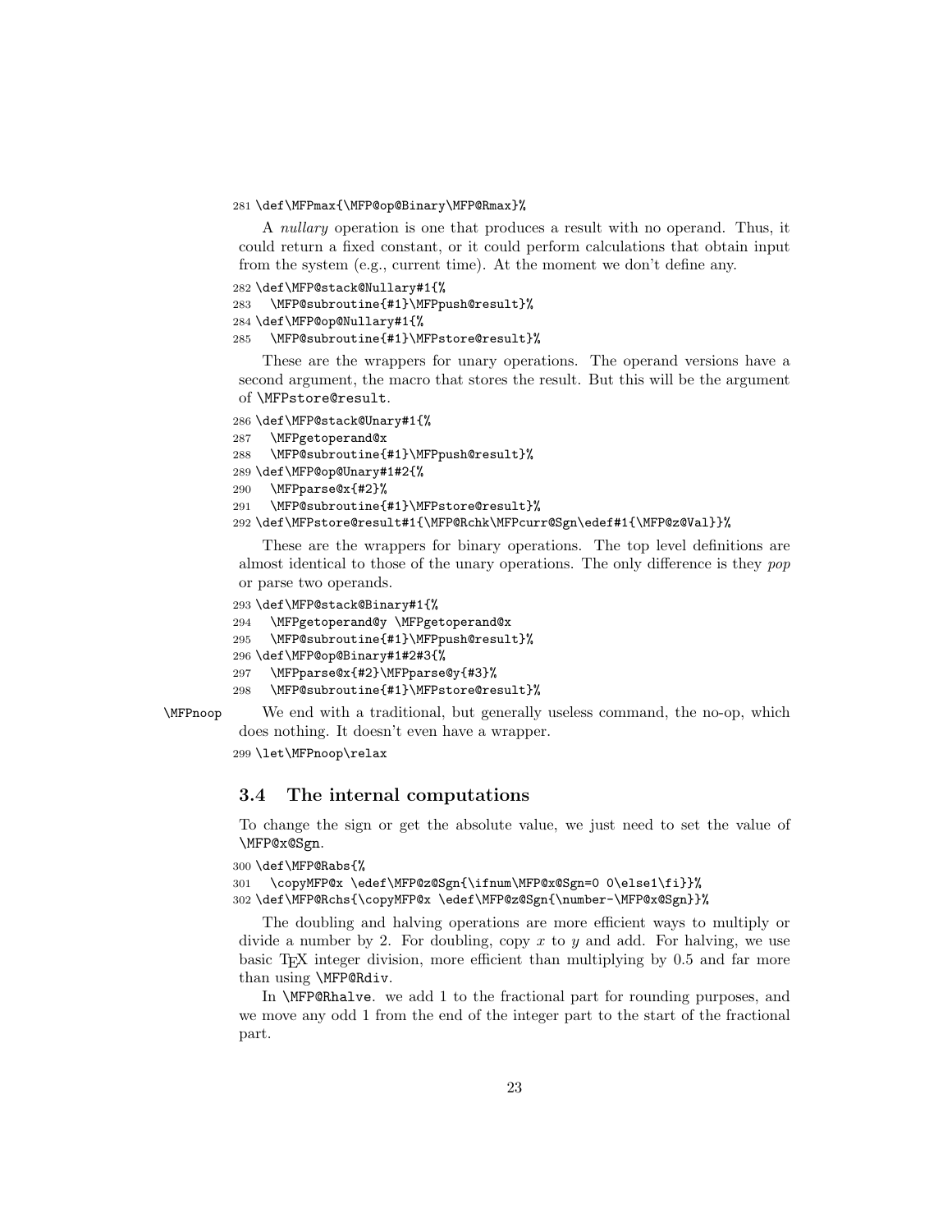```
281 \def\MFPmax{\MFP@op@Binary\MFP@Rmax}%
```

A *nullary* operation is one that produces a result with no operand. Thus, it could return a fixed constant, or it could perform calculations that obtain input from the system (e.g., current time). At the moment we don't define any.

```
282 \def\MFP@stack@Nullary#1{%
283   \MFP@subroutine{#1}\MFPpush@result}%
284 \def\MFP@op@Nullary#1{%
285   \MFP@subroutine{#1}\MFPstore@result}%
```

These are the wrappers for unary operations. The operand versions have a second argument, the macro that stores the result. But this will be the argument of `\MFPstore@result`.

```
286 \def\MFP@stack@Unary#1{%
287   \MFPgetoperand@x
288   \MFP@subroutine{#1}\MFPpush@result}%
289 \def\MFP@op@Unary#1#2{%
290   \MFPparse@x{#2}%
291   \MFP@subroutine{#1}\MFPstore@result}%
292 \def\MFPstore@result#1{\MFP@Rchk\MFPcurr@Sgn\edef#1{\MFP@z@Val}}%
```

These are the wrappers for binary operations. The top level definitions are almost identical to those of the unary operations. The only difference is they *pop* or parse two operands.

```
293 \def\MFP@stack@Binary#1{%
294   \MFPgetoperand@y \MFPgetoperand@x
295   \MFP@subroutine{#1}\MFPpush@result}%
296 \def\MFP@op@Binary#1#2#3{%
297   \MFPparse@x{#2}\MFPparse@y{#3}%
298   \MFP@subroutine{#1}\MFPstore@result}%
```

`\MFPnoop` We end with a traditional, but generally useless command, the no-op, which does nothing. It doesn't even have a wrapper.

```
299 \let\MFPnoop\relax
```

### 3.4 The internal computations

To change the sign or get the absolute value, we just need to set the value of `\MFP@x@Sgn`.

```
300 \def\MFP@Rabs{%
301   \copyMFP@x \edef\MFP@z@Sgn{\ifnum\MFP@x@Sgn=0 0\else1\fi}}%
302 \def\MFP@Rchs{\copyMFP@x \edef\MFP@z@Sgn{\number-\MFP@x@Sgn}}%
```

The doubling and halving operations are more efficient ways to multiply or divide a number by 2. For doubling, copy $x$ to $y$ and add. For halving, we use basic TeX integer division, more efficient than multiplying by 0.5 and far more than using `\MFP@Rdiv`.

In `\MFP@Rhalve`. we add 1 to the fractional part for rounding purposes, and we move any odd 1 from the end of the integer part to the start of the fractional part.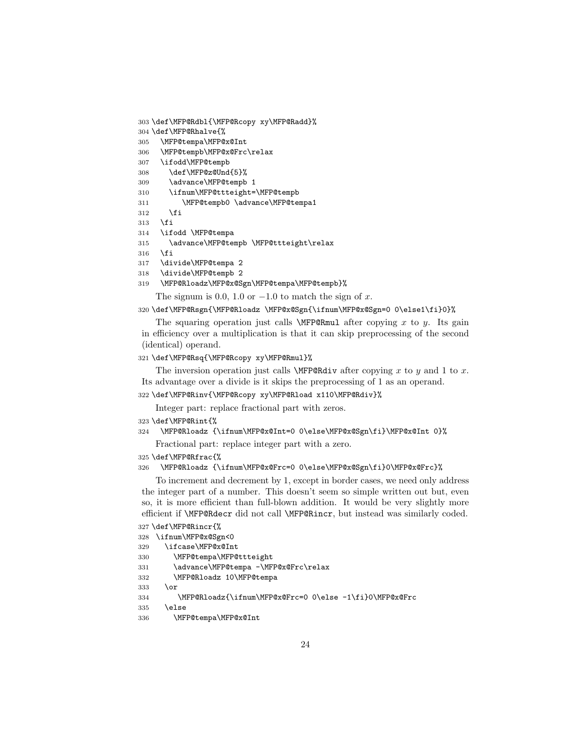```
303 \def\MFP@Rdbl{\MFP@Rcopy xy\MFP@Radd}%
304 \def\MFP@Rhalve{%
305   \MFP@tempa\MFP@x@Int
306   \MFP@tempb\MFP@x@Frc\relax
307   \ifodd\MFP@tempb
308     \def\MFP@z@Und{5}%
309     \advance\MFP@tempb 1
310     \ifnum\MFP@ttteight=\MFP@tempb
311       \MFP@tempb0 \advance\MFP@tempa1
312     \fi
313   \fi
314   \ifodd \MFP@tempa
315     \advance\MFP@tempb \MFP@ttteight\relax
316   \fi
317   \divide\MFP@tempa 2
318   \divide\MFP@tempb 2
319   \MFP@Rloadz\MFP@x@Sgn\MFP@tempa\MFP@tempb}%
```

The signum is 0.0, 1.0 or $-1.0$ to match the sign of $x$.

```
320 \def\MFP@Rsgn{\MFP@Rloadz \MFP@x@Sgn{\ifnum\MFP@x@Sgn=0 0\else1\fi}0}%
```

The squaring operation just calls `\MFP@Rmul` after copying $x$ to $y$. Its gain in efficiency over a multiplication is that it can skip preprocessing of the second (identical) operand.

```
321 \def\MFP@Rsq{\MFP@Rcopy xy\MFP@Rmul}%
```

The inversion operation just calls `\MFP@Rdiv` after copying $x$ to $y$ and 1 to $x$. Its advantage over a divide is it skips the preprocessing of 1 as an operand.

```
322 \def\MFP@Rinv{\MFP@Rcopy xy\MFP@Rload x110\MFP@Rdiv}%
```

Integer part: replace fractional part with zeros.

```
323 \def\MFP@Rint{%
324   \MFP@Rloadz {\ifnum\MFP@x@Int=0 0\else\MFP@x@Sgn\fi}\MFP@x@Int 0}%
```

Fractional part: replace integer part with a zero.

```
325 \def\MFP@Rfrac{%
326   \MFP@Rloadz {\ifnum\MFP@x@Frc=0 0\else\MFP@x@Sgn\fi}0\MFP@x@Frc}%
```

To increment and decrement by 1, except in border cases, we need only address the integer part of a number. This doesn't seem so simple written out but, even so, it is more efficient than full-blown addition. It would be very slightly more efficient if `\MFP@Rdecr` did not call `\MFP@Rincr`, but instead was similarly coded.

```
327 \def\MFP@Rincr{%
328  \ifnum\MFP@x@Sgn<0
329    \ifcase\MFP@x@Int
330      \MFP@tempa\MFP@ttteight
331      \advance\MFP@tempa -\MFP@x@Frc\relax
332      \MFP@Rloadz 10\MFP@tempa
333    \or
334       \MFP@Rloadz{\ifnum\MFP@x@Frc=0 0\else -1\fi}0\MFP@x@Frc
335    \else
336      \MFP@tempa\MFP@x@Int
```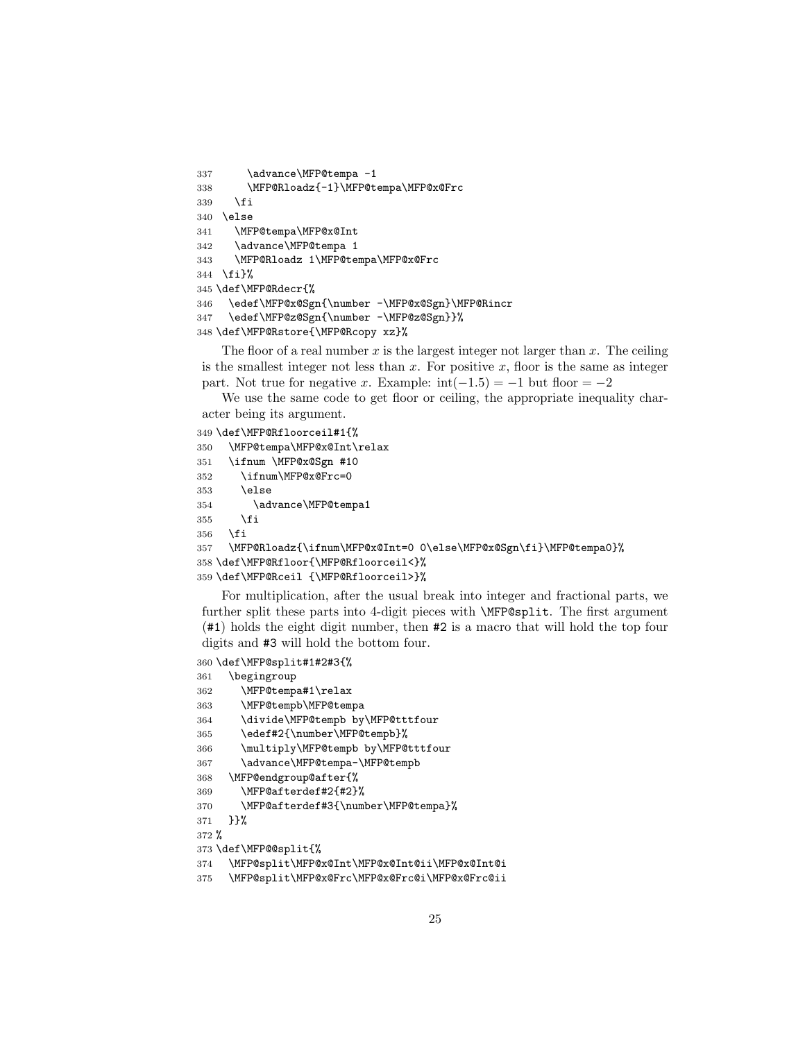```
337     \advance\MFP@tempa -1
338     \MFP@Rloadz{-1}\MFP@tempa\MFP@x@Frc
339   \fi
340 \else
341   \MFP@tempa\MFP@x@Int
342   \advance\MFP@tempa 1
343   \MFP@Rloadz 1\MFP@tempa\MFP@x@Frc
344 \fi}%
345 \def\MFP@Rdecr{%
346   \edef\MFP@x@Sgn{\number -\MFP@x@Sgn}\MFP@Rincr
347   \edef\MFP@z@Sgn{\number -\MFP@z@Sgn}}%
348 \def\MFP@Rstore{\MFP@Rcopy xz}%
```

The floor of a real number $x$ is the largest integer not larger than $x$. The ceiling is the smallest integer not less than $x$. For positive $x$, floor is the same as integer part. Not true for negative $x$. Example: $\text{int}(-1.5) = -1$ but floor $= -2$

We use the same code to get floor or ceiling, the appropriate inequality character being its argument.

```
349 \def\MFP@Rfloorceil#1{%
350   \MFP@tempa\MFP@x@Int\relax
351   \ifnum \MFP@x@Sgn #10
352     \ifnum\MFP@x@Frc=0
353     \else
354       \advance\MFP@tempa1
355     \fi
356   \fi
357   \MFP@Rloadz{\ifnum\MFP@x@Int=0 0\else\MFP@x@Sgn\fi}\MFP@tempa0}%
358 \def\MFP@Rfloor{\MFP@Rfloorceil<}%
359 \def\MFP@Rceil {\MFP@Rfloorceil>}%
```

For multiplication, after the usual break into integer and fractional parts, we further split these parts into 4-digit pieces with `\MFP@split`. The first argument (`#1`) holds the eight digit number, then `#2` is a macro that will hold the top four digits and `#3` will hold the bottom four.

```
360 \def\MFP@split#1#2#3{%
361   \begingroup
362     \MFP@tempa#1\relax
363     \MFP@tempb\MFP@tempa
364     \divide\MFP@tempb by\MFP@tttfour
365     \edef#2{\number\MFP@tempb}%
366     \multiply\MFP@tempb by\MFP@tttfour
367     \advance\MFP@tempa-\MFP@tempb
368   \MFP@endgroup@after{%
369     \MFP@afterdef#2{#2}%
370     \MFP@afterdef#3{\number\MFP@tempa}%
371   }}%
372 %
373 \def\MFP@@split{%
374   \MFP@split\MFP@x@Int\MFP@x@Int@ii\MFP@x@Int@i
375   \MFP@split\MFP@x@Frc\MFP@x@Frc@i\MFP@x@Frc@ii
```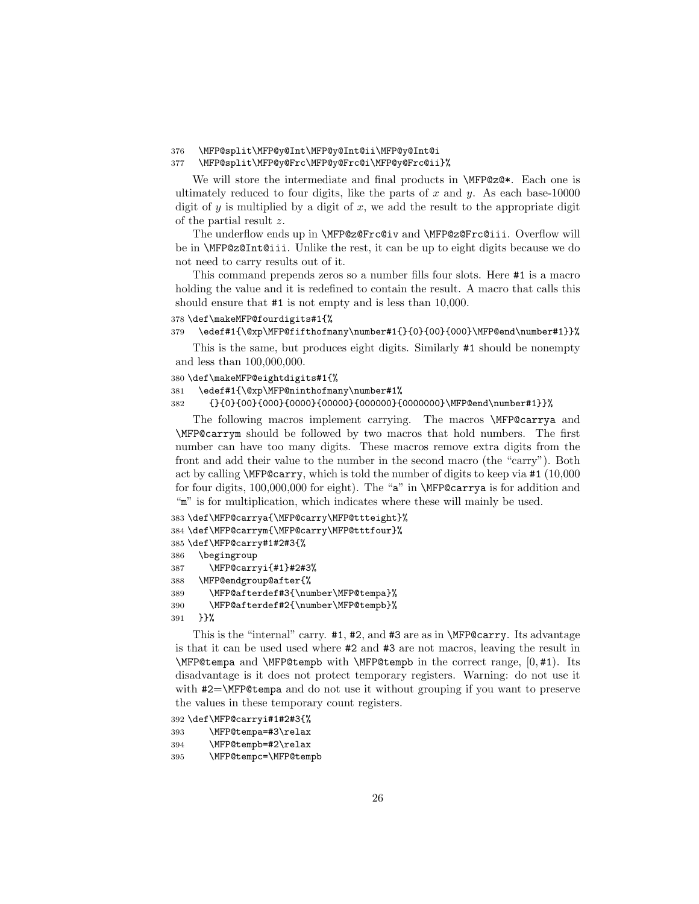```
376   \MFP@split\MFP@y@Int\MFP@y@Int@ii\MFP@y@Int@i
377   \MFP@split\MFP@y@Frc\MFP@y@Frc@i\MFP@y@Frc@ii}%
```

We will store the intermediate and final products in `\MFP@z@*`. Each one is ultimately reduced to four digits, like the parts of $x$ and $y$. As each base-10000 digit of $y$ is multiplied by a digit of $x$, we add the result to the appropriate digit of the partial result $z$.

The underflow ends up in `\MFP@z@Frc@iv` and `\MFP@z@Frc@iii`. Overflow will be in `\MFP@z@Int@iii`. Unlike the rest, it can be up to eight digits because we do not need to carry results out of it.

This command prepends zeros so a number fills four slots. Here `#1` is a macro holding the value and it is redefined to contain the result. A macro that calls this should ensure that `#1` is not empty and is less than 10,000.

```
378 \def\makeMFP@fourdigits#1{%
379   \edef#1{\@xp\MFP@fifthofmany\number#1{}{0}{00}{000}\MFP@end\number#1}}%
```

This is the same, but produces eight digits. Similarly `#1` should be nonempty and less than 100,000,000.

```
380 \def\makeMFP@eightdigits#1{%
381   \edef#1{\@xp\MFP@ninthofmany\number#1%
382     {}{0}{00}{000}{0000}{00000}{000000}{0000000}\MFP@end\number#1}}%
```

The following macros implement carrying. The macros `\MFP@carrya` and `\MFP@carrym` should be followed by two macros that hold numbers. The first number can have too many digits. These macros remove extra digits from the front and add their value to the number in the second macro (the "carry"). Both act by calling `\MFP@carry`, which is told the number of digits to keep via `#1` (10,000 for four digits, 100,000,000 for eight). The "`a`" in `\MFP@carrya` is for addition and "`m`" is for multiplication, which indicates where these will mainly be used.

```
383 \def\MFP@carrya{\MFP@carry\MFP@ttteight}%
384 \def\MFP@carrym{\MFP@carry\MFP@tttfour}%
385 \def\MFP@carry#1#2#3{%
386   \begingroup
387     \MFP@carryi{#1}#2#3%
388   \MFP@endgroup@after{%
389     \MFP@afterdef#3{\number\MFP@tempa}%
390     \MFP@afterdef#2{\number\MFP@tempb}%
391   }}%
```

This is the "internal" carry. `#1`, `#2`, and `#3` are as in `\MFP@carry`. Its advantage is that it can be used used where `#2` and `#3` are not macros, leaving the result in `\MFP@tempa` and `\MFP@tempb` with `\MFP@tempb` in the correct range, $[0, \texttt{#1})$. Its disadvantage is it does not protect temporary registers. Warning: do not use it with `#2`=`\MFP@tempa` and do not use it without grouping if you want to preserve the values in these temporary count registers.

```
392 \def\MFP@carryi#1#2#3{%
393     \MFP@tempa=#3\relax
394     \MFP@tempb=#2\relax
395     \MFP@tempc=\MFP@tempb
```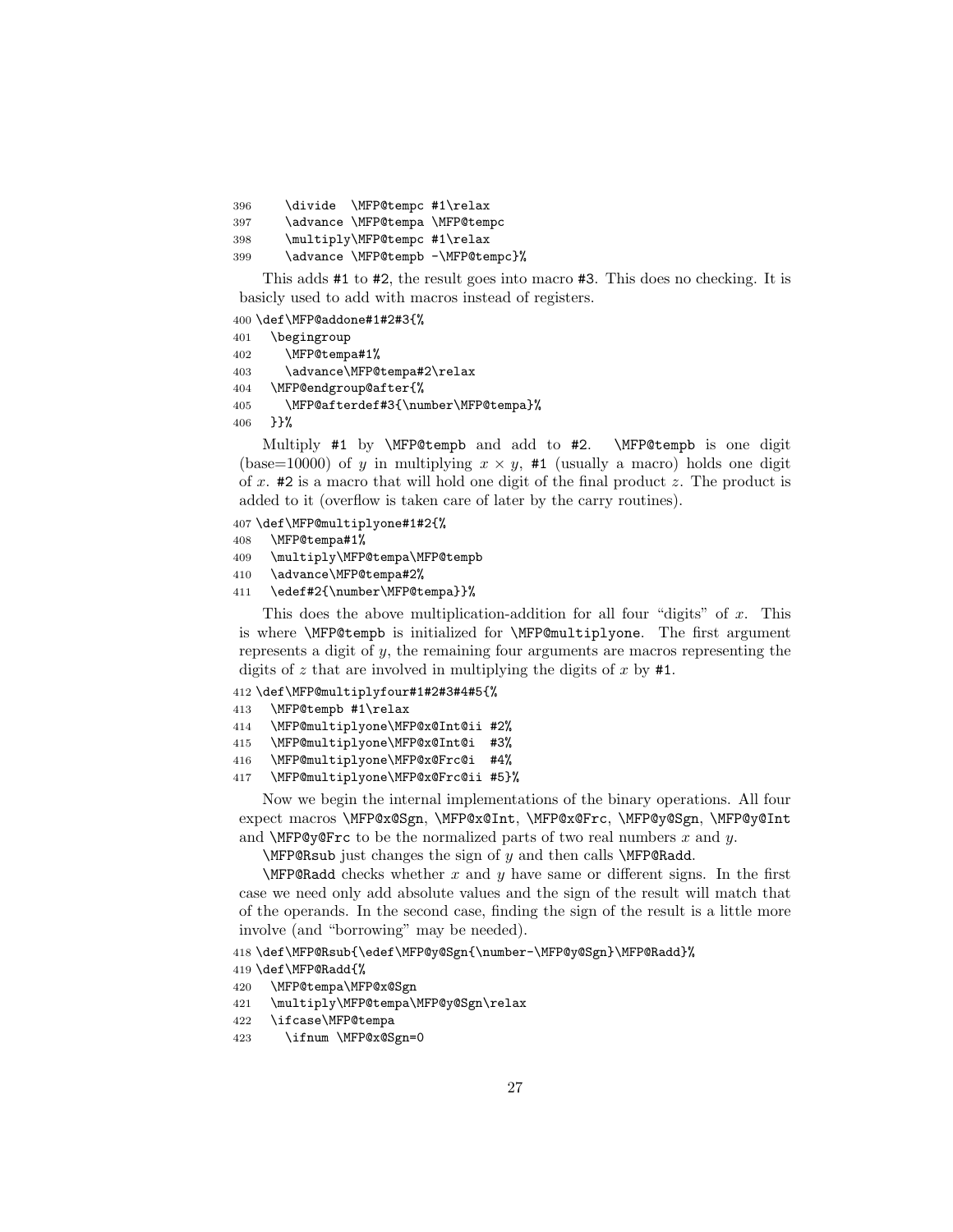```
396     \divide  \MFP@tempc #1\relax
397     \advance \MFP@tempa \MFP@tempc
398     \multiply\MFP@tempc #1\relax
399     \advance \MFP@tempb -\MFP@tempc}%
```

This adds #1 to #2, the result goes into macro #3. This does no checking. It is basicly used to add with macros instead of registers.

```
400 \def\MFP@addone#1#2#3{%
401   \begingroup
402     \MFP@tempa#1%
403     \advance\MFP@tempa#2\relax
404   \MFP@endgroup@after{%
405     \MFP@afterdef#3{\number\MFP@tempa}%
406   }}%
```

Multiply #1 by \MFP@tempb and add to #2. \MFP@tempb is one digit (base=10000) of $y$ in multiplying $x \times y$, #1 (usually a macro) holds one digit of $x$. #2 is a macro that will hold one digit of the final product $z$. The product is added to it (overflow is taken care of later by the carry routines).

```
407 \def\MFP@multiplyone#1#2{%
408   \MFP@tempa#1%
409   \multiply\MFP@tempa\MFP@tempb
410   \advance\MFP@tempa#2%
411   \edef#2{\number\MFP@tempa}}%
```

This does the above multiplication-addition for all four "digits" of $x$. This is where \MFP@tempb is initialized for \MFP@multiplyone. The first argument represents a digit of $y$, the remaining four arguments are macros representing the digits of $z$ that are involved in multiplying the digits of $x$ by #1.

```
412 \def\MFP@multiplyfour#1#2#3#4#5{%
413   \MFP@tempb #1\relax
414   \MFP@multiplyone\MFP@x@Int@ii #2%
415   \MFP@multiplyone\MFP@x@Int@i  #3%
416   \MFP@multiplyone\MFP@x@Frc@i  #4%
417   \MFP@multiplyone\MFP@x@Frc@ii #5}%
```

Now we begin the internal implementations of the binary operations. All four expect macros \MFP@x@Sgn, \MFP@x@Int, \MFP@x@Frc, \MFP@y@Sgn, \MFP@y@Int and \MFP@y@Frc to be the normalized parts of two real numbers $x$ and $y$.

\MFP@Rsub just changes the sign of $y$ and then calls \MFP@Radd.

\MFP@Radd checks whether $x$ and $y$ have same or different signs. In the first case we need only add absolute values and the sign of the result will match that of the operands. In the second case, finding the sign of the result is a little more involve (and "borrowing" may be needed).

```
418 \def\MFP@Rsub{\edef\MFP@y@Sgn{\number-\MFP@y@Sgn}\MFP@Radd}%
419 \def\MFP@Radd{%
420   \MFP@tempa\MFP@x@Sgn
421   \multiply\MFP@tempa\MFP@y@Sgn\relax
422   \ifcase\MFP@tempa
423     \ifnum \MFP@x@Sgn=0
```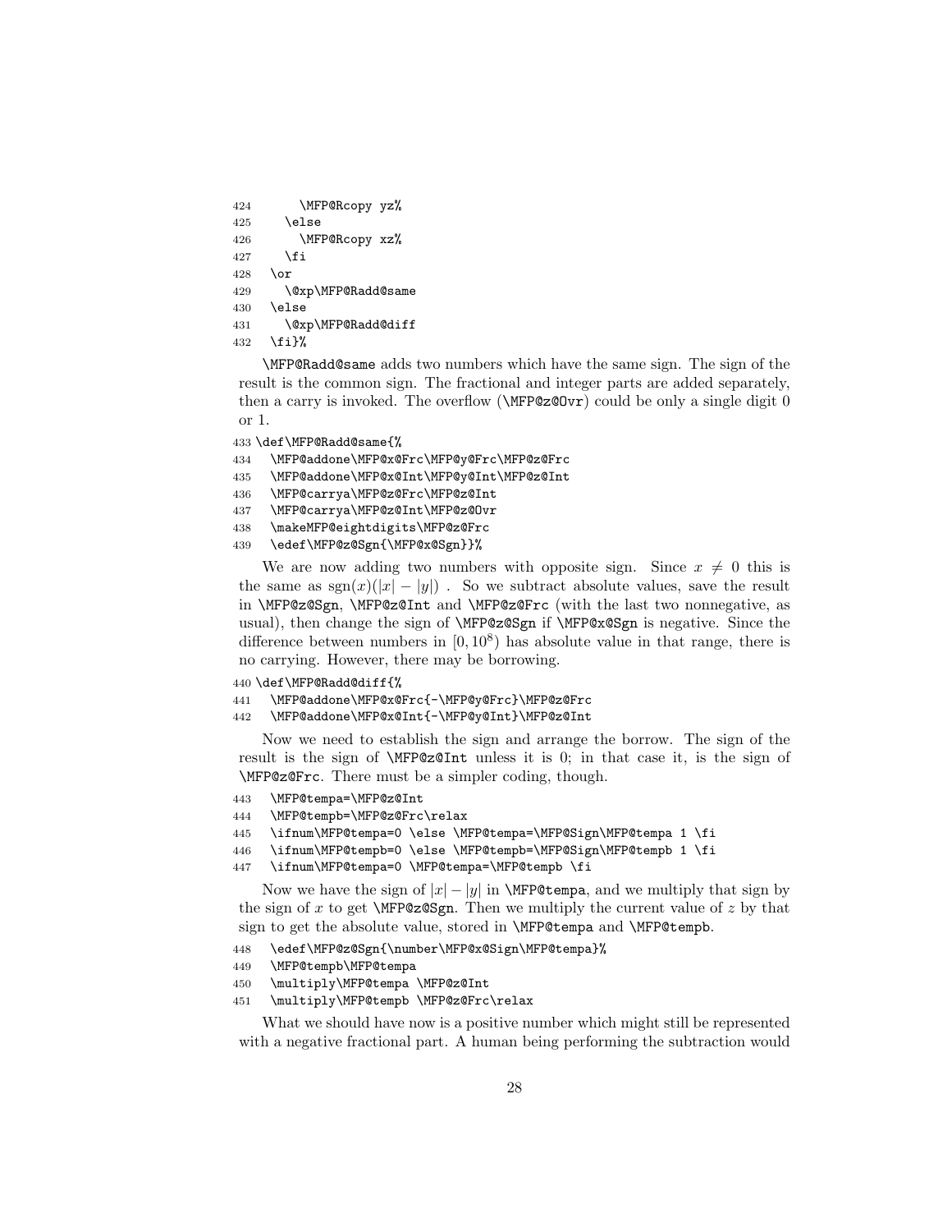```
424       \MFP@Rcopy yz%
425     \else
426       \MFP@Rcopy xz%
427     \fi
428   \or
429     \@xp\MFP@Radd@same
430   \else
431     \@xp\MFP@Radd@diff
432   \fi}%
```

\MFP@Radd@same adds two numbers which have the same sign. The sign of the result is the common sign. The fractional and integer parts are added separately, then a carry is invoked. The overflow (\MFP@z@Ovr) could be only a single digit 0 or 1.

```
433 \def\MFP@Radd@same{%
434   \MFP@addone\MFP@x@Frc\MFP@y@Frc\MFP@z@Frc
435   \MFP@addone\MFP@x@Int\MFP@y@Int\MFP@z@Int
436   \MFP@carrya\MFP@z@Frc\MFP@z@Int
437   \MFP@carrya\MFP@z@Int\MFP@z@Ovr
438   \makeMFP@eightdigits\MFP@z@Frc
439   \edef\MFP@z@Sgn{\MFP@x@Sgn}}%
```

We are now adding two numbers with opposite sign. Since $x \neq 0$ this is the same as $\mathrm{sgn}(x)(|x| - |y|)$ . So we subtract absolute values, save the result in \MFP@z@Sgn, \MFP@z@Int and \MFP@z@Frc (with the last two nonnegative, as usual), then change the sign of \MFP@z@Sgn if \MFP@x@Sgn is negative. Since the difference between numbers in $[0, 10^8)$ has absolute value in that range, there is no carrying. However, there may be borrowing.

```
440 \def\MFP@Radd@diff{%
441   \MFP@addone\MFP@x@Frc{-\MFP@y@Frc}\MFP@z@Frc
442   \MFP@addone\MFP@x@Int{-\MFP@y@Int}\MFP@z@Int
```

Now we need to establish the sign and arrange the borrow. The sign of the result is the sign of \MFP@z@Int unless it is 0; in that case it, is the sign of \MFP@z@Frc. There must be a simpler coding, though.

```
443   \MFP@tempa=\MFP@z@Int
444   \MFP@tempb=\MFP@z@Frc\relax
445   \ifnum\MFP@tempa=0 \else \MFP@tempa=\MFP@Sign\MFP@tempa 1 \fi
446   \ifnum\MFP@tempb=0 \else \MFP@tempb=\MFP@Sign\MFP@tempb 1 \fi
447   \ifnum\MFP@tempa=0 \MFP@tempa=\MFP@tempb \fi
```

Now we have the sign of $|x| - |y|$ in \MFP@tempa, and we multiply that sign by the sign of $x$ to get \MFP@z@Sgn. Then we multiply the current value of $z$ by that sign to get the absolute value, stored in \MFP@tempa and \MFP@tempb.

```
448   \edef\MFP@z@Sgn{\number\MFP@x@Sign\MFP@tempa}%
449   \MFP@tempb\MFP@tempa
450   \multiply\MFP@tempa \MFP@z@Int
451   \multiply\MFP@tempb \MFP@z@Frc\relax
```

What we should have now is a positive number which might still be represented with a negative fractional part. A human being performing the subtraction would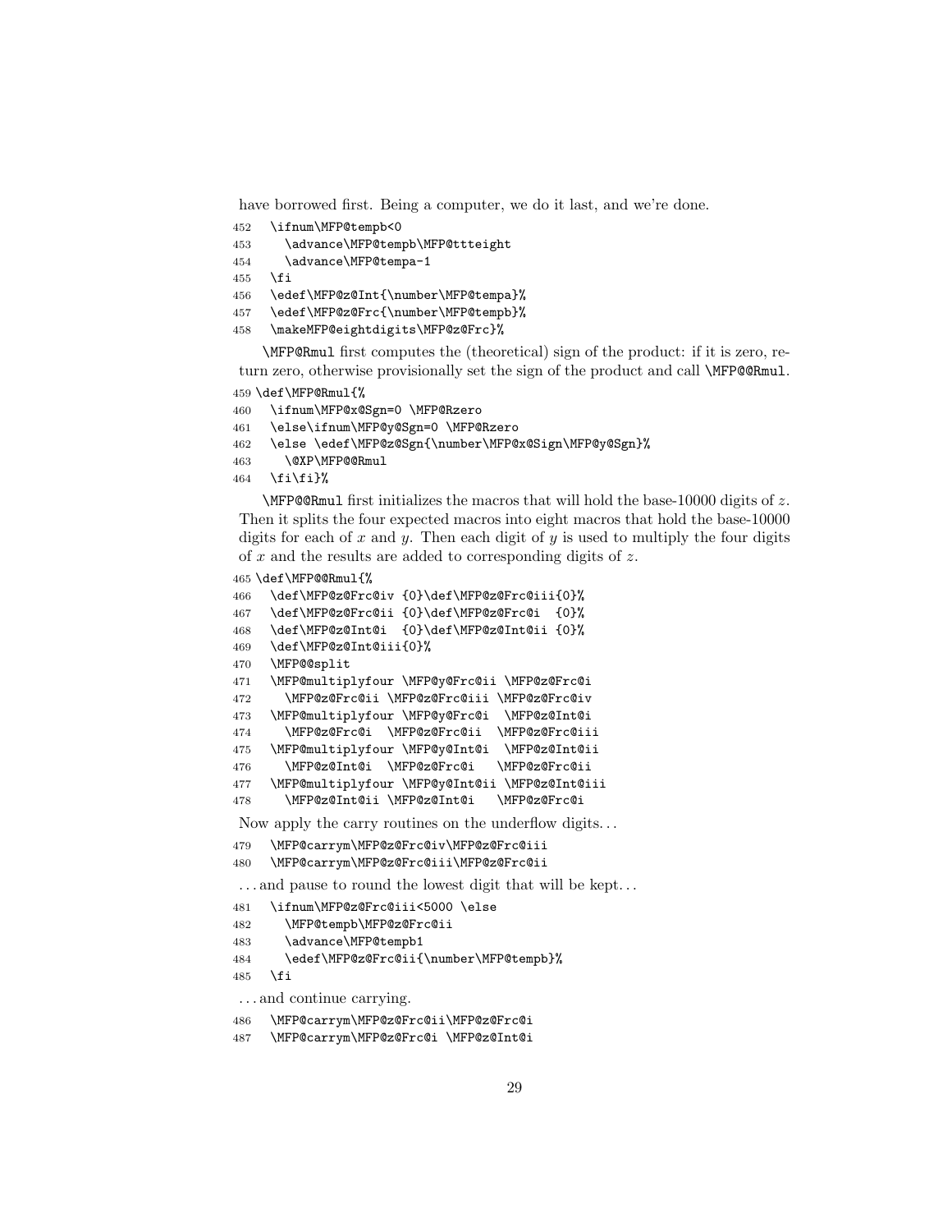have borrowed first. Being a computer, we do it last, and we're done.

```
452   \ifnum\MFP@tempb<0
453     \advance\MFP@tempb\MFP@ttteight
454     \advance\MFP@tempa-1
455   \fi
456   \edef\MFP@z@Int{\number\MFP@tempa}%
457   \edef\MFP@z@Frc{\number\MFP@tempb}%
458   \makeMFP@eightdigits\MFP@z@Frc}%
```

\MFP@Rmul first computes the (theoretical) sign of the product: if it is zero, return zero, otherwise provisionally set the sign of the product and call \MFP@@Rmul.

```
459 \def\MFP@Rmul{%
460   \ifnum\MFP@x@Sgn=0 \MFP@Rzero
461   \else\ifnum\MFP@y@Sgn=0 \MFP@Rzero
462   \else \edef\MFP@z@Sgn{\number\MFP@x@Sign\MFP@y@Sgn}%
463     \@XP\MFP@@Rmul
464   \fi\fi}%
```

\MFP@@Rmul first initializes the macros that will hold the base-10000 digits of $z$. Then it splits the four expected macros into eight macros that hold the base-10000 digits for each of $x$ and $y$. Then each digit of $y$ is used to multiply the four digits of $x$ and the results are added to corresponding digits of $z$.

```
465 \def\MFP@@Rmul{%
466   \def\MFP@z@Frc@iv {0}\def\MFP@z@Frc@iii{0}%
467   \def\MFP@z@Frc@ii {0}\def\MFP@z@Frc@i  {0}%
468   \def\MFP@z@Int@i  {0}\def\MFP@z@Int@ii {0}%
469   \def\MFP@z@Int@iii{0}%
470   \MFP@@split
471   \MFP@multiplyfour \MFP@y@Frc@ii \MFP@z@Frc@i
472     \MFP@z@Frc@ii \MFP@z@Frc@iii \MFP@z@Frc@iv
473   \MFP@multiplyfour \MFP@y@Frc@i  \MFP@z@Int@i
474     \MFP@z@Frc@i  \MFP@z@Frc@ii  \MFP@z@Frc@iii
475   \MFP@multiplyfour \MFP@y@Int@i  \MFP@z@Int@ii
476     \MFP@z@Int@i  \MFP@z@Frc@i   \MFP@z@Frc@ii
477   \MFP@multiplyfour \MFP@y@Int@ii \MFP@z@Int@iii
478     \MFP@z@Int@ii \MFP@z@Int@i   \MFP@z@Frc@i
```

Now apply the carry routines on the underflow digits…

```
479   \MFP@carrym\MFP@z@Frc@iv\MFP@z@Frc@iii
480   \MFP@carrym\MFP@z@Frc@iii\MFP@z@Frc@ii
```

…and pause to round the lowest digit that will be kept…

```
481   \ifnum\MFP@z@Frc@iii<5000 \else
482     \MFP@tempb\MFP@z@Frc@ii
483     \advance\MFP@tempb1
484     \edef\MFP@z@Frc@ii{\number\MFP@tempb}%
485   \fi
```

…and continue carrying.

```
486   \MFP@carrym\MFP@z@Frc@ii\MFP@z@Frc@i
487   \MFP@carrym\MFP@z@Frc@i \MFP@z@Int@i
```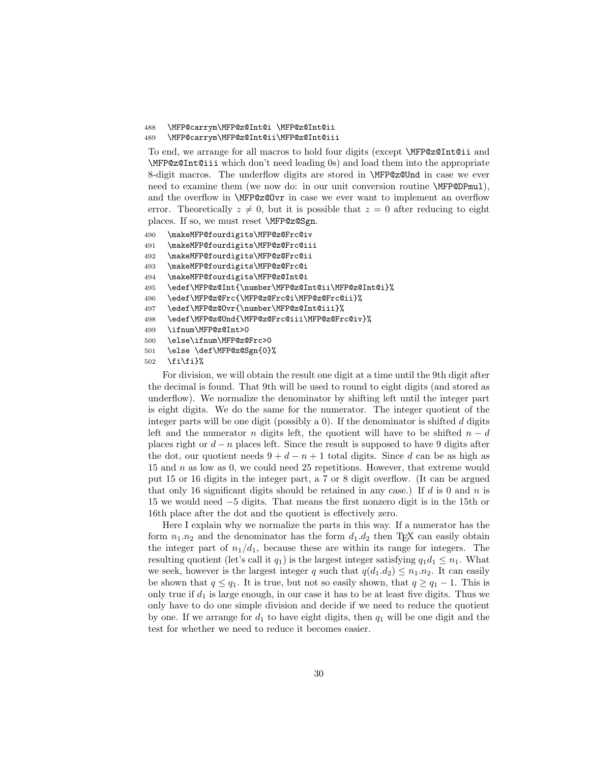```
488 \MFP@carrym\MFP@z@Int@i \MFP@z@Int@ii
489 \MFP@carrym\MFP@z@Int@ii\MFP@z@Int@iii
```

To end, we arrange for all macros to hold four digits (except `\MFP@z@Int@ii` and `\MFP@z@Int@iii` which don't need leading 0s) and load them into the appropriate 8-digit macros. The underflow digits are stored in `\MFP@z@Und` in case we ever need to examine them (we now do: in our unit conversion routine `\MFP@DPmul`), and the overflow in `\MFP@z@Ovr` in case we ever want to implement an overflow error. Theoretically $z \neq 0$, but it is possible that $z = 0$ after reducing to eight places. If so, we must reset `\MFP@z@Sgn`.

```
490 \makeMFP@fourdigits\MFP@z@Frc@iv
491 \makeMFP@fourdigits\MFP@z@Frc@iii
492 \makeMFP@fourdigits\MFP@z@Frc@ii
493 \makeMFP@fourdigits\MFP@z@Frc@i
494 \makeMFP@fourdigits\MFP@z@Int@i
495 \edef\MFP@z@Int{\number\MFP@z@Int@ii\MFP@z@Int@i}%
496 \edef\MFP@z@Frc{\MFP@z@Frc@i\MFP@z@Frc@ii}%
497 \edef\MFP@z@Ovr{\number\MFP@z@Int@iii}%
498 \edef\MFP@z@Und{\MFP@z@Frc@iii\MFP@z@Frc@iv}%
499 \ifnum\MFP@z@Int>0
500 \else\ifnum\MFP@z@Frc>0
501 \else \def\MFP@z@Sgn{0}%
502 \fi\fi}%
```

For division, we will obtain the result one digit at a time until the 9th digit after the decimal is found. That 9th will be used to round to eight digits (and stored as underflow). We normalize the denominator by shifting left until the integer part is eight digits. We do the same for the numerator. The integer quotient of the integer parts will be one digit (possibly a 0). If the denominator is shifted $d$ digits left and the numerator $n$ digits left, the quotient will have to be shifted $n - d$ places right or $d - n$ places left. Since the result is supposed to have 9 digits after the dot, our quotient needs $9 + d - n + 1$ total digits. Since $d$ can be as high as 15 and $n$ as low as 0, we could need 25 repetitions. However, that extreme would put 15 or 16 digits in the integer part, a 7 or 8 digit overflow. (It can be argued that only 16 significant digits should be retained in any case.) If $d$ is 0 and $n$ is 15 we would need $-5$ digits. That means the first nonzero digit is in the 15th or 16th place after the dot and the quotient is effectively zero.

Here I explain why we normalize the parts in this way. If a numerator has the form $n_1.n_2$ and the denominator has the form $d_1.d_2$ then TeX can easily obtain the integer part of $n_1/d_1$, because these are within its range for integers. The resulting quotient (let's call it $q_1$) is the largest integer satisfying $q_1 d_1 \leq n_1$. What we seek, however is the largest integer $q$ such that $q(d_1.d_2) \leq n_1.n_2$. It can easily be shown that $q \leq q_1$. It is true, but not so easily shown, that $q \geq q_1 - 1$. This is only true if $d_1$ is large enough, in our case it has to be at least five digits. Thus we only have to do one simple division and decide if we need to reduce the quotient by one. If we arrange for $d_1$ to have eight digits, then $q_1$ will be one digit and the test for whether we need to reduce it becomes easier.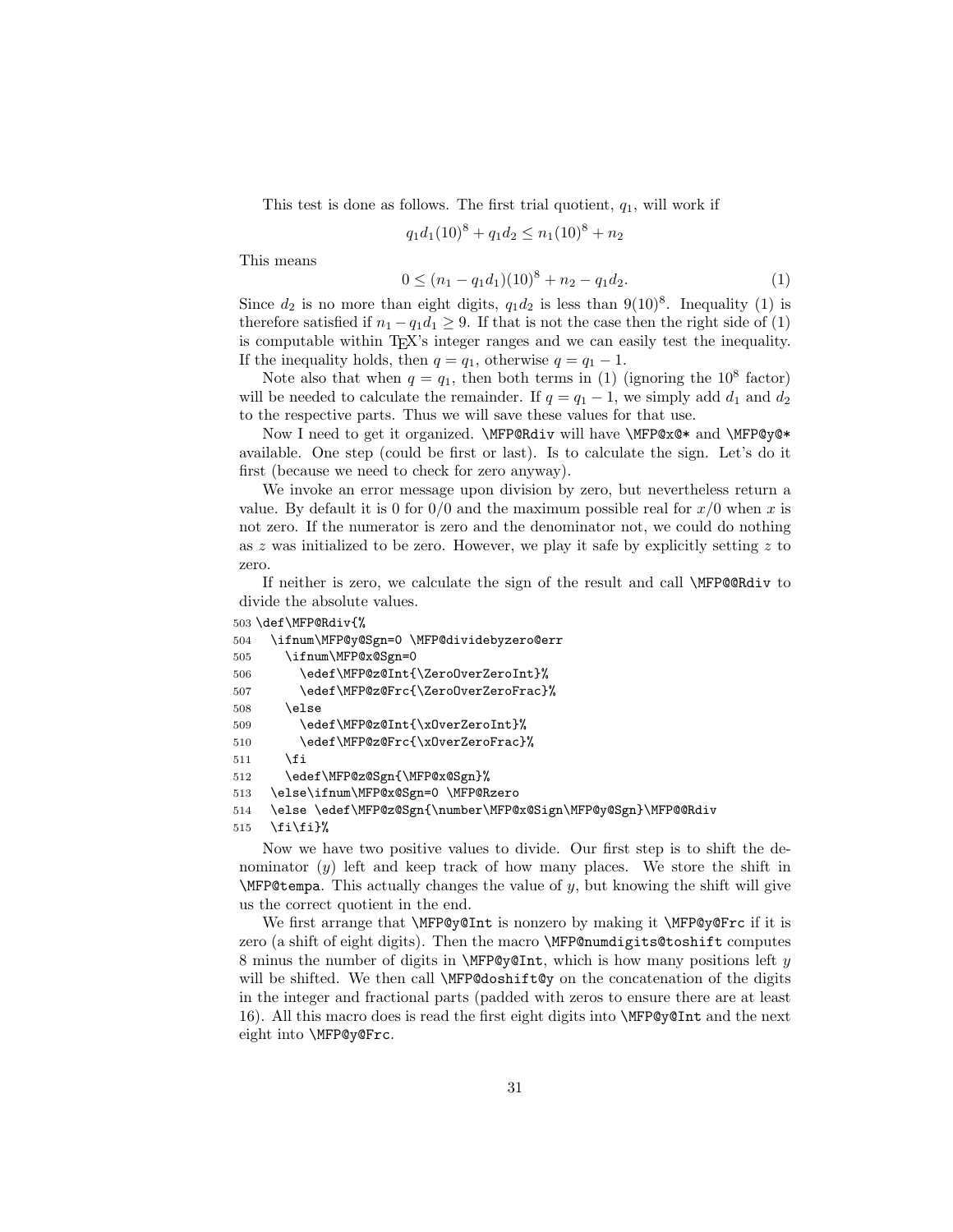This test is done as follows. The first trial quotient, $q_1$, will work if

$$q_1 d_1 (10)^8 + q_1 d_2 \le n_1 (10)^8 + n_2$$

This means

$$0 \le (n_1 - q_1 d_1)(10)^8 + n_2 - q_1 d_2. \tag{1}$$

Since $d_2$ is no more than eight digits, $q_1 d_2$ is less than $9(10)^8$. Inequality (1) is therefore satisfied if $n_1 - q_1 d_1 \ge 9$. If that is not the case then the right side of (1) is computable within TEX's integer ranges and we can easily test the inequality. If the inequality holds, then $q = q_1$, otherwise $q = q_1 - 1$.

Note also that when $q = q_1$, then both terms in (1) (ignoring the $10^8$ factor) will be needed to calculate the remainder. If $q = q_1 - 1$, we simply add $d_1$ and $d_2$ to the respective parts. Thus we will save these values for that use.

Now I need to get it organized. \MFP@Rdiv will have \MFP@x@* and \MFP@y@* available. One step (could be first or last). Is to calculate the sign. Let's do it first (because we need to check for zero anyway).

We invoke an error message upon division by zero, but nevertheless return a value. By default it is 0 for $0/0$ and the maximum possible real for $x/0$ when $x$ is not zero. If the numerator is zero and the denominator not, we could do nothing as $z$ was initialized to be zero. However, we play it safe by explicitly setting $z$ to zero.

If neither is zero, we calculate the sign of the result and call \MFP@@Rdiv to divide the absolute values.

```
503 \def\MFP@Rdiv{%
504   \ifnum\MFP@y@Sgn=0 \MFP@dividebyzero@err
505     \ifnum\MFP@x@Sgn=0
506       \edef\MFP@z@Int{\ZeroOverZeroInt}%
507       \edef\MFP@z@Frc{\ZeroOverZeroFrac}%
508     \else
509       \edef\MFP@z@Int{\xOverZeroInt}%
510       \edef\MFP@z@Frc{\xOverZeroFrac}%
511     \fi
512     \edef\MFP@z@Sgn{\MFP@x@Sgn}%
513   \else\ifnum\MFP@x@Sgn=0 \MFP@Rzero
514   \else \edef\MFP@z@Sgn{\number\MFP@x@Sign\MFP@y@Sgn}\MFP@@Rdiv
515   \fi\fi}%
```

Now we have two positive values to divide. Our first step is to shift the denominator ($y$) left and keep track of how many places. We store the shift in \MFP@tempa. This actually changes the value of $y$, but knowing the shift will give us the correct quotient in the end.

We first arrange that \MFP@y@Int is nonzero by making it \MFP@y@Frc if it is zero (a shift of eight digits). Then the macro \MFP@numdigits@toshift computes 8 minus the number of digits in \MFP@y@Int, which is how many positions left $y$ will be shifted. We then call \MFP@doshift@y on the concatenation of the digits in the integer and fractional parts (padded with zeros to ensure there are at least 16). All this macro does is read the first eight digits into \MFP@y@Int and the next eight into \MFP@y@Frc.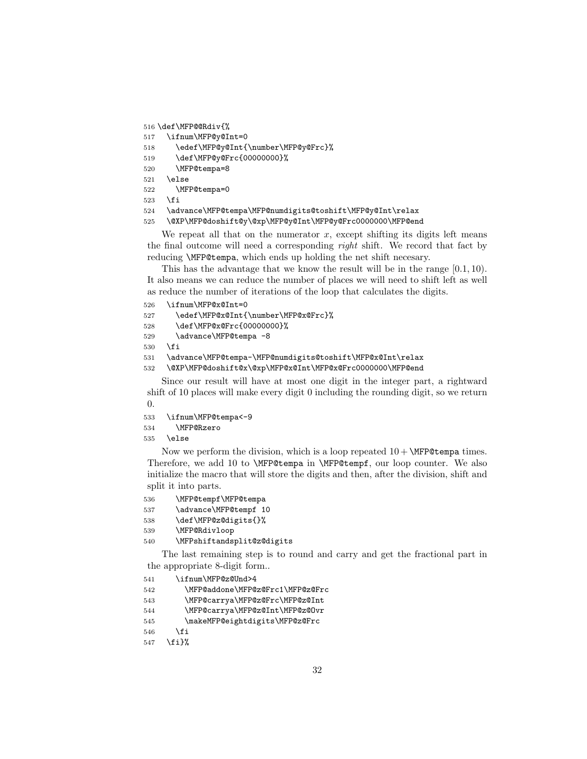```
516 \def\MFP@@Rdiv{%
517   \ifnum\MFP@y@Int=0
518     \edef\MFP@y@Int{\number\MFP@y@Frc}%
519     \def\MFP@y@Frc{00000000}%
520     \MFP@tempa=8
521   \else
522     \MFP@tempa=0
523   \fi
524   \advance\MFP@tempa\MFP@numdigits@toshift\MFP@y@Int\relax
525   \@XP\MFP@doshift@y\@xp\MFP@y@Int\MFP@y@Frc0000000\MFP@end
```

We repeat all that on the numerator $x$, except shifting its digits left means the final outcome will need a corresponding *right* shift. We record that fact by reducing `\MFP@tempa`, which ends up holding the net shift necesary.

This has the advantage that we know the result will be in the range $[0.1, 10)$. It also means we can reduce the number of places we will need to shift left as well as reduce the number of iterations of the loop that calculates the digits.

```
526   \ifnum\MFP@x@Int=0
527     \edef\MFP@x@Int{\number\MFP@x@Frc}%
528     \def\MFP@x@Frc{00000000}%
529     \advance\MFP@tempa -8
530   \fi
531   \advance\MFP@tempa-\MFP@numdigits@toshift\MFP@x@Int\relax
532   \@XP\MFP@doshift@x\@xp\MFP@x@Int\MFP@x@Frc0000000\MFP@end
```

Since our result will have at most one digit in the integer part, a rightward shift of 10 places will make every digit 0 including the rounding digit, so we return 0.

```
533   \ifnum\MFP@tempa<-9
534     \MFP@Rzero
535   \else
```

Now we perform the division, which is a loop repeated $10 +$ `\MFP@tempa` times. Therefore, we add 10 to `\MFP@tempa` in `\MFP@tempf`, our loop counter. We also initialize the macro that will store the digits and then, after the division, shift and split it into parts.

```
536     \MFP@tempf\MFP@tempa
537     \advance\MFP@tempf 10
538     \def\MFP@z@digits{}%
539     \MFP@Rdivloop
540     \MFPshiftandsplit@z@digits
```

The last remaining step is to round and carry and get the fractional part in the appropriate 8-digit form..

```
541     \ifnum\MFP@z@Und>4
542       \MFP@addone\MFP@z@Frc1\MFP@z@Frc
543       \MFP@carrya\MFP@z@Frc\MFP@z@Int
544       \MFP@carrya\MFP@z@Int\MFP@z@Ovr
545       \makeMFP@eightdigits\MFP@z@Frc
546     \fi
547   \fi}%
```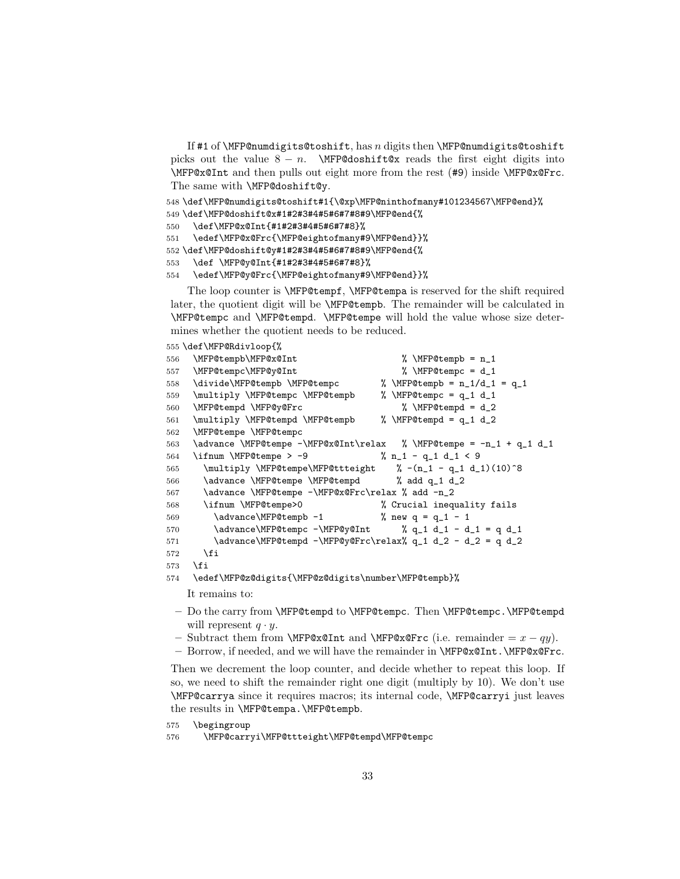If #1 of \MFP@numdigits@toshift, has $n$ digits then \MFP@numdigits@toshift picks out the value $8 - n$. \MFP@doshift@x reads the first eight digits into \MFP@x@Int and then pulls out eight more from the rest (#9) inside \MFP@x@Frc. The same with \MFP@doshift@y.

```
548 \def\MFP@numdigits@toshift#1{\@xp\MFP@ninthofmany#101234567\MFP@end}%
549 \def\MFP@doshift@x#1#2#3#4#5#6#7#8#9\MFP@end{%
550   \def\MFP@x@Int{#1#2#3#4#5#6#7#8}%
551   \edef\MFP@x@Frc{\MFP@eightofmany#9\MFP@end}}%
552 \def\MFP@doshift@y#1#2#3#4#5#6#7#8#9\MFP@end{%
553   \def \MFP@y@Int{#1#2#3#4#5#6#7#8}%
554   \edef\MFP@y@Frc{\MFP@eightofmany#9\MFP@end}}%
```

The loop counter is \MFP@tempf, \MFP@tempa is reserved for the shift required later, the quotient digit will be \MFP@tempb. The remainder will be calculated in \MFP@tempc and \MFP@tempd. \MFP@tempe will hold the value whose size determines whether the quotient needs to be reduced.

```
555 \def\MFP@Rdivloop{%
556   \MFP@tempb\MFP@x@Int                    % \MFP@tempb = n_1
557   \MFP@tempc\MFP@y@Int                    % \MFP@tempc = d_1
558   \divide\MFP@tempb \MFP@tempc        % \MFP@tempb = n_1/d_1 = q_1
559   \multiply \MFP@tempc \MFP@tempb     % \MFP@tempc = q_1 d_1
560   \MFP@tempd \MFP@y@Frc                   % \MFP@tempd = d_2
561   \multiply \MFP@tempd \MFP@tempb     % \MFP@tempd = q_1 d_2
562   \MFP@tempe \MFP@tempc
563   \advance \MFP@tempe -\MFP@x@Int\relax   % \MFP@tempe = -n_1 + q_1 d_1
564   \ifnum \MFP@tempe > -9              % n_1 - q_1 d_1 < 9
565     \multiply \MFP@tempe\MFP@ttteight    % -(n_1 - q_1 d_1)(10)^8
566     \advance \MFP@tempe \MFP@tempd       % add q_1 d_2
567     \advance \MFP@tempe -\MFP@x@Frc\relax % add -n_2
568     \ifnum \MFP@tempe>0               % Crucial inequality fails
569       \advance\MFP@tempb -1           % new q = q_1 - 1
570       \advance\MFP@tempc -\MFP@y@Int      % q_1 d_1 - d_1 = q d_1
571       \advance\MFP@tempd -\MFP@y@Frc\relax% q_1 d_2 - d_2 = q d_2
572     \fi
573   \fi
574   \edef\MFP@z@digits{\MFP@z@digits\number\MFP@tempb}%
```

It remains to:

- Do the carry from \MFP@tempd to \MFP@tempc. Then \MFP@tempc.\MFP@tempd will represent $q \cdot y$.
- Subtract them from \MFP@x@Int and \MFP@x@Frc (i.e. remainder $= x - qy$).
- Borrow, if needed, and we will have the remainder in \MFP@x@Int.\MFP@x@Frc.

Then we decrement the loop counter, and decide whether to repeat this loop. If so, we need to shift the remainder right one digit (multiply by 10). We don't use \MFP@carrya since it requires macros; its internal code, \MFP@carryi just leaves the results in \MFP@tempa.\MFP@tempb.

```
575   \begingroup
576     \MFP@carryi\MFP@ttteight\MFP@tempd\MFP@tempc
```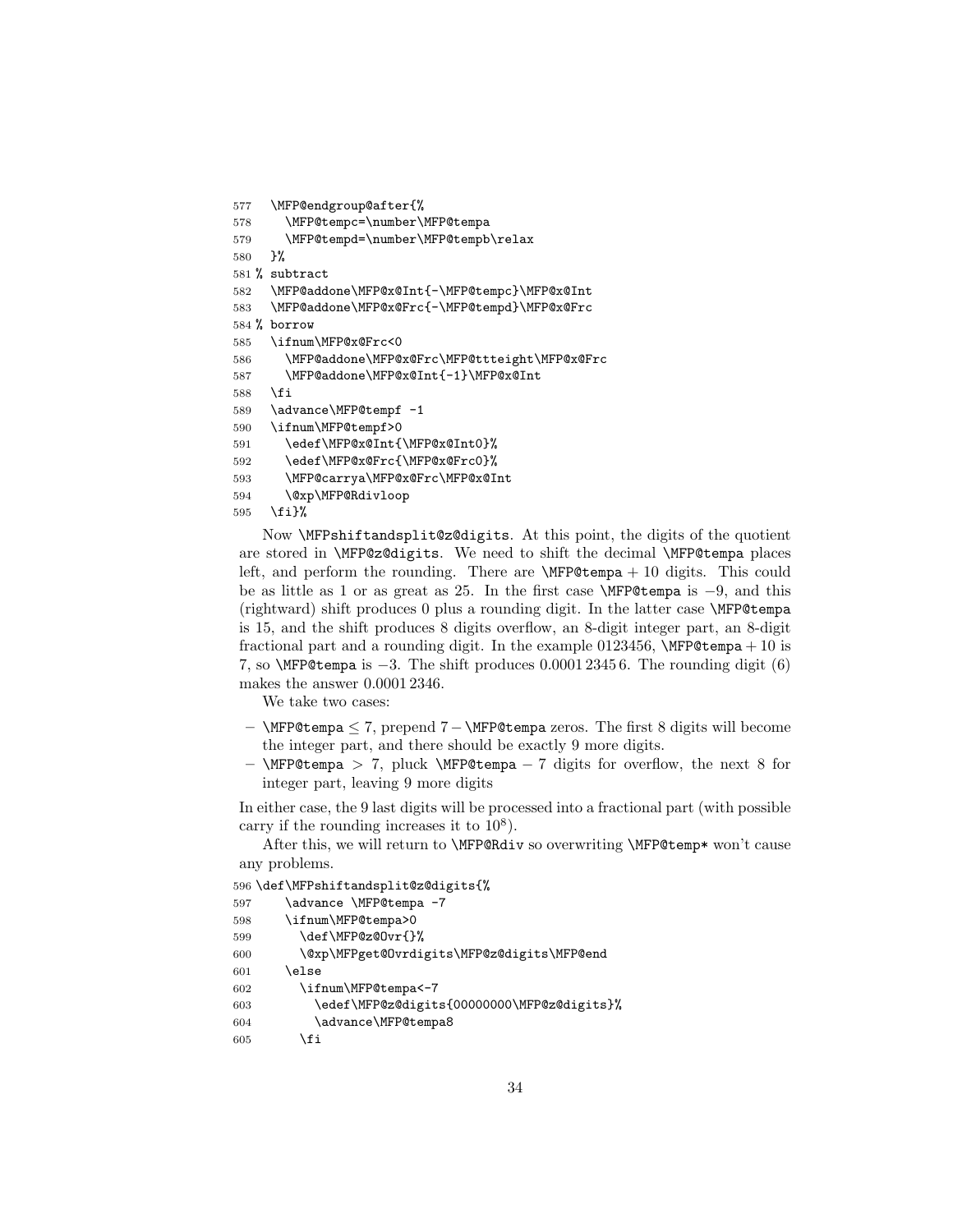```
577   \MFP@endgroup@after{%
578     \MFP@tempc=\number\MFP@tempa
579     \MFP@tempd=\number\MFP@tempb\relax
580   }%
581 % subtract
582   \MFP@addone\MFP@x@Int{-\MFP@tempc}\MFP@x@Int
583   \MFP@addone\MFP@x@Frc{-\MFP@tempd}\MFP@x@Frc
584 % borrow
585   \ifnum\MFP@x@Frc<0
586     \MFP@addone\MFP@x@Frc\MFP@ttteight\MFP@x@Frc
587     \MFP@addone\MFP@x@Int{-1}\MFP@x@Int
588   \fi
589   \advance\MFP@tempf -1
590   \ifnum\MFP@tempf>0
591     \edef\MFP@x@Int{\MFP@x@Int0}%
592     \edef\MFP@x@Frc{\MFP@x@Frc0}%
593     \MFP@carrya\MFP@x@Frc\MFP@x@Int
594     \@xp\MFP@Rdivloop
595   \fi}%
```

Now `\MFPshiftandsplit@z@digits`. At this point, the digits of the quotient are stored in `\MFP@z@digits`. We need to shift the decimal `\MFP@tempa` places left, and perform the rounding. There are `\MFP@tempa` + 10 digits. This could be as little as 1 or as great as 25. In the first case `\MFP@tempa` is −9, and this (rightward) shift produces 0 plus a rounding digit. In the latter case `\MFP@tempa` is 15, and the shift produces 8 digits overflow, an 8-digit integer part, an 8-digit fractional part and a rounding digit. In the example 0123456, `\MFP@tempa` + 10 is 7, so `\MFP@tempa` is −3. The shift produces 0.0001 2345 6. The rounding digit (6) makes the answer 0.0001 2346.

We take two cases:

- `\MFP@tempa` ≤ 7, prepend 7 − `\MFP@tempa` zeros. The first 8 digits will become the integer part, and there should be exactly 9 more digits.
- `\MFP@tempa` > 7, pluck `\MFP@tempa` − 7 digits for overflow, the next 8 for integer part, leaving 9 more digits

In either case, the 9 last digits will be processed into a fractional part (with possible carry if the rounding increases it to $10^8$).

After this, we will return to `\MFP@Rdiv` so overwriting `\MFP@temp*` won't cause any problems.

```
596 \def\MFPshiftandsplit@z@digits{%
597     \advance \MFP@tempa -7
598     \ifnum\MFP@tempa>0
599       \def\MFP@z@Ovr{}%
600       \@xp\MFPget@Ovrdigits\MFP@z@digits\MFP@end
601     \else
602       \ifnum\MFP@tempa<-7
603         \edef\MFP@z@digits{00000000\MFP@z@digits}%
604         \advance\MFP@tempa8
605       \fi
```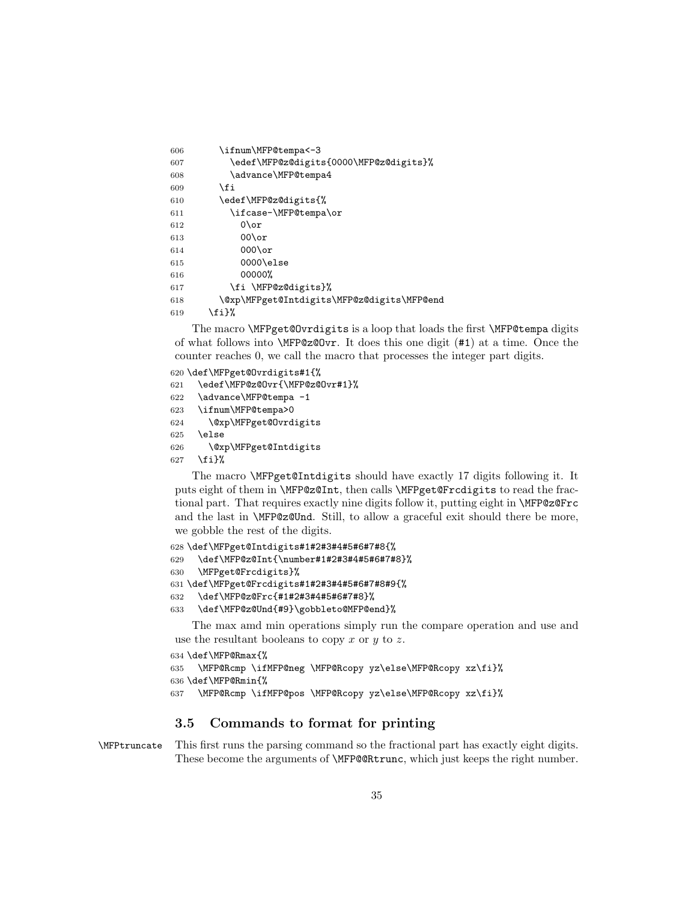```
606      \ifnum\MFP@tempa<-3
607        \edef\MFP@z@digits{0000\MFP@z@digits}%
608        \advance\MFP@tempa4
609      \fi
610      \edef\MFP@z@digits{%
611        \ifcase-\MFP@tempa\or
612          0\or
613          00\or
614          000\or
615          0000\else
616          00000%
617        \fi \MFP@z@digits}%
618      \@xp\MFPget@Intdigits\MFP@z@digits\MFP@end
619    \fi}%
```

The macro \MFPget@Ovrdigits is a loop that loads the first \MFP@tempa digits of what follows into \MFP@z@Ovr. It does this one digit (#1) at a time. Once the counter reaches 0, we call the macro that processes the integer part digits.

```
620 \def\MFPget@Ovrdigits#1{%
621   \edef\MFP@z@Ovr{\MFP@z@Ovr#1}%
622   \advance\MFP@tempa -1
623   \ifnum\MFP@tempa>0
624     \@xp\MFPget@Ovrdigits
625   \else
626     \@xp\MFPget@Intdigits
627   \fi}%
```

The macro \MFPget@Intdigits should have exactly 17 digits following it. It puts eight of them in \MFP@z@Int, then calls \MFPget@Frcdigits to read the fractional part. That requires exactly nine digits follow it, putting eight in \MFP@z@Frc and the last in \MFP@z@Und. Still, to allow a graceful exit should there be more, we gobble the rest of the digits.

```
628 \def\MFPget@Intdigits#1#2#3#4#5#6#7#8{%
629   \def\MFP@z@Int{\number#1#2#3#4#5#6#7#8}%
630   \MFPget@Frcdigits}%
631 \def\MFPget@Frcdigits#1#2#3#4#5#6#7#8#9{%
632   \def\MFP@z@Frc{#1#2#3#4#5#6#7#8}%
633   \def\MFP@z@Und{#9}\gobbleto@MFP@end}%
```

The max amd min operations simply run the compare operation and use and use the resultant booleans to copy $x$ or $y$ to $z$.

```
634 \def\MFP@Rmax{%
635   \MFP@Rcmp \ifMFP@neg \MFP@Rcopy yz\else\MFP@Rcopy xz\fi}%
636 \def\MFP@Rmin{%
637   \MFP@Rcmp \ifMFP@pos \MFP@Rcopy yz\else\MFP@Rcopy xz\fi}%
```

## 3.5 Commands to format for printing

\MFPtruncate This first runs the parsing command so the fractional part has exactly eight digits. These become the arguments of \MFP@@Rtrunc, which just keeps the right number.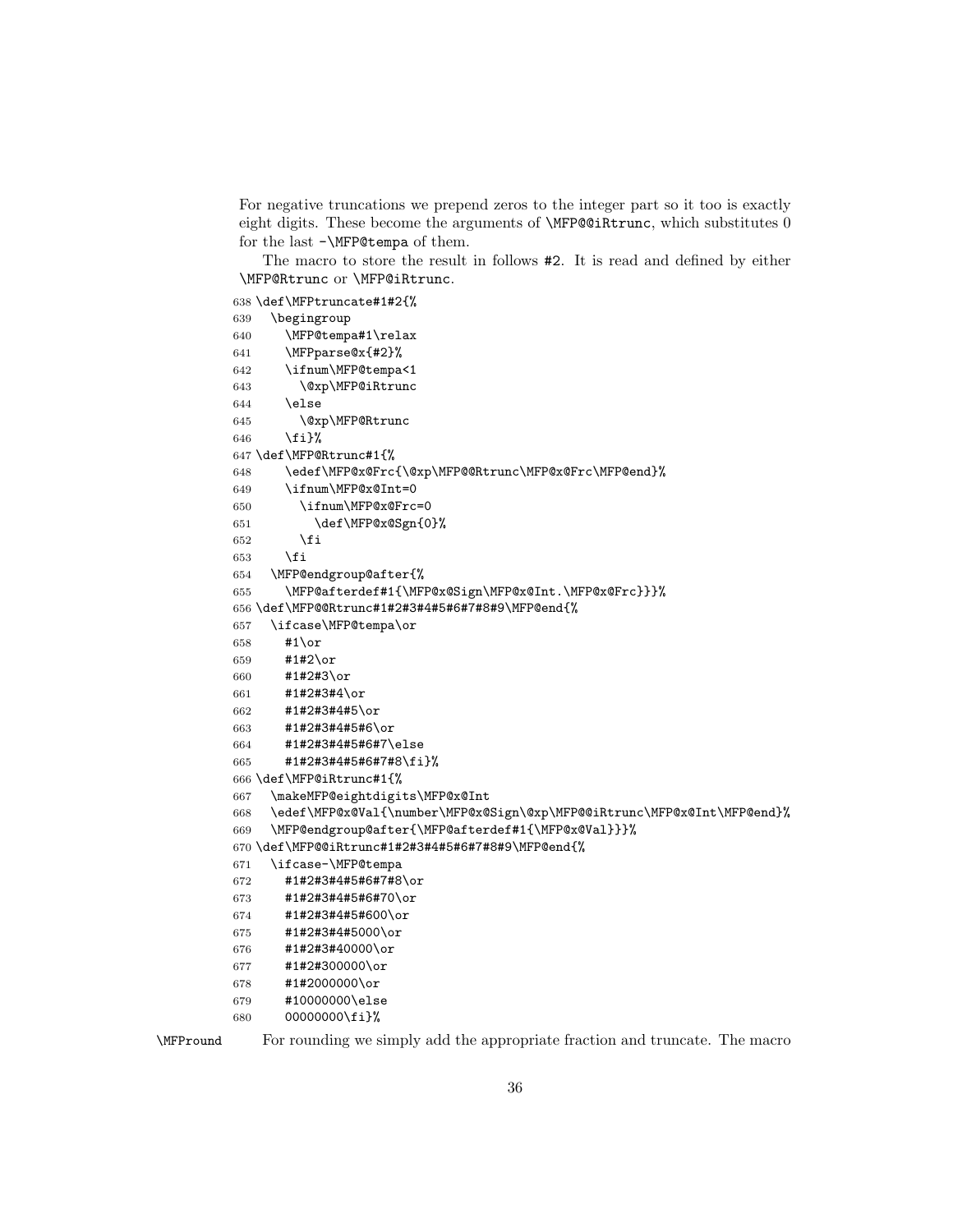For negative truncations we prepend zeros to the integer part so it too is exactly eight digits. These become the arguments of `\MFP@@iRtrunc`, which substitutes 0 for the last `-\MFP@tempa` of them.

The macro to store the result in follows `#2`. It is read and defined by either `\MFP@Rtrunc` or `\MFP@iRtrunc`.

```
638 \def\MFPtruncate#1#2{%
639   \begingroup
640     \MFP@tempa#1\relax
641     \MFPparse@x{#2}%
642     \ifnum\MFP@tempa<1
643       \@xp\MFP@iRtrunc
644     \else
645       \@xp\MFP@Rtrunc
646     \fi}%
647 \def\MFP@Rtrunc#1{%
648     \edef\MFP@x@Frc{\@xp\MFP@@Rtrunc\MFP@x@Frc\MFP@end}%
649     \ifnum\MFP@x@Int=0
650       \ifnum\MFP@x@Frc=0
651         \def\MFP@x@Sgn{0}%
652       \fi
653     \fi
654   \MFP@endgroup@after{%
655     \MFP@afterdef#1{\MFP@x@Sign\MFP@x@Int.\MFP@x@Frc}}}%
656 \def\MFP@@Rtrunc#1#2#3#4#5#6#7#8#9\MFP@end{%
657   \ifcase\MFP@tempa\or
658     #1\or
659     #1#2\or
660     #1#2#3\or
661     #1#2#3#4\or
662     #1#2#3#4#5\or
663     #1#2#3#4#5#6\or
664     #1#2#3#4#5#6#7\else
665     #1#2#3#4#5#6#7#8\fi}%
666 \def\MFP@iRtrunc#1{%
667   \makeMFP@eightdigits\MFP@x@Int
668   \edef\MFP@x@Val{\number\MFP@x@Sign\@xp\MFP@@iRtrunc\MFP@x@Int\MFP@end}%
669   \MFP@endgroup@after{\MFP@afterdef#1{\MFP@x@Val}}}%
670 \def\MFP@@iRtrunc#1#2#3#4#5#6#7#8#9\MFP@end{%
671   \ifcase-\MFP@tempa
672     #1#2#3#4#5#6#7#8\or
673     #1#2#3#4#5#6#70\or
674     #1#2#3#4#5#600\or
675     #1#2#3#4#5000\or
676     #1#2#3#40000\or
677     #1#2#300000\or
678     #1#2000000\or
679     #10000000\else
680     00000000\fi}%
```

`\MFPround` For rounding we simply add the appropriate fraction and truncate. The macro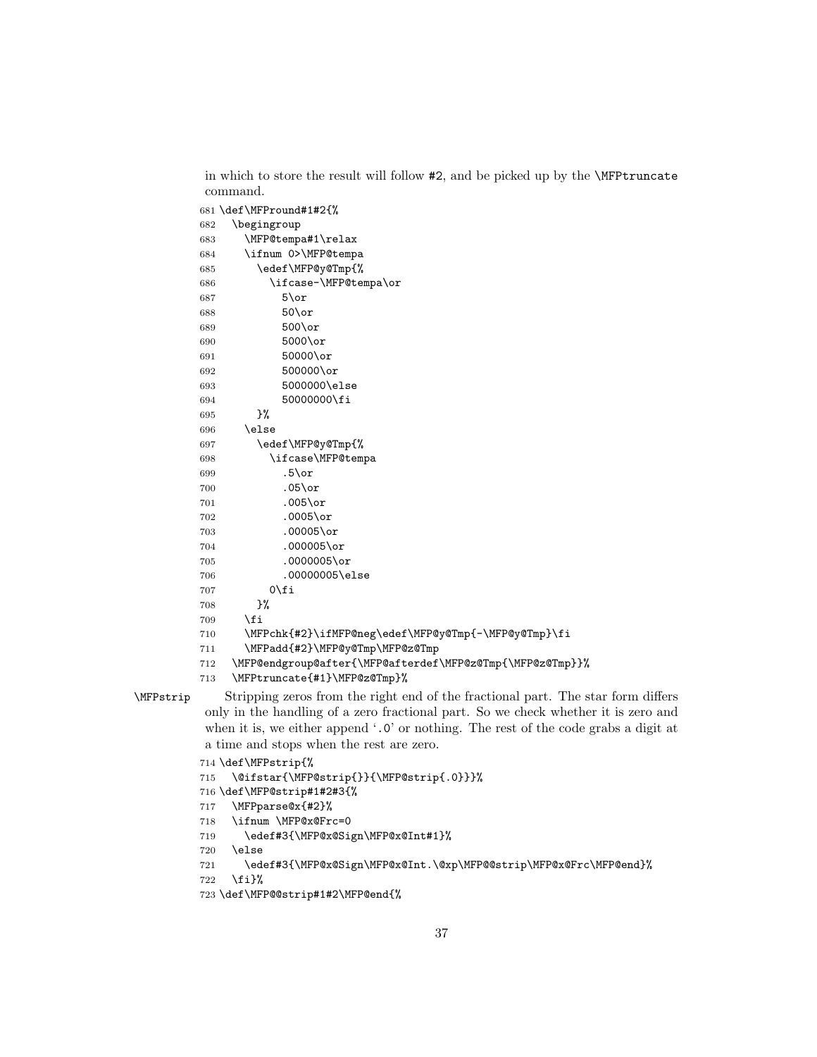in which to store the result will follow #2, and be picked up by the \MFPtruncate command.

```
681 \def\MFPround#1#2{%
682   \begingroup
683     \MFP@tempa#1\relax
684     \ifnum 0>\MFP@tempa
685       \edef\MFP@y@Tmp{%
686         \ifcase-\MFP@tempa\or
687           5\or
688           50\or
689           500\or
690           5000\or
691           50000\or
692           500000\or
693           5000000\else
694           50000000\fi
695       }%
696     \else
697       \edef\MFP@y@Tmp{%
698         \ifcase\MFP@tempa
699           .5\or
700           .05\or
701           .005\or
702           .0005\or
703           .00005\or
704           .000005\or
705           .0000005\or
706           .00000005\else
707         0\fi
708       }%
709     \fi
710     \MFPchk{#2}\ifMFP@neg\edef\MFP@y@Tmp{-\MFP@y@Tmp}\fi
711     \MFPadd{#2}\MFP@y@Tmp\MFP@z@Tmp
712   \MFP@endgroup@after{\MFP@afterdef\MFP@z@Tmp{\MFP@z@Tmp}}%
713   \MFPtruncate{#1}\MFP@z@Tmp}%
```

\MFPstrip Stripping zeros from the right end of the fractional part. The star form differs only in the handling of a zero fractional part. So we check whether it is zero and when it is, we either append '.0' or nothing. The rest of the code grabs a digit at a time and stops when the rest are zero.

```
714 \def\MFPstrip{%
715   \@ifstar{\MFP@strip{}}{\MFP@strip{.0}}}%
716 \def\MFP@strip#1#2#3{%
717   \MFPparse@x{#2}%
718   \ifnum \MFP@x@Frc=0
719     \edef#3{\MFP@x@Sign\MFP@x@Int#1}%
720   \else
721     \edef#3{\MFP@x@Sign\MFP@x@Int.\@xp\MFP@@strip\MFP@x@Frc\MFP@end}%
722   \fi}%
723 \def\MFP@@strip#1#2\MFP@end{%
```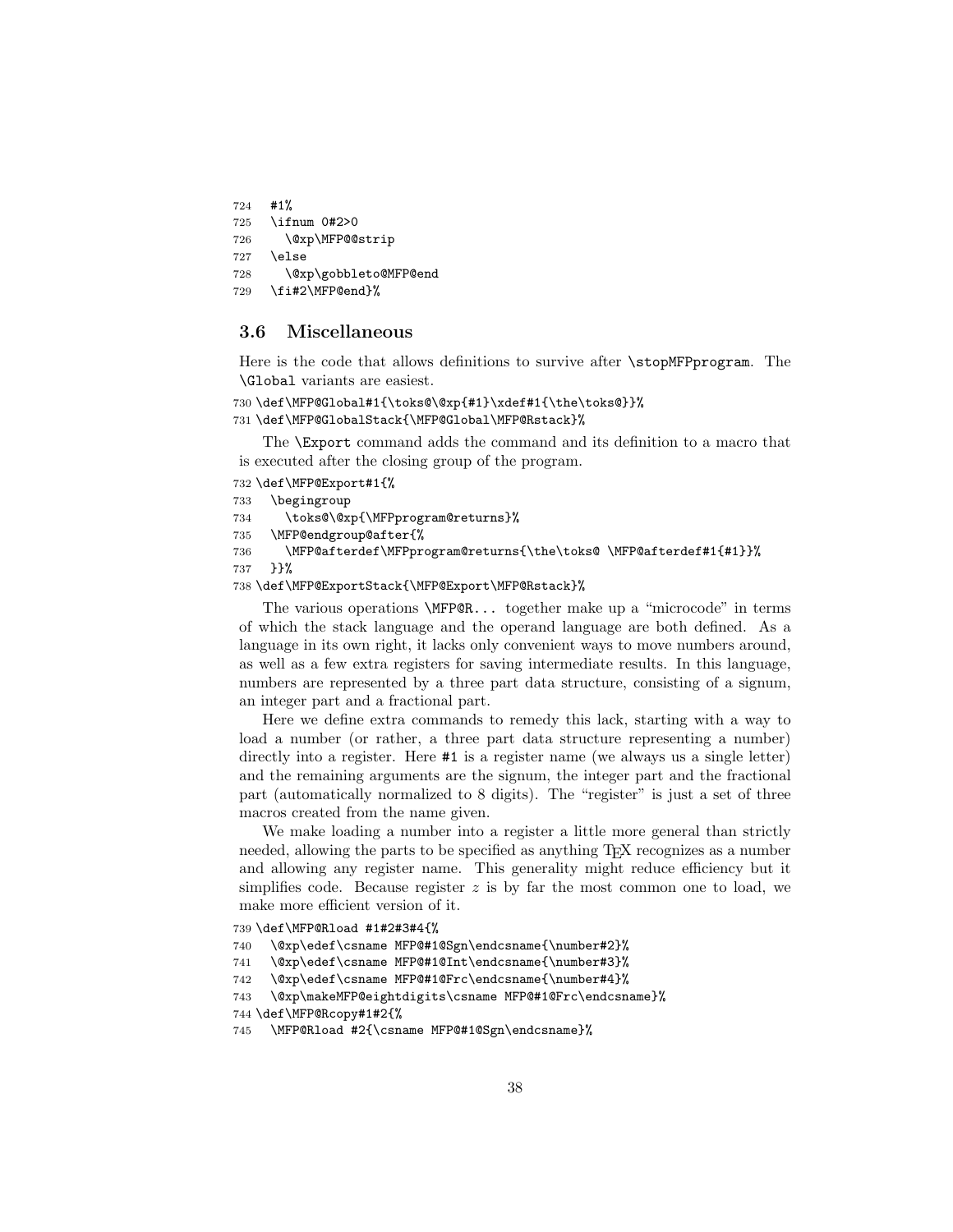```
724   #1%
725   \ifnum 0#2>0
726     \@xp\MFP@@strip
727   \else
728     \@xp\gobbleto@MFP@end
729   \fi#2\MFP@end}%
```

### 3.6 Miscellaneous

Here is the code that allows definitions to survive after `\stopMFPprogram`. The `\Global` variants are easiest.

```
730 \def\MFP@Global#1{\toks@\@xp{#1}\xdef#1{\the\toks@}}%
731 \def\MFP@GlobalStack{\MFP@Global\MFP@Rstack}%
```

The `\Export` command adds the command and its definition to a macro that is executed after the closing group of the program.

```
732 \def\MFP@Export#1{%
733   \begingroup
734     \toks@\@xp{\MFPprogram@returns}%
735   \MFP@endgroup@after{%
736     \MFP@afterdef\MFPprogram@returns{\the\toks@ \MFP@afterdef#1{#1}}%
737   }}%
738 \def\MFP@ExportStack{\MFP@Export\MFP@Rstack}%
```

The various operations `\MFP@R...` together make up a "microcode" in terms of which the stack language and the operand language are both defined. As a language in its own right, it lacks only convenient ways to move numbers around, as well as a few extra registers for saving intermediate results. In this language, numbers are represented by a three part data structure, consisting of a signum, an integer part and a fractional part.

Here we define extra commands to remedy this lack, starting with a way to load a number (or rather, a three part data structure representing a number) directly into a register. Here `#1` is a register name (we always us a single letter) and the remaining arguments are the signum, the integer part and the fractional part (automatically normalized to 8 digits). The "register" is just a set of three macros created from the name given.

We make loading a number into a register a little more general than strictly needed, allowing the parts to be specified as anything TeX recognizes as a number and allowing any register name. This generality might reduce efficiency but it simplifies code. Because register $z$ is by far the most common one to load, we make more efficient version of it.

```
739 \def\MFP@Rload #1#2#3#4{%
740   \@xp\edef\csname MFP@#1@Sgn\endcsname{\number#2}%
741   \@xp\edef\csname MFP@#1@Int\endcsname{\number#3}%
742   \@xp\edef\csname MFP@#1@Frc\endcsname{\number#4}%
743   \@xp\makeMFP@eightdigits\csname MFP@#1@Frc\endcsname}%
744 \def\MFP@Rcopy#1#2{%
745   \MFP@Rload #2{\csname MFP@#1@Sgn\endcsname}%
```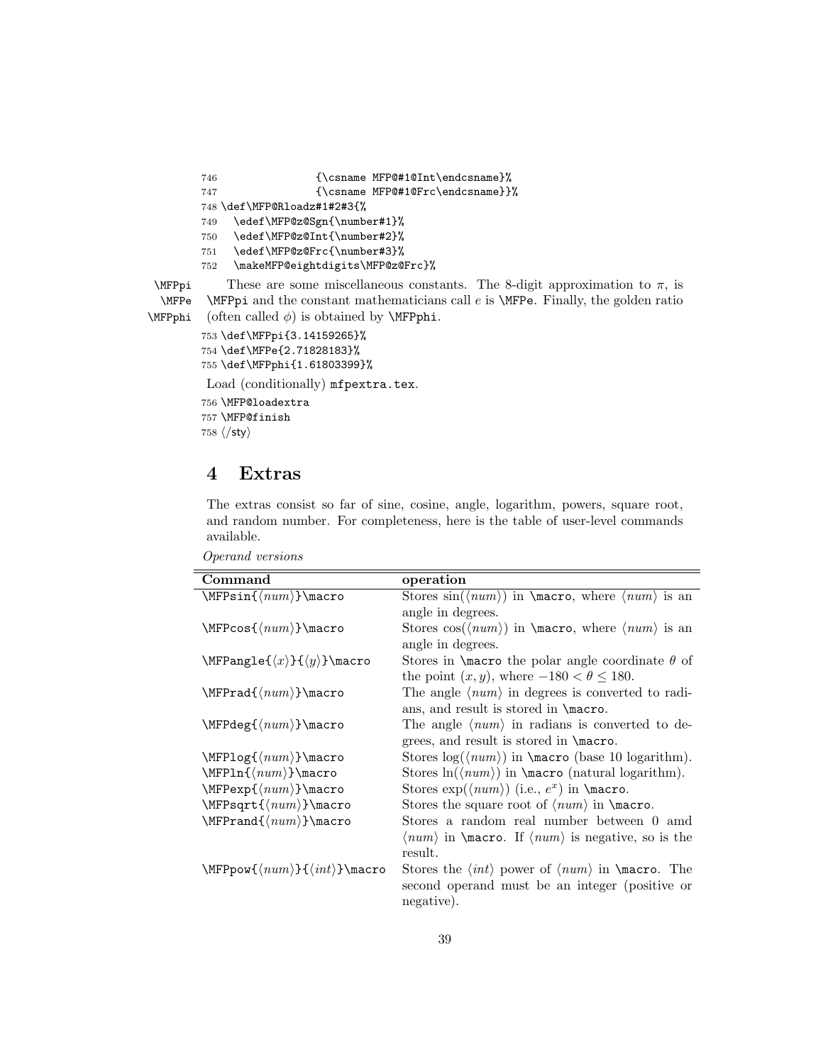```
746                {\csname MFP@#1@Int\endcsname}%
747                {\csname MFP@#1@Frc\endcsname}}%
748 \def\MFP@Rloadz#1#2#3{%
749   \edef\MFP@z@Sgn{\number#1}%
750   \edef\MFP@z@Int{\number#2}%
751   \edef\MFP@z@Frc{\number#3}%
752   \makeMFP@eightdigits\MFP@z@Frc}%
```

`\MFPpi` `\MFPe` `\MFPphi` These are some miscellaneous constants. The 8-digit approximation to $\pi$, is `\MFPpi` and the constant mathematicians call $e$ is `\MFPe`. Finally, the golden ratio (often called $\phi$) is obtained by `\MFPphi`.

```
753 \def\MFPpi{3.14159265}%
754 \def\MFPe{2.71828183}%
755 \def\MFPphi{1.61803399}%
```

Load (conditionally) `mfpextra.tex`.

```
756 \MFP@loadextra
757 \MFP@finish
758 </sty>
```

# 4 Extras

The extras consist so far of sine, cosine, angle, logarithm, powers, square root, and random number. For completeness, here is the table of user-level commands available.

*Operand versions*

| Command | operation |
|---|---|
| `\MFPsin{⟨num⟩}\macro` | Stores sin(⟨num⟩) in `\macro`, where ⟨num⟩ is an angle in degrees. |
| `\MFPcos{⟨num⟩}\macro` | Stores cos(⟨num⟩) in `\macro`, where ⟨num⟩ is an angle in degrees. |
| `\MFPangle{⟨x⟩}{⟨y⟩}\macro` | Stores in `\macro` the polar angle coordinate $\theta$ of the point $(x, y)$, where $-180 < \theta \leq 180$. |
| `\MFPrad{⟨num⟩}\macro` | The angle ⟨num⟩ in degrees is converted to radians, and result is stored in `\macro`. |
| `\MFPdeg{⟨num⟩}\macro` | The angle ⟨num⟩ in radians is converted to degrees, and result is stored in `\macro`. |
| `\MFPlog{⟨num⟩}\macro` | Stores log(⟨num⟩) in `\macro` (base 10 logarithm). |
| `\MFPln{⟨num⟩}\macro` | Stores ln(⟨num⟩) in `\macro` (natural logarithm). |
| `\MFPexp{⟨num⟩}\macro` | Stores exp(⟨num⟩) (i.e., $e^x$) in `\macro`. |
| `\MFPsqrt{⟨num⟩}\macro` | Stores the square root of ⟨num⟩ in `\macro`. |
| `\MFPrand{⟨num⟩}\macro` | Stores a random real number between 0 amd ⟨num⟩ in `\macro`. If ⟨num⟩ is negative, so is the result. |
| `\MFPpow{⟨num⟩}{⟨int⟩}\macro` | Stores the ⟨int⟩ power of ⟨num⟩ in `\macro`. The second operand must be an integer (positive or negative). |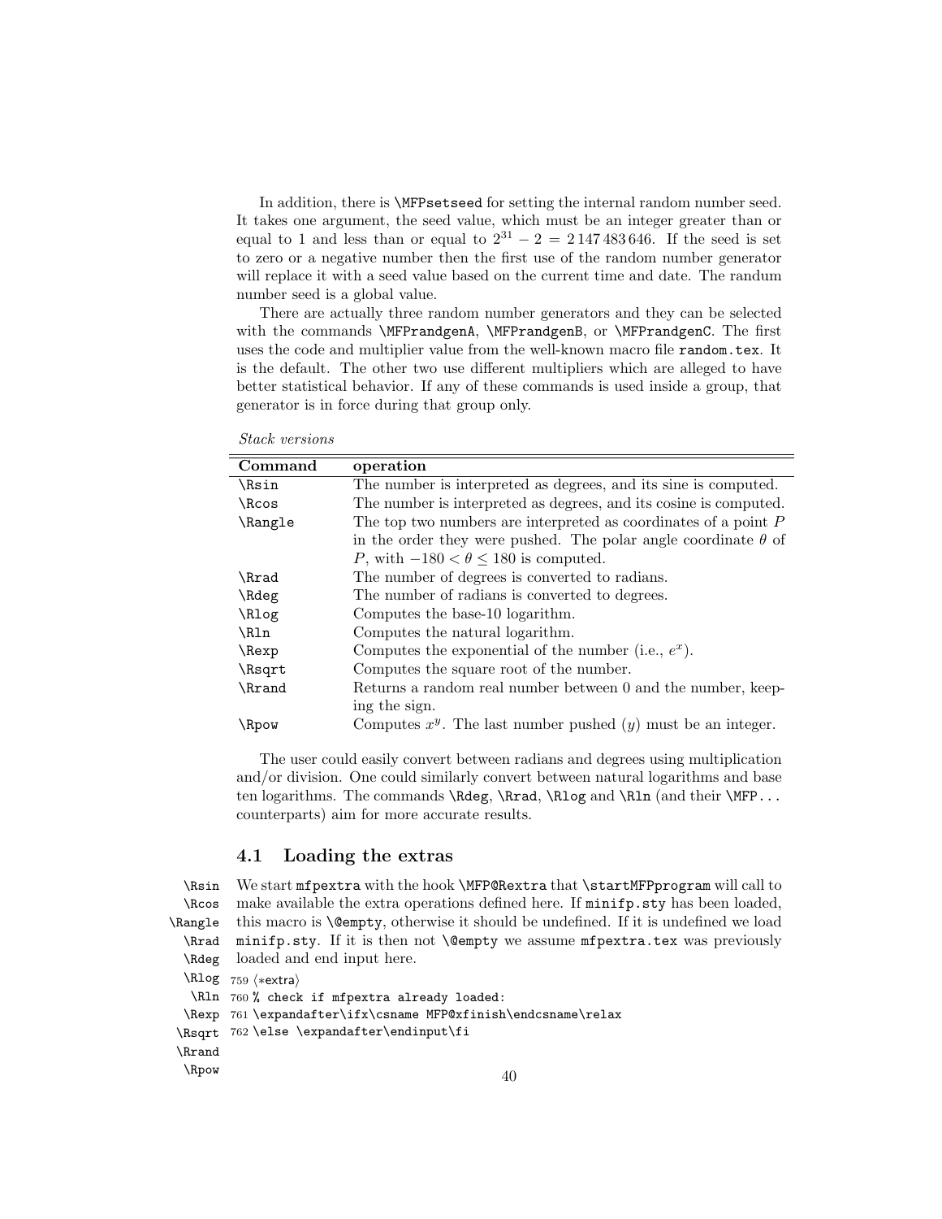In addition, there is \MFPsetseed for setting the internal random number seed. It takes one argument, the seed value, which must be an integer greater than or equal to 1 and less than or equal to $2^{31} - 2 = 2\,147\,483\,646$. If the seed is set to zero or a negative number then the first use of the random number generator will replace it with a seed value based on the current time and date. The randum number seed is a global value.

There are actually three random number generators and they can be selected with the commands \MFPrandgenA, \MFPrandgenB, or \MFPrandgenC. The first uses the code and multiplier value from the well-known macro file random.tex. It is the default. The other two use different multipliers which are alleged to have better statistical behavior. If any of these commands is used inside a group, that generator is in force during that group only.

*Stack versions*

| **Command** | **operation** |
|---|---|
| \Rsin | The number is interpreted as degrees, and its sine is computed. |
| \Rcos | The number is interpreted as degrees, and its cosine is computed. |
| \Rangle | The top two numbers are interpreted as coordinates of a point $P$ in the order they were pushed. The polar angle coordinate $\theta$ of $P$, with $-180 < \theta \leq 180$ is computed. |
| \Rrad | The number of degrees is converted to radians. |
| \Rdeg | The number of radians is converted to degrees. |
| \Rlog | Computes the base-10 logarithm. |
| \Rln | Computes the natural logarithm. |
| \Rexp | Computes the exponential of the number (i.e., $e^x$). |
| \Rsqrt | Computes the square root of the number. |
| \Rrand | Returns a random real number between 0 and the number, keeping the sign. |
| \Rpow | Computes $x^y$. The last number pushed ($y$) must be an integer. |

The user could easily convert between radians and degrees using multiplication and/or division. One could similarly convert between natural logarithms and base ten logarithms. The commands \Rdeg, \Rrad, \Rlog and \Rln (and their \MFP... counterparts) aim for more accurate results.

### 4.1 Loading the extras

\Rsin \Rcos \Rangle \Rrad \Rdeg \Rlog \Rln \Rexp \Rsqrt \Rrand \Rpow

We start mfpextra with the hook \MFP@Rextra that \startMFPprogram will call to make available the extra operations defined here. If minifp.sty has been loaded, this macro is \@empty, otherwise it should be undefined. If it is undefined we load minifp.sty. If it is then not \@empty we assume mfpextra.tex was previously loaded and end input here.

```
759 ⟨*extra⟩
760 % check if mfpextra already loaded:
761 \expandafter\ifx\csname MFP@xfinish\endcsname\relax
762 \else \expandafter\endinput\fi
```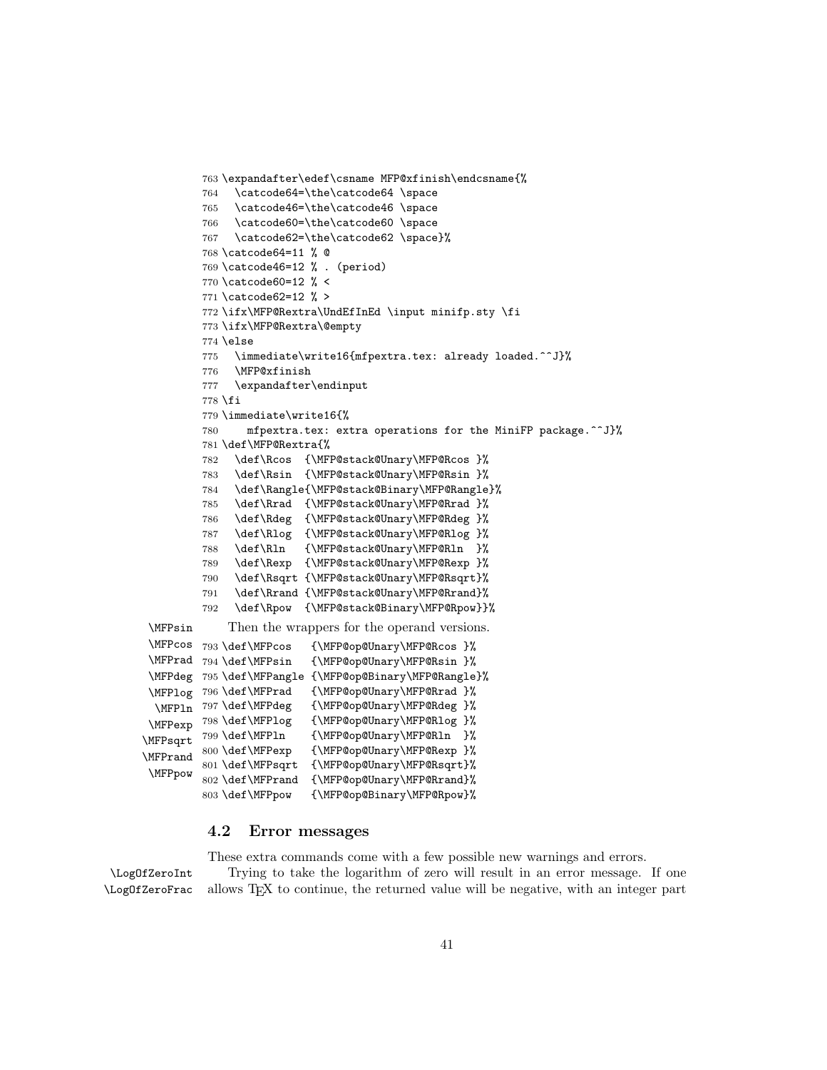```
763 \expandafter\edef\csname MFP@xfinish\endcsname{%
764   \catcode64=\the\catcode64 \space
765   \catcode46=\the\catcode46 \space
766   \catcode60=\the\catcode60 \space
767   \catcode62=\the\catcode62 \space}%
768 \catcode64=11 % @
769 \catcode46=12 % . (period)
770 \catcode60=12 % <
771 \catcode62=12 % >
772 \ifx\MFP@Rextra\UndEfInEd \input minifp.sty \fi
773 \ifx\MFP@Rextra\@empty
774 \else
775   \immediate\write16{mfpextra.tex: already loaded.^^J}%
776   \MFP@xfinish
777   \expandafter\endinput
778 \fi
779 \immediate\write16{%
780     mfpextra.tex: extra operations for the MiniFP package.^^J}%
781 \def\MFP@Rextra{%
782   \def\Rcos  {\MFP@stack@Unary\MFP@Rcos }%
783   \def\Rsin  {\MFP@stack@Unary\MFP@Rsin }%
784   \def\Rangle{\MFP@stack@Binary\MFP@Rangle}%
785   \def\Rrad  {\MFP@stack@Unary\MFP@Rrad }%
786   \def\Rdeg  {\MFP@stack@Unary\MFP@Rdeg }%
787   \def\Rlog  {\MFP@stack@Unary\MFP@Rlog }%
788   \def\Rln   {\MFP@stack@Unary\MFP@Rln  }%
789   \def\Rexp  {\MFP@stack@Unary\MFP@Rexp }%
790   \def\Rsqrt {\MFP@stack@Unary\MFP@Rsqrt}%
791   \def\Rrand {\MFP@stack@Unary\MFP@Rrand}%
792   \def\Rpow  {\MFP@stack@Binary\MFP@Rpow}}%
```

\MFPsin \MFPcos \MFPrad \MFPdeg \MFPlog \MFPln \MFPexp \MFPsqrt \MFPrand \MFPpow

Then the wrappers for the operand versions.

```
793 \def\MFPcos   {\MFP@op@Unary\MFP@Rcos }%
794 \def\MFPsin   {\MFP@op@Unary\MFP@Rsin }%
795 \def\MFPangle {\MFP@op@Binary\MFP@Rangle}%
796 \def\MFPrad   {\MFP@op@Unary\MFP@Rrad }%
797 \def\MFPdeg   {\MFP@op@Unary\MFP@Rdeg }%
798 \def\MFPlog   {\MFP@op@Unary\MFP@Rlog }%
799 \def\MFPln    {\MFP@op@Unary\MFP@Rln  }%
800 \def\MFPexp   {\MFP@op@Unary\MFP@Rexp }%
801 \def\MFPsqrt  {\MFP@op@Unary\MFP@Rsqrt}%
802 \def\MFPrand  {\MFP@op@Unary\MFP@Rrand}%
803 \def\MFPpow   {\MFP@op@Binary\MFP@Rpow}%
```

## 4.2 Error messages

These extra commands come with a few possible new warnings and errors.

\LogOfZeroInt \LogOfZeroFrac

Trying to take the logarithm of zero will result in an error message. If one allows TEX to continue, the returned value will be negative, with an integer part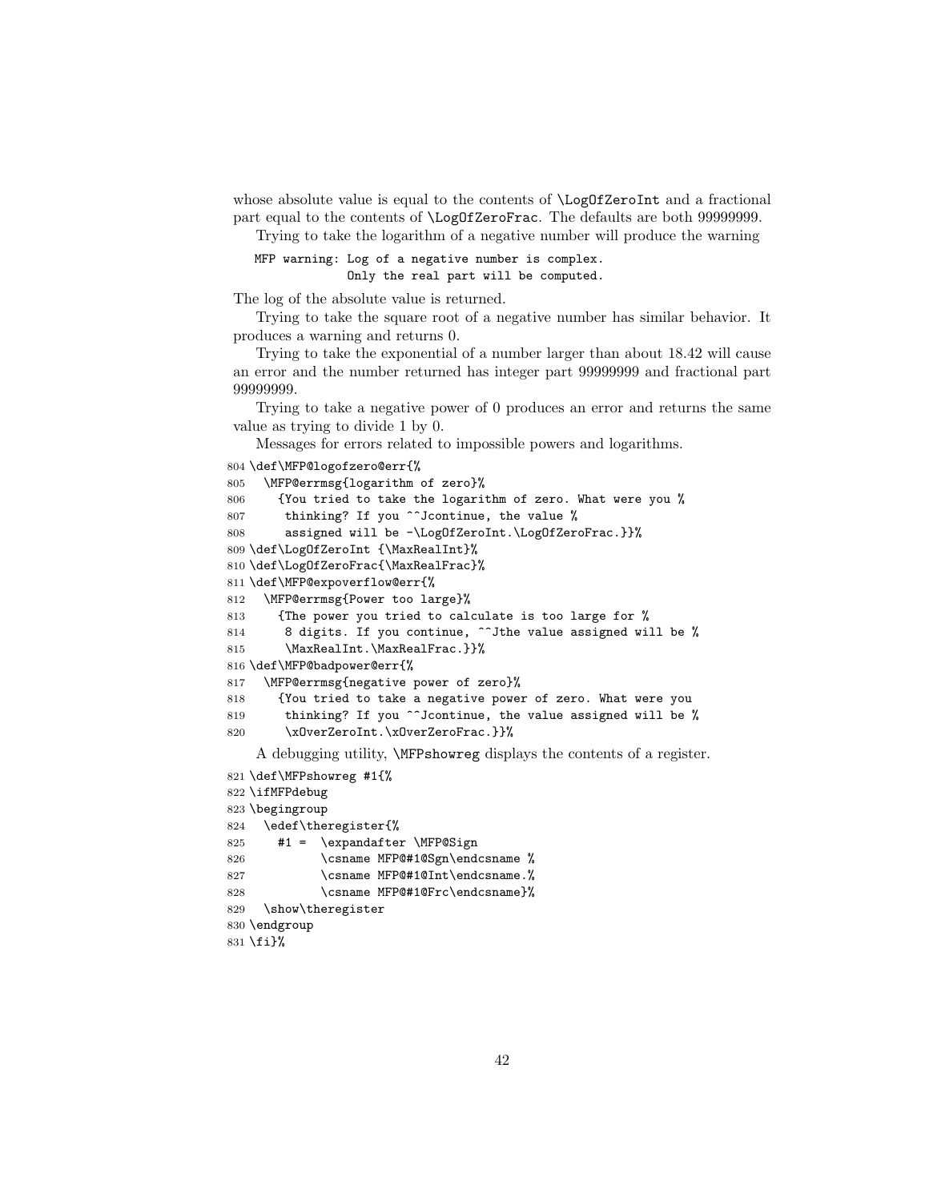whose absolute value is equal to the contents of \LogOfZeroInt and a fractional part equal to the contents of \LogOfZeroFrac. The defaults are both 99999999.

Trying to take the logarithm of a negative number will produce the warning

```
MFP warning: Log of a negative number is complex.
             Only the real part will be computed.
```

The log of the absolute value is returned.

Trying to take the square root of a negative number has similar behavior. It produces a warning and returns 0.

Trying to take the exponential of a number larger than about 18.42 will cause an error and the number returned has integer part 99999999 and fractional part 99999999.

Trying to take a negative power of 0 produces an error and returns the same value as trying to divide 1 by 0.

Messages for errors related to impossible powers and logarithms.

```
804 \def\MFP@logofzero@err{%
805   \MFP@errmsg{logarithm of zero}%
806     {You tried to take the logarithm of zero. What were you %
807      thinking? If you ^^Jcontinue, the value %
808      assigned will be -\LogOfZeroInt.\LogOfZeroFrac.}}%
809 \def\LogOfZeroInt {\MaxRealInt}%
810 \def\LogOfZeroFrac{\MaxRealFrac}%
811 \def\MFP@expoverflow@err{%
812   \MFP@errmsg{Power too large}%
813     {The power you tried to calculate is too large for %
814      8 digits. If you continue, ^^Jthe value assigned will be %
815      \MaxRealInt.\MaxRealFrac.}}%
816 \def\MFP@badpower@err{%
817   \MFP@errmsg{negative power of zero}%
818     {You tried to take a negative power of zero. What were you
819      thinking? If you ^^Jcontinue, the value assigned will be %
820      \xOverZeroInt.\xOverZeroFrac.}}%
```

A debugging utility, \MFPshowreg displays the contents of a register.

```
821 \def\MFPshowreg #1{%
822 \ifMFPdebug
823 \begingroup
824   \edef\theregister{%
825     #1 =  \expandafter \MFP@Sign
826           \csname MFP@#1@Sgn\endcsname %
827           \csname MFP@#1@Int\endcsname.%
828           \csname MFP@#1@Frc\endcsname}%
829   \show\theregister
830 \endgroup
831 \fi}%
```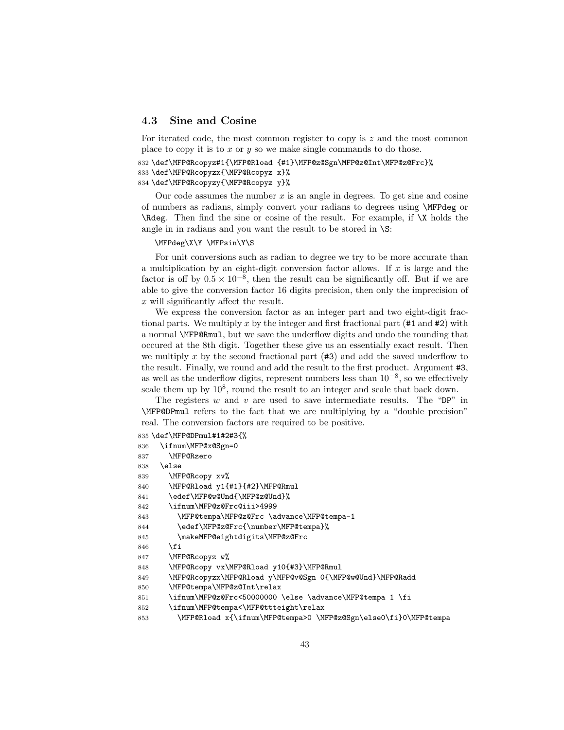### 4.3 Sine and Cosine

For iterated code, the most common register to copy is $z$ and the most common place to copy it is to $x$ or $y$ so we make single commands to do those.

```
832 \def\MFP@Rcopyz#1{\MFP@Rload {#1}\MFP@z@Sgn\MFP@z@Int\MFP@z@Frc}%
833 \def\MFP@Rcopyzx{\MFP@Rcopyz x}%
834 \def\MFP@Rcopyzy{\MFP@Rcopyz y}%
```

Our code assumes the number $x$ is an angle in degrees. To get sine and cosine of numbers as radians, simply convert your radians to degrees using `\MFPdeg` or `\Rdeg`. Then find the sine or cosine of the result. For example, if `\X` holds the angle in in radians and you want the result to be stored in `\S`:

```
\MFPdeg\X\Y \MFPsin\Y\S
```

For unit conversions such as radian to degree we try to be more accurate than a multiplication by an eight-digit conversion factor allows. If $x$ is large and the factor is off by $0.5 \times 10^{-8}$, then the result can be significantly off. But if we are able to give the conversion factor 16 digits precision, then only the imprecision of $x$ will significantly affect the result.

We express the conversion factor as an integer part and two eight-digit fractional parts. We multiply $x$ by the integer and first fractional part (`#1` and `#2`) with a normal `\MFP@Rmul`, but we save the underflow digits and undo the rounding that occured at the 8th digit. Together these give us an essentially exact result. Then we multiply $x$ by the second fractional part (`#3`) and add the saved underflow to the result. Finally, we round and add the result to the first product. Argument `#3`, as well as the underflow digits, represent numbers less than $10^{-8}$, so we effectively scale them up by $10^8$, round the result to an integer and scale that back down.

The registers $w$ and $v$ are used to save intermediate results. The "`DP`" in `\MFP@DPmul` refers to the fact that we are multiplying by a "double precision" real. The conversion factors are required to be positive.

```
835 \def\MFP@DPmul#1#2#3{%
836   \ifnum\MFP@x@Sgn=0
837     \MFP@Rzero
838   \else
839     \MFP@Rcopy xv%
840     \MFP@Rload y1{#1}{#2}\MFP@Rmul
841     \edef\MFP@w@Und{\MFP@z@Und}%
842     \ifnum\MFP@z@Frc@iii>4999
843       \MFP@tempa\MFP@z@Frc \advance\MFP@tempa-1
844       \edef\MFP@z@Frc{\number\MFP@tempa}%
845       \makeMFP@eightdigits\MFP@z@Frc
846     \fi
847     \MFP@Rcopyz w%
848     \MFP@Rcopy vx\MFP@Rload y10{#3}\MFP@Rmul
849     \MFP@Rcopyzx\MFP@Rload y\MFP@v@Sgn 0{\MFP@w@Und}\MFP@Radd
850     \MFP@tempa\MFP@z@Int\relax
851     \ifnum\MFP@z@Frc<50000000 \else \advance\MFP@tempa 1 \fi
852     \ifnum\MFP@tempa<\MFP@ttteight\relax
853       \MFP@Rload x{\ifnum\MFP@tempa>0 \MFP@z@Sgn\else0\fi}0\MFP@tempa
```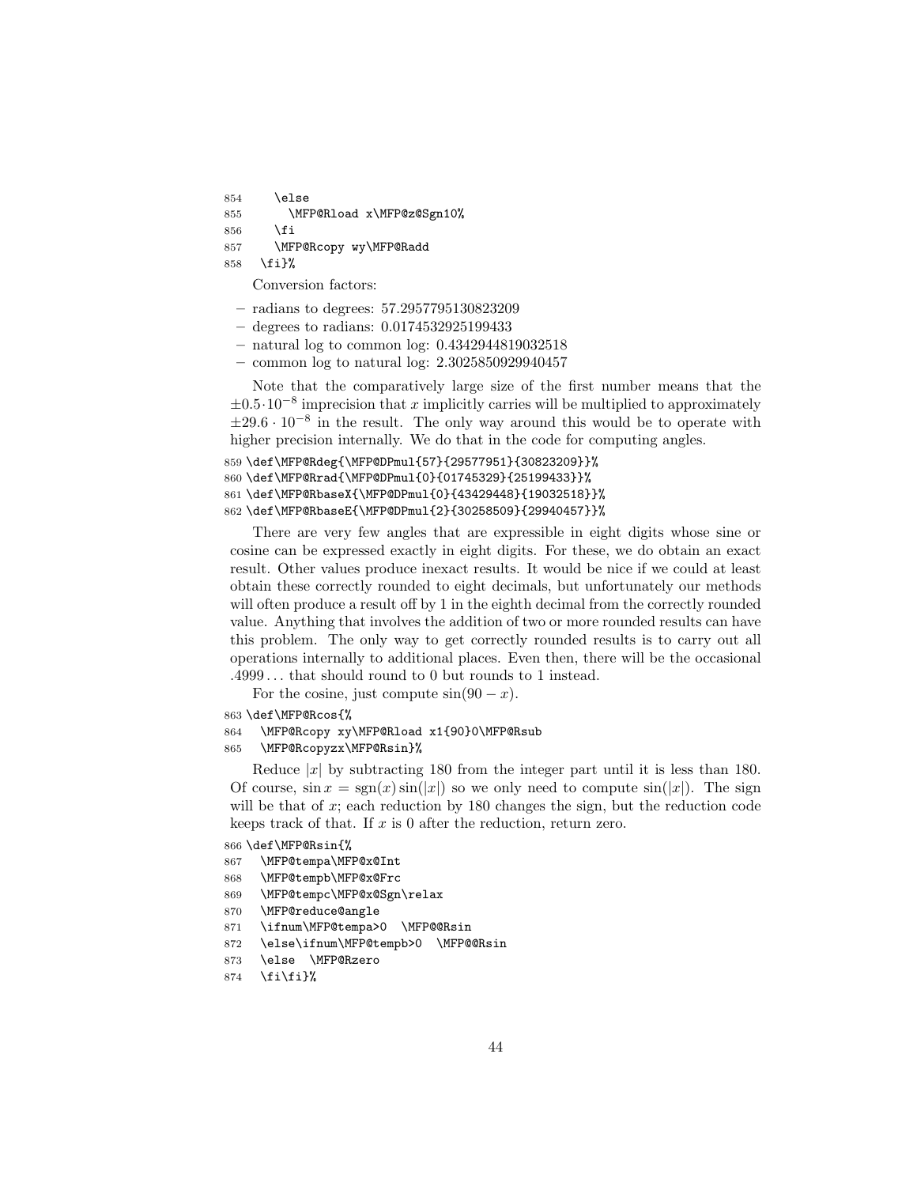```
854     \else
855       \MFP@Rload x\MFP@z@Sgn10%
856     \fi
857     \MFP@Rcopy wy\MFP@Radd
858   \fi}%
```

Conversion factors:

- radians to degrees: 57.2957795130823209
- degrees to radians: 0.0174532925199433
- natural log to common log: 0.4342944819032518
- common log to natural log: 2.3025850929940457

Note that the comparatively large size of the first number means that the $\pm 0.5 \cdot 10^{-8}$ imprecision that $x$ implicitly carries will be multiplied to approximately $\pm 29.6 \cdot 10^{-8}$ in the result. The only way around this would be to operate with higher precision internally. We do that in the code for computing angles.

```
859 \def\MFP@Rdeg{\MFP@DPmul{57}{29577951}{30823209}}%
860 \def\MFP@Rrad{\MFP@DPmul{0}{01745329}{25199433}}%
861 \def\MFP@RbaseX{\MFP@DPmul{0}{43429448}{19032518}}%
862 \def\MFP@RbaseE{\MFP@DPmul{2}{30258509}{29940457}}%
```

There are very few angles that are expressible in eight digits whose sine or cosine can be expressed exactly in eight digits. For these, we do obtain an exact result. Other values produce inexact results. It would be nice if we could at least obtain these correctly rounded to eight decimals, but unfortunately our methods will often produce a result off by 1 in the eighth decimal from the correctly rounded value. Anything that involves the addition of two or more rounded results can have this problem. The only way to get correctly rounded results is to carry out all operations internally to additional places. Even then, there will be the occasional .4999 . . . that should round to 0 but rounds to 1 instead.

For the cosine, just compute $\sin(90 - x)$.

```
863 \def\MFP@Rcos{%
864   \MFP@Rcopy xy\MFP@Rload x1{90}0\MFP@Rsub
865   \MFP@Rcopyzx\MFP@Rsin}%
```

Reduce $|x|$ by subtracting 180 from the integer part until it is less than 180. Of course, $\sin x = \mathrm{sgn}(x) \sin(|x|)$ so we only need to compute $\sin(|x|)$. The sign will be that of $x$; each reduction by 180 changes the sign, but the reduction code keeps track of that. If $x$ is 0 after the reduction, return zero.

```
866 \def\MFP@Rsin{%
867   \MFP@tempa\MFP@x@Int
868   \MFP@tempb\MFP@x@Frc
869   \MFP@tempc\MFP@x@Sgn\relax
870   \MFP@reduce@angle
871   \ifnum\MFP@tempa>0  \MFP@@Rsin
872   \else\ifnum\MFP@tempb>0  \MFP@@Rsin
873   \else  \MFP@Rzero
874   \fi\fi}%
```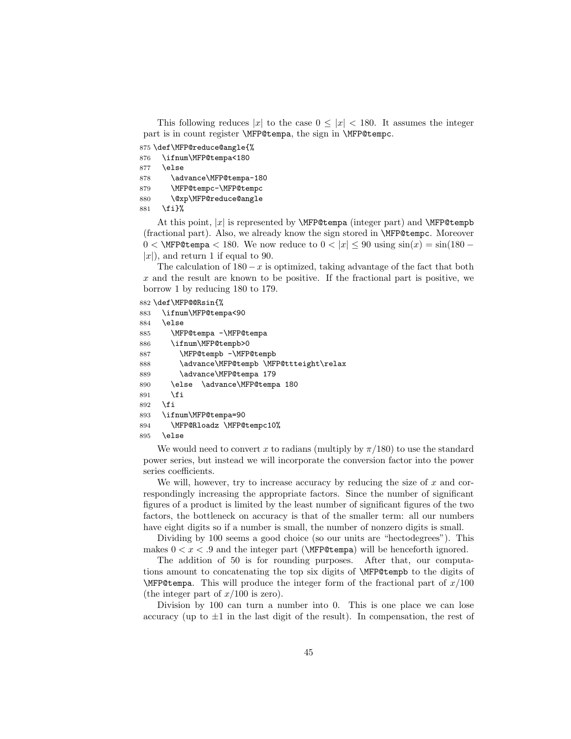This following reduces $|x|$ to the case $0 \leq |x| < 180$. It assumes the integer part is in count register `\MFP@tempa`, the sign in `\MFP@tempc`.

```
875 \def\MFP@reduce@angle{%
876   \ifnum\MFP@tempa<180
877   \else
878     \advance\MFP@tempa-180
879     \MFP@tempc-\MFP@tempc
880     \@xp\MFP@reduce@angle
881   \fi}%
```

At this point, $|x|$ is represented by `\MFP@tempa` (integer part) and `\MFP@tempb` (fractional part). Also, we already know the sign stored in `\MFP@tempc`. Moreover $0 <$ `\MFP@tempa` $< 180$. We now reduce to $0 < |x| \leq 90$ using $\sin(x) = \sin(180 - |x|)$, and return 1 if equal to 90.

The calculation of $180 - x$ is optimized, taking advantage of the fact that both $x$ and the result are known to be positive. If the fractional part is positive, we borrow 1 by reducing 180 to 179.

```
882 \def\MFP@@Rsin{%
883   \ifnum\MFP@tempa<90
884   \else
885     \MFP@tempa -\MFP@tempa
886     \ifnum\MFP@tempb>0
887       \MFP@tempb -\MFP@tempb
888       \advance\MFP@tempb \MFP@ttteight\relax
889       \advance\MFP@tempa 179
890     \else  \advance\MFP@tempa 180
891     \fi
892   \fi
893   \ifnum\MFP@tempa=90
894     \MFP@Rloadz \MFP@tempc10%
895   \else
```

We would need to convert $x$ to radians (multiply by $\pi/180$) to use the standard power series, but instead we will incorporate the conversion factor into the power series coefficients.

We will, however, try to increase accuracy by reducing the size of $x$ and correspondingly increasing the appropriate factors. Since the number of significant figures of a product is limited by the least number of significant figures of the two factors, the bottleneck on accuracy is that of the smaller term: all our numbers have eight digits so if a number is small, the number of nonzero digits is small.

Dividing by 100 seems a good choice (so our units are "hectodegrees"). This makes $0 < x < .9$ and the integer part (`\MFP@tempa`) will be henceforth ignored.

The addition of 50 is for rounding purposes. After that, our computations amount to concatenating the top six digits of `\MFP@tempb` to the digits of `\MFP@tempa`. This will produce the integer form of the fractional part of $x/100$ (the integer part of $x/100$ is zero).

Division by 100 can turn a number into 0. This is one place we can lose accuracy (up to $\pm 1$ in the last digit of the result). In compensation, the rest of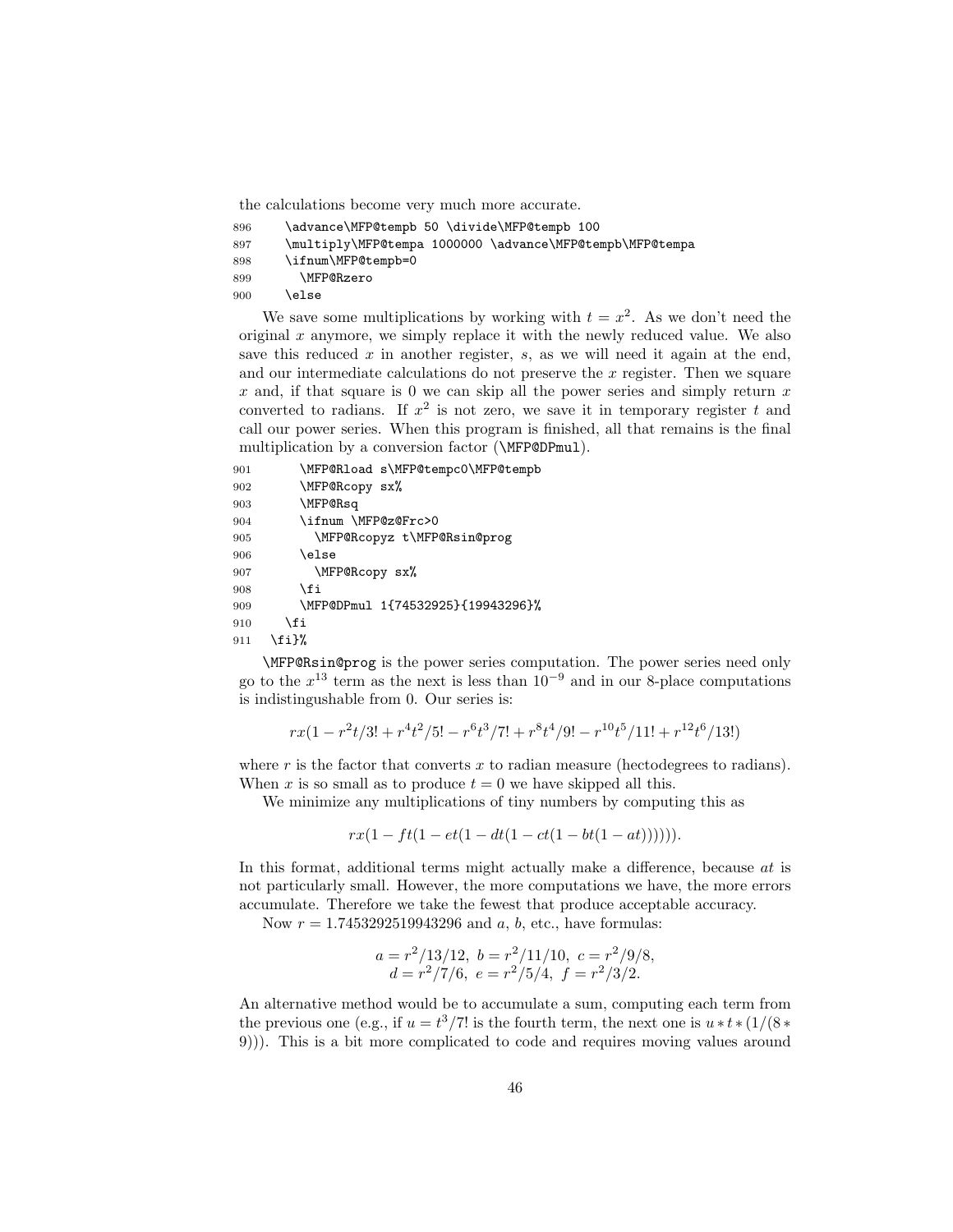the calculations become very much more accurate.

```
896     \advance\MFP@tempb 50 \divide\MFP@tempb 100
897     \multiply\MFP@tempa 1000000 \advance\MFP@tempb\MFP@tempa
898     \ifnum\MFP@tempb=0
899       \MFP@Rzero
900     \else
```

We save some multiplications by working with $t = x^2$. As we don't need the original $x$ anymore, we simply replace it with the newly reduced value. We also save this reduced $x$ in another register, $s$, as we will need it again at the end, and our intermediate calculations do not preserve the $x$ register. Then we square $x$ and, if that square is 0 we can skip all the power series and simply return $x$ converted to radians. If $x^2$ is not zero, we save it in temporary register $t$ and call our power series. When this program is finished, all that remains is the final multiplication by a conversion factor (\MFP@DPmul).

```
901       \MFP@Rload s\MFP@tempc0\MFP@tempb
902       \MFP@Rcopy sx%
903       \MFP@Rsq
904       \ifnum \MFP@z@Frc>0
905         \MFP@Rcopyz t\MFP@Rsin@prog
906       \else
907         \MFP@Rcopy sx%
908       \fi
909       \MFP@DPmul 1{74532925}{19943296}%
910     \fi
911   \fi}%
```

\MFP@Rsin@prog is the power series computation. The power series need only go to the $x^{13}$ term as the next is less than $10^{-9}$ and in our 8-place computations is indistingushable from 0. Our series is:

$$rx(1 - r^2t/3! + r^4t^2/5! - r^6t^3/7! + r^8t^4/9! - r^{10}t^5/11! + r^{12}t^6/13!)$$

where $r$ is the factor that converts $x$ to radian measure (hectodegrees to radians). When $x$ is so small as to produce $t = 0$ we have skipped all this.

We minimize any multiplications of tiny numbers by computing this as

$$rx(1 - ft(1 - et(1 - dt(1 - ct(1 - bt(1 - at)))))).$$

In this format, additional terms might actually make a difference, because $at$ is not particularly small. However, the more computations we have, the more errors accumulate. Therefore we take the fewest that produce acceptable accuracy.

Now $r = 1.7453292519943296$ and $a$, $b$, etc., have formulas:

$$a = r^2/13/12,\ b = r^2/11/10,\ c = r^2/9/8,$$
$$d = r^2/7/6,\ e = r^2/5/4,\ f = r^2/3/2.$$

An alternative method would be to accumulate a sum, computing each term from the previous one (e.g., if $u = t^3/7!$ is the fourth term, the next one is $u * t * (1/(8 * 9)))$. This is a bit more complicated to code and requires moving values around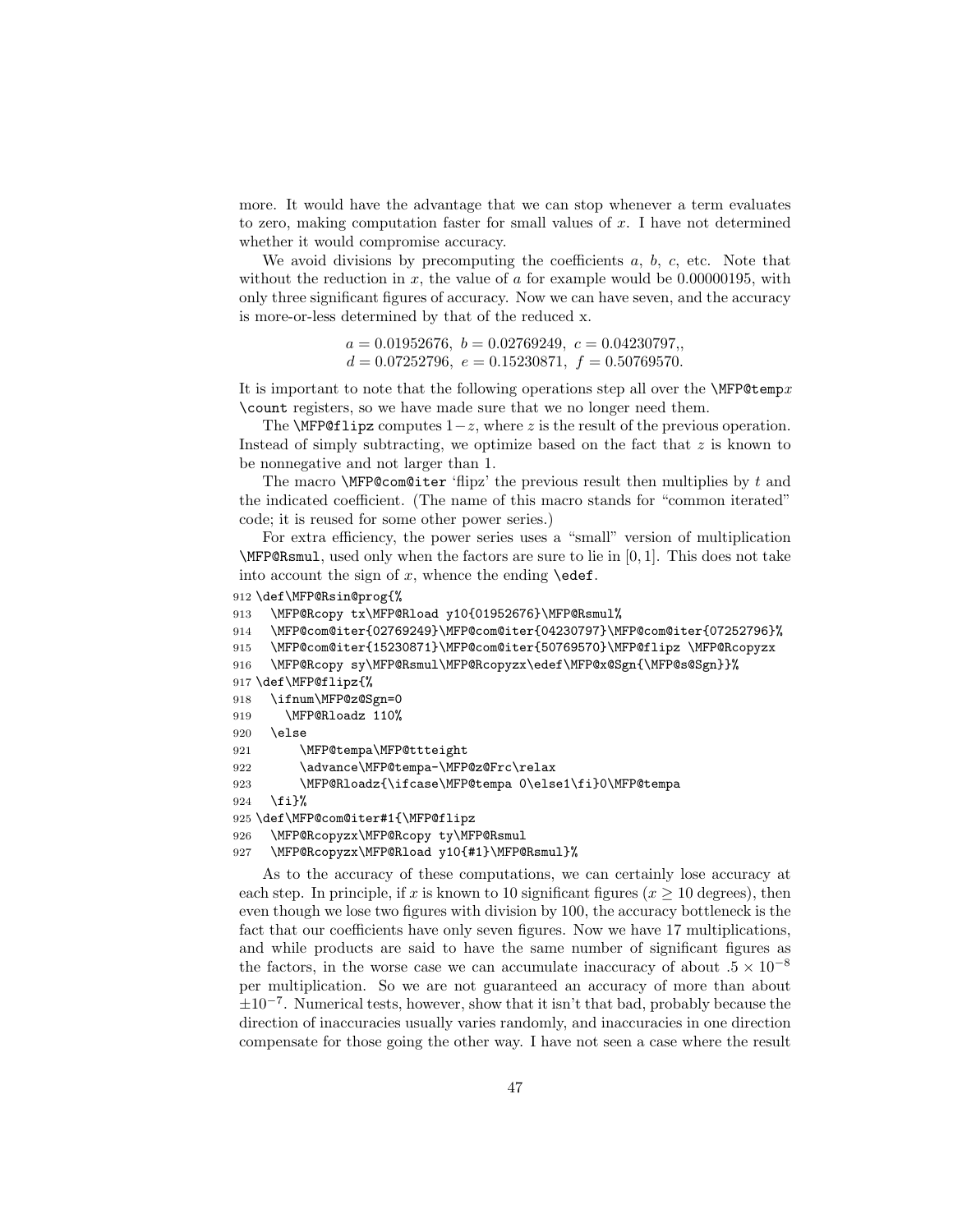more. It would have the advantage that we can stop whenever a term evaluates to zero, making computation faster for small values of $x$. I have not determined whether it would compromise accuracy.

We avoid divisions by precomputing the coefficients $a$, $b$, $c$, etc. Note that without the reduction in $x$, the value of $a$ for example would be 0.00000195, with only three significant figures of accuracy. Now we can have seven, and the accuracy is more-or-less determined by that of the reduced x.

$$a = 0.01952676,\ b = 0.02769249,\ c = 0.04230797,,$$
$$d = 0.07252796,\ e = 0.15230871,\ f = 0.50769570.$$

It is important to note that the following operations step all over the `\MFP@temp`$x$ `\count` registers, so we have made sure that we no longer need them.

The `\MFP@flipz` computes $1-z$, where $z$ is the result of the previous operation. Instead of simply subtracting, we optimize based on the fact that $z$ is known to be nonnegative and not larger than 1.

The macro `\MFP@com@iter` 'flipz' the previous result then multiplies by $t$ and the indicated coefficient. (The name of this macro stands for "common iterated" code; it is reused for some other power series.)

For extra efficiency, the power series uses a "small" version of multiplication `\MFP@Rsmul`, used only when the factors are sure to lie in $[0, 1]$. This does not take into account the sign of $x$, whence the ending `\edef`.

```
912 \def\MFP@Rsin@prog{%
913   \MFP@Rcopy tx\MFP@Rload y10{01952676}\MFP@Rsmul%
914   \MFP@com@iter{02769249}\MFP@com@iter{04230797}\MFP@com@iter{07252796}%
915   \MFP@com@iter{15230871}\MFP@com@iter{50769570}\MFP@flipz \MFP@Rcopyzx
916   \MFP@Rcopy sy\MFP@Rsmul\MFP@Rcopyzx\edef\MFP@x@Sgn{\MFP@s@Sgn}}%
917 \def\MFP@flipz{%
918   \ifnum\MFP@z@Sgn=0
919     \MFP@Rloadz 110%
920   \else
921       \MFP@tempa\MFP@ttteight
922       \advance\MFP@tempa-\MFP@z@Frc\relax
923       \MFP@Rloadz{\ifcase\MFP@tempa 0\else1\fi}0\MFP@tempa
924   \fi}%
925 \def\MFP@com@iter#1{\MFP@flipz
926   \MFP@Rcopyzx\MFP@Rcopy ty\MFP@Rsmul
927   \MFP@Rcopyzx\MFP@Rload y10{#1}\MFP@Rsmul}%
```

As to the accuracy of these computations, we can certainly lose accuracy at each step. In principle, if $x$ is known to 10 significant figures ($x \geq 10$ degrees), then even though we lose two figures with division by 100, the accuracy bottleneck is the fact that our coefficients have only seven figures. Now we have 17 multiplications, and while products are said to have the same number of significant figures as the factors, in the worse case we can accumulate inaccuracy of about $.5 \times 10^{-8}$ per multiplication. So we are not guaranteed an accuracy of more than about $\pm 10^{-7}$. Numerical tests, however, show that it isn't that bad, probably because the direction of inaccuracies usually varies randomly, and inaccuracies in one direction compensate for those going the other way. I have not seen a case where the result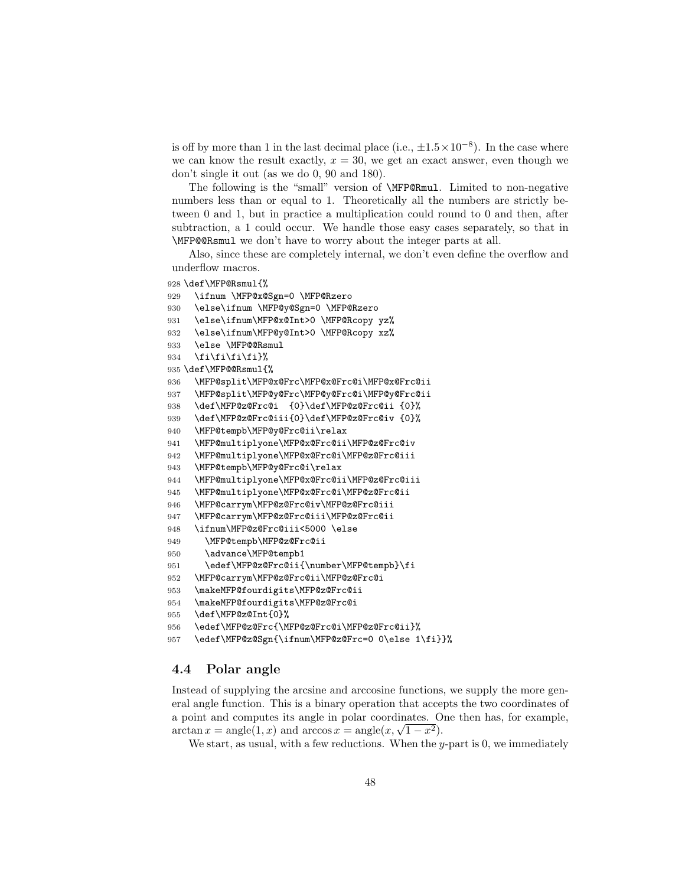is off by more than 1 in the last decimal place (i.e., $\pm 1.5\times 10^{-8}$). In the case where we can know the result exactly, $x = 30$, we get an exact answer, even though we don't single it out (as we do 0, 90 and 180).

The following is the "small" version of `\MFP@Rmul`. Limited to non-negative numbers less than or equal to 1. Theoretically all the numbers are strictly between 0 and 1, but in practice a multiplication could round to 0 and then, after subtraction, a 1 could occur. We handle those easy cases separately, so that in `\MFP@@Rsmul` we don't have to worry about the integer parts at all.

Also, since these are completely internal, we don't even define the overflow and underflow macros.

```
928 \def\MFP@Rsmul{%
929   \ifnum \MFP@x@Sgn=0 \MFP@Rzero
930   \else\ifnum \MFP@y@Sgn=0 \MFP@Rzero
931   \else\ifnum\MFP@x@Int>0 \MFP@Rcopy yz%
932   \else\ifnum\MFP@y@Int>0 \MFP@Rcopy xz%
933   \else \MFP@@Rsmul
934   \fi\fi\fi\fi}%
935 \def\MFP@@Rsmul{%
936   \MFP@split\MFP@x@Frc\MFP@x@Frc@i\MFP@x@Frc@ii
937   \MFP@split\MFP@y@Frc\MFP@y@Frc@i\MFP@y@Frc@ii
938   \def\MFP@z@Frc@i  {0}\def\MFP@z@Frc@ii {0}%
939   \def\MFP@z@Frc@iii{0}\def\MFP@z@Frc@iv {0}%
940   \MFP@tempb\MFP@y@Frc@ii\relax
941   \MFP@multiplyone\MFP@x@Frc@ii\MFP@z@Frc@iv
942   \MFP@multiplyone\MFP@x@Frc@i\MFP@z@Frc@iii
943   \MFP@tempb\MFP@y@Frc@i\relax
944   \MFP@multiplyone\MFP@x@Frc@ii\MFP@z@Frc@iii
945   \MFP@multiplyone\MFP@x@Frc@i\MFP@z@Frc@ii
946   \MFP@carrym\MFP@z@Frc@iv\MFP@z@Frc@iii
947   \MFP@carrym\MFP@z@Frc@iii\MFP@z@Frc@ii
948   \ifnum\MFP@z@Frc@iii<5000 \else
949     \MFP@tempb\MFP@z@Frc@ii
950     \advance\MFP@tempb1
951     \edef\MFP@z@Frc@ii{\number\MFP@tempb}\fi
952   \MFP@carrym\MFP@z@Frc@ii\MFP@z@Frc@i
953   \makeMFP@fourdigits\MFP@z@Frc@ii
954   \makeMFP@fourdigits\MFP@z@Frc@i
955   \def\MFP@z@Int{0}%
956   \edef\MFP@z@Frc{\MFP@z@Frc@i\MFP@z@Frc@ii}%
957   \edef\MFP@z@Sgn{\ifnum\MFP@z@Frc=0 0\else 1\fi}}%
```

## 4.4 Polar angle

Instead of supplying the arcsine and arccosine functions, we supply the more general angle function. This is a binary operation that accepts the two coordinates of a point and computes its angle in polar coordinates. One then has, for example, $\arctan x = \mathrm{angle}(1, x)$ and $\arccos x = \mathrm{angle}(x, \sqrt{1 - x^2})$.

We start, as usual, with a few reductions. When the $y$-part is 0, we immediately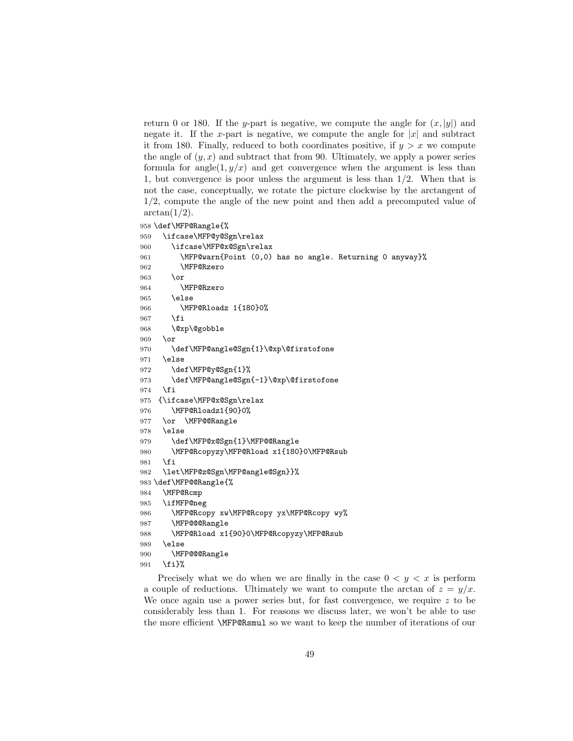return 0 or 180. If the $y$-part is negative, we compute the angle for $(x, |y|)$ and negate it. If the $x$-part is negative, we compute the angle for $|x|$ and subtract it from 180. Finally, reduced to both coordinates positive, if $y > x$ we compute the angle of $(y, x)$ and subtract that from 90. Ultimately, we apply a power series formula for angle$(1, y/x)$ and get convergence when the argument is less than 1, but convergence is poor unless the argument is less than 1/2. When that is not the case, conceptually, we rotate the picture clockwise by the arctangent of 1/2, compute the angle of the new point and then add a precomputed value of $\arctan(1/2)$.

```
958 \def\MFP@Rangle{%
959   \ifcase\MFP@y@Sgn\relax
960     \ifcase\MFP@x@Sgn\relax
961       \MFP@warn{Point (0,0) has no angle. Returning 0 anyway}%
962       \MFP@Rzero
963     \or
964       \MFP@Rzero
965     \else
966       \MFP@Rloadz 1{180}0%
967     \fi
968     \@xp\@gobble
969   \or
970     \def\MFP@angle@Sgn{1}\@xp\@firstofone
971   \else
972     \def\MFP@y@Sgn{1}%
973     \def\MFP@angle@Sgn{-1}\@xp\@firstofone
974   \fi
975  {\ifcase\MFP@x@Sgn\relax
976     \MFP@Rloadz1{90}0%
977   \or  \MFP@@Rangle
978   \else
979     \def\MFP@x@Sgn{1}\MFP@@Rangle
980     \MFP@Rcopyzy\MFP@Rload x1{180}0\MFP@Rsub
981   \fi
982   \let\MFP@z@Sgn\MFP@angle@Sgn}}%
983 \def\MFP@@Rangle{%
984   \MFP@Rcmp
985   \ifMFP@neg
986     \MFP@Rcopy xw\MFP@Rcopy yx\MFP@Rcopy wy%
987     \MFP@@@Rangle
988     \MFP@Rload x1{90}0\MFP@Rcopyzy\MFP@Rsub
989   \else
990     \MFP@@@Rangle
991   \fi}%
```

Precisely what we do when we are finally in the case $0 < y < x$ is perform a couple of reductions. Ultimately we want to compute the arctan of $z = y/x$. We once again use a power series but, for fast convergence, we require $z$ to be considerably less than 1. For reasons we discuss later, we won't be able to use the more efficient `\MFP@Rsmul` so we want to keep the number of iterations of our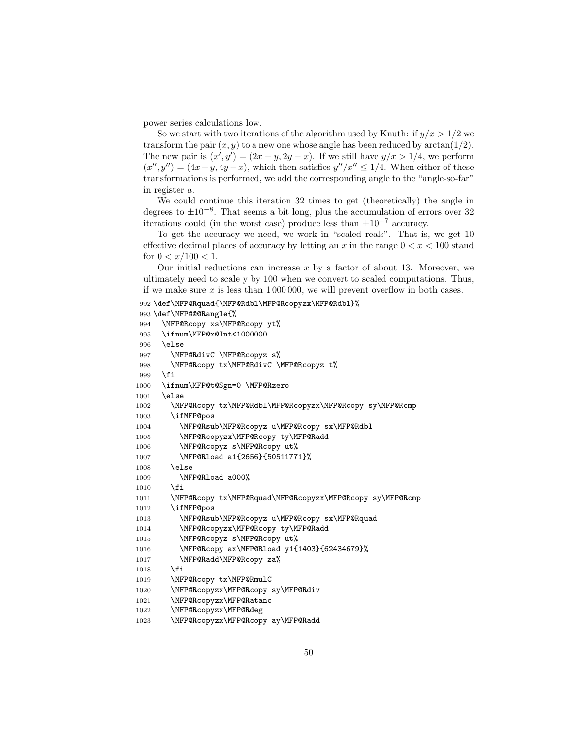power series calculations low.

So we start with two iterations of the algorithm used by Knuth: if $y/x > 1/2$ we transform the pair $(x, y)$ to a new one whose angle has been reduced by $\arctan(1/2)$. The new pair is $(x', y') = (2x + y, 2y - x)$. If we still have $y/x > 1/4$, we perform $(x'', y'') = (4x+y, 4y-x)$, which then satisfies $y''/x'' \le 1/4$. When either of these transformations is performed, we add the corresponding angle to the "angle-so-far" in register $a$.

We could continue this iteration 32 times to get (theoretically) the angle in degrees to $\pm 10^{-8}$. That seems a bit long, plus the accumulation of errors over 32 iterations could (in the worst case) produce less than $\pm 10^{-7}$ accuracy.

To get the accuracy we need, we work in "scaled reals". That is, we get 10 effective decimal places of accuracy by letting an $x$ in the range $0 < x < 100$ stand for $0 < x/100 < 1$.

Our initial reductions can increase $x$ by a factor of about 13. Moreover, we ultimately need to scale y by 100 when we convert to scaled computations. Thus, if we make sure $x$ is less than 1 000 000, we will prevent overflow in both cases.

```
992 \def\MFP@Rquad{\MFP@Rdbl\MFP@Rcopyzx\MFP@Rdbl}%
993 \def\MFP@@@Rangle{%
994   \MFP@Rcopy xs\MFP@Rcopy yt%
995   \ifnum\MFP@x@Int<1000000
996   \else
997     \MFP@RdivC \MFP@Rcopyz s%
998     \MFP@Rcopy tx\MFP@RdivC \MFP@Rcopyz t%
999   \fi
1000  \ifnum\MFP@t@Sgn=0 \MFP@Rzero
1001  \else
1002    \MFP@Rcopy tx\MFP@Rdbl\MFP@Rcopyzx\MFP@Rcopy sy\MFP@Rcmp
1003    \ifMFP@pos
1004      \MFP@Rsub\MFP@Rcopyz u\MFP@Rcopy sx\MFP@Rdbl
1005      \MFP@Rcopyzx\MFP@Rcopy ty\MFP@Radd
1006      \MFP@Rcopyz s\MFP@Rcopy ut%
1007      \MFP@Rload a1{2656}{50511771}%
1008    \else
1009      \MFP@Rload a000%
1010    \fi
1011    \MFP@Rcopy tx\MFP@Rquad\MFP@Rcopyzx\MFP@Rcopy sy\MFP@Rcmp
1012    \ifMFP@pos
1013      \MFP@Rsub\MFP@Rcopyz u\MFP@Rcopy sx\MFP@Rquad
1014      \MFP@Rcopyzx\MFP@Rcopy ty\MFP@Radd
1015      \MFP@Rcopyz s\MFP@Rcopy ut%
1016      \MFP@Rcopy ax\MFP@Rload y1{1403}{62434679}%
1017      \MFP@Radd\MFP@Rcopy za%
1018    \fi
1019    \MFP@Rcopy tx\MFP@RmulC
1020    \MFP@Rcopyzx\MFP@Rcopy sy\MFP@Rdiv
1021    \MFP@Rcopyzx\MFP@Ratanc
1022    \MFP@Rcopyzx\MFP@Rdeg
1023    \MFP@Rcopyzx\MFP@Rcopy ay\MFP@Radd
```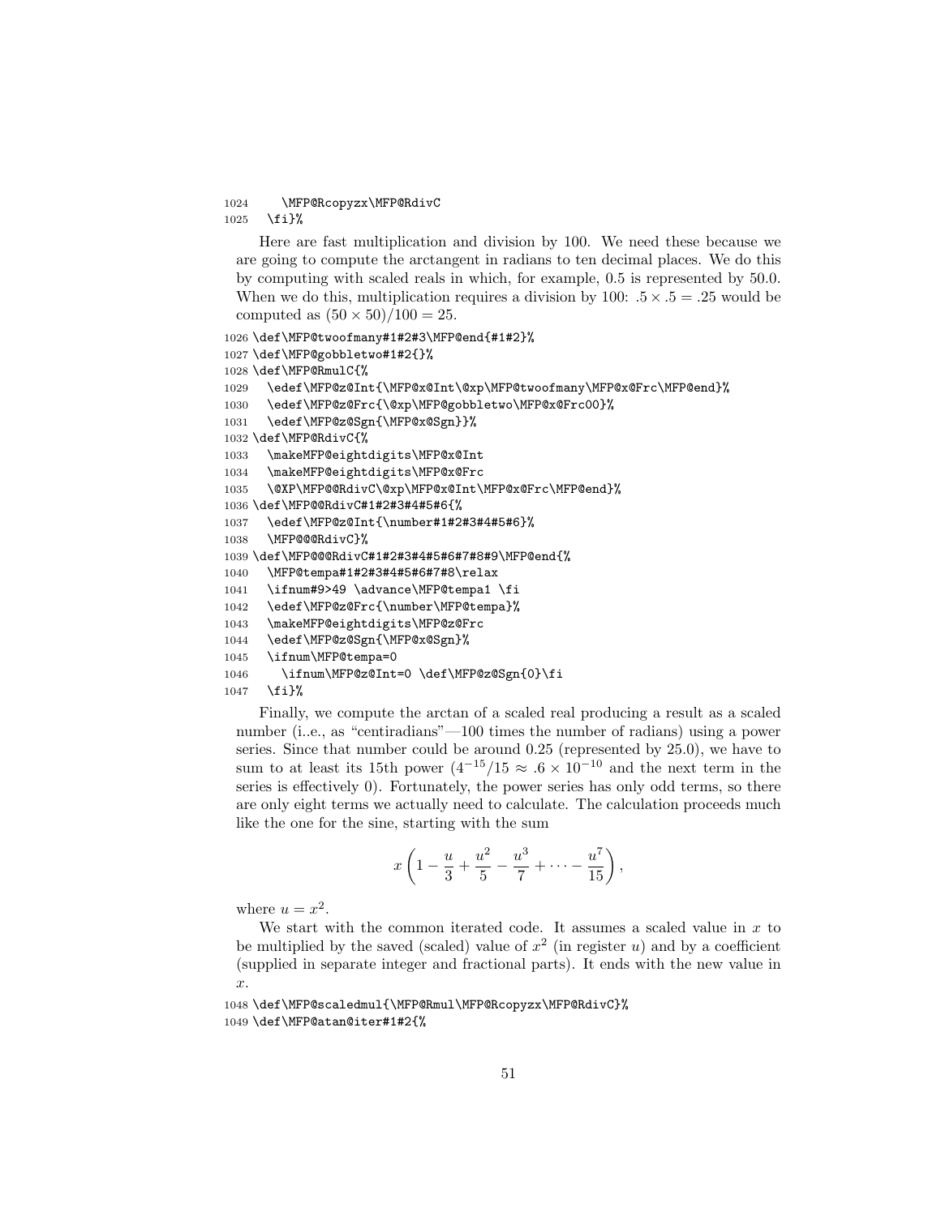```
1024     \MFP@Rcopyzx\MFP@RdivC
1025   \fi}%
```

Here are fast multiplication and division by 100. We need these because we are going to compute the arctangent in radians to ten decimal places. We do this by computing with scaled reals in which, for example, 0.5 is represented by 50.0. When we do this, multiplication requires a division by 100: $.5 \times .5 = .25$ would be computed as $(50 \times 50)/100 = 25$.

```
1026 \def\MFP@twoofmany#1#2#3\MFP@end{#1#2}%
1027 \def\MFP@gobbletwo#1#2{}%
1028 \def\MFP@RmulC{%
1029   \edef\MFP@z@Int{\MFP@x@Int\@xp\MFP@twoofmany\MFP@x@Frc\MFP@end}%
1030   \edef\MFP@z@Frc{\@xp\MFP@gobbletwo\MFP@x@Frc00}%
1031   \edef\MFP@z@Sgn{\MFP@x@Sgn}}%
1032 \def\MFP@RdivC{%
1033   \makeMFP@eightdigits\MFP@x@Int
1034   \makeMFP@eightdigits\MFP@x@Frc
1035   \@XP\MFP@@RdivC\@xp\MFP@x@Int\MFP@x@Frc\MFP@end}%
1036 \def\MFP@@RdivC#1#2#3#4#5#6{%
1037   \edef\MFP@z@Int{\number#1#2#3#4#5#6}%
1038   \MFP@@@RdivC}%
1039 \def\MFP@@@RdivC#1#2#3#4#5#6#7#8#9\MFP@end{%
1040   \MFP@tempa#1#2#3#4#5#6#7#8\relax
1041   \ifnum#9>49 \advance\MFP@tempa1 \fi
1042   \edef\MFP@z@Frc{\number\MFP@tempa}%
1043   \makeMFP@eightdigits\MFP@z@Frc
1044   \edef\MFP@z@Sgn{\MFP@x@Sgn}%
1045   \ifnum\MFP@tempa=0
1046     \ifnum\MFP@z@Int=0 \def\MFP@z@Sgn{0}\fi
1047   \fi}%
```

Finally, we compute the arctan of a scaled real producing a result as a scaled number (i..e., as "centiradians"—100 times the number of radians) using a power series. Since that number could be around 0.25 (represented by 25.0), we have to sum to at least its 15th power ($4^{-15}/15 \approx .6 \times 10^{-10}$ and the next term in the series is effectively 0). Fortunately, the power series has only odd terms, so there are only eight terms we actually need to calculate. The calculation proceeds much like the one for the sine, starting with the sum

$$x\left(1 - \frac{u}{3} + \frac{u^2}{5} - \frac{u^3}{7} + \cdots - \frac{u^7}{15}\right),$$

where $u = x^2$.

We start with the common iterated code. It assumes a scaled value in $x$ to be multiplied by the saved (scaled) value of $x^2$ (in register $u$) and by a coefficient (supplied in separate integer and fractional parts). It ends with the new value in $x$.

```
1048 \def\MFP@scaledmul{\MFP@Rmul\MFP@Rcopyzx\MFP@RdivC}%
1049 \def\MFP@atan@iter#1#2{%
```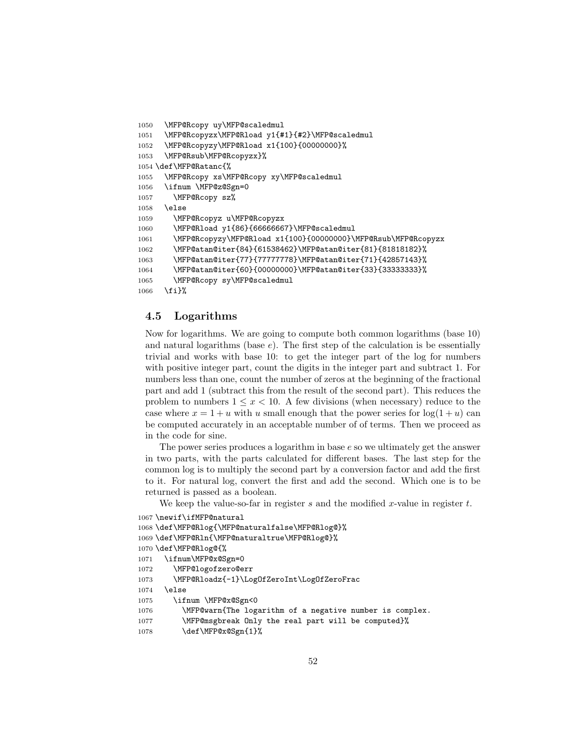```
1050   \MFP@Rcopy uy\MFP@scaledmul
1051   \MFP@Rcopyzx\MFP@Rload y1{#1}{#2}\MFP@scaledmul
1052   \MFP@Rcopyzy\MFP@Rload x1{100}{00000000}%
1053   \MFP@Rsub\MFP@Rcopyzx}%
1054 \def\MFP@Ratanc{%
1055   \MFP@Rcopy xs\MFP@Rcopy xy\MFP@scaledmul
1056   \ifnum \MFP@z@Sgn=0
1057     \MFP@Rcopy sz%
1058   \else
1059     \MFP@Rcopyz u\MFP@Rcopyzx
1060     \MFP@Rload y1{86}{66666667}\MFP@scaledmul
1061     \MFP@Rcopyzy\MFP@Rload x1{100}{00000000}\MFP@Rsub\MFP@Rcopyzx
1062     \MFP@atan@iter{84}{61538462}\MFP@atan@iter{81}{81818182}%
1063     \MFP@atan@iter{77}{77777778}\MFP@atan@iter{71}{42857143}%
1064     \MFP@atan@iter{60}{00000000}\MFP@atan@iter{33}{33333333}%
1065     \MFP@Rcopy sy\MFP@scaledmul
1066   \fi}%
```

## 4.5 Logarithms

Now for logarithms. We are going to compute both common logarithms (base 10) and natural logarithms (base $e$). The first step of the calculation is be essentially trivial and works with base 10: to get the integer part of the log for numbers with positive integer part, count the digits in the integer part and subtract 1. For numbers less than one, count the number of zeros at the beginning of the fractional part and add 1 (subtract this from the result of the second part). This reduces the problem to numbers $1 \leq x < 10$. A few divisions (when necessary) reduce to the case where $x = 1 + u$ with $u$ small enough that the power series for $\log(1 + u)$ can be computed accurately in an acceptable number of of terms. Then we proceed as in the code for sine.

The power series produces a logarithm in base $e$ so we ultimately get the answer in two parts, with the parts calculated for different bases. The last step for the common log is to multiply the second part by a conversion factor and add the first to it. For natural log, convert the first and add the second. Which one is to be returned is passed as a boolean.

We keep the value-so-far in register $s$ and the modified $x$-value in register $t$.

```
1067 \newif\ifMFP@natural
1068 \def\MFP@Rlog{\MFP@naturalfalse\MFP@Rlog@}%
1069 \def\MFP@Rln{\MFP@naturaltrue\MFP@Rlog@}%
1070 \def\MFP@Rlog@{%
1071   \ifnum\MFP@x@Sgn=0
1072     \MFP@logofzero@err
1073     \MFP@Rloadz{-1}\LogOfZeroInt\LogOfZeroFrac
1074   \else
1075     \ifnum \MFP@x@Sgn<0
1076       \MFP@warn{The logarithm of a negative number is complex.
1077       \MFP@msgbreak Only the real part will be computed}%
1078       \def\MFP@x@Sgn{1}%
```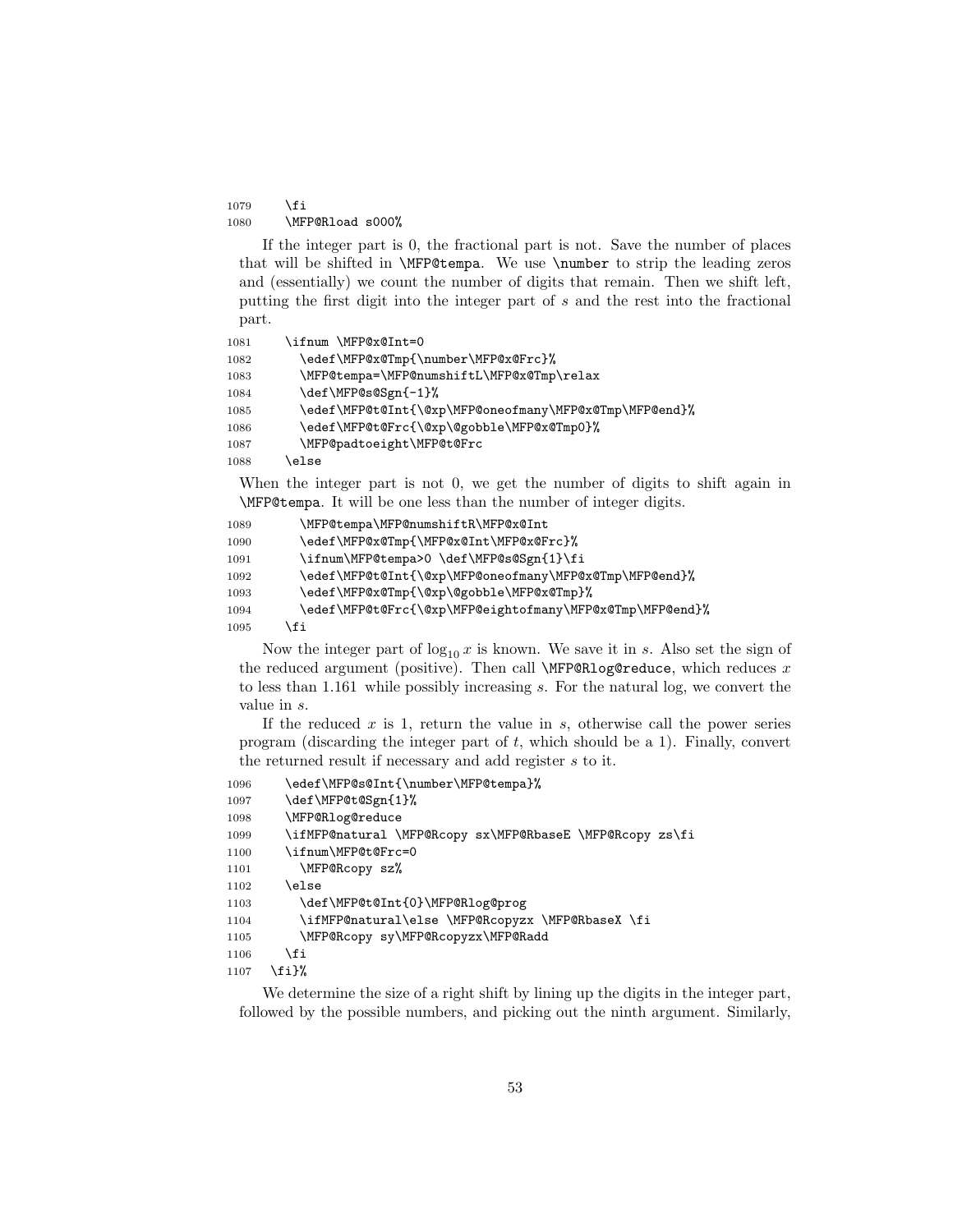```
1079    \fi
1080    \MFP@Rload s000%
```

If the integer part is 0, the fractional part is not. Save the number of places that will be shifted in `\MFP@tempa`. We use `\number` to strip the leading zeros and (essentially) we count the number of digits that remain. Then we shift left, putting the first digit into the integer part of $s$ and the rest into the fractional part.

```
1081    \ifnum \MFP@x@Int=0
1082      \edef\MFP@x@Tmp{\number\MFP@x@Frc}%
1083      \MFP@tempa=\MFP@numshiftL\MFP@x@Tmp\relax
1084      \def\MFP@s@Sgn{-1}%
1085      \edef\MFP@t@Int{\@xp\MFP@oneofmany\MFP@x@Tmp\MFP@end}%
1086      \edef\MFP@t@Frc{\@xp\@gobble\MFP@x@Tmp0}%
1087      \MFP@padtoeight\MFP@t@Frc
1088    \else
```

When the integer part is not 0, we get the number of digits to shift again in `\MFP@tempa`. It will be one less than the number of integer digits.

```
1089      \MFP@tempa\MFP@numshiftR\MFP@x@Int
1090      \edef\MFP@x@Tmp{\MFP@x@Int\MFP@x@Frc}%
1091      \ifnum\MFP@tempa>0 \def\MFP@s@Sgn{1}\fi
1092      \edef\MFP@t@Int{\@xp\MFP@oneofmany\MFP@x@Tmp\MFP@end}%
1093      \edef\MFP@x@Tmp{\@xp\@gobble\MFP@x@Tmp}%
1094      \edef\MFP@t@Frc{\@xp\MFP@eightofmany\MFP@x@Tmp\MFP@end}%
1095    \fi
```

Now the integer part of $\log_{10} x$ is known. We save it in $s$. Also set the sign of the reduced argument (positive). Then call `\MFP@Rlog@reduce`, which reduces $x$ to less than 1.161 while possibly increasing $s$. For the natural log, we convert the value in $s$.

If the reduced $x$ is 1, return the value in $s$, otherwise call the power series program (discarding the integer part of $t$, which should be a 1). Finally, convert the returned result if necessary and add register $s$ to it.

```
1096    \edef\MFP@s@Int{\number\MFP@tempa}%
1097    \def\MFP@t@Sgn{1}%
1098    \MFP@Rlog@reduce
1099    \ifMFP@natural \MFP@Rcopy sx\MFP@RbaseE \MFP@Rcopy zs\fi
1100    \ifnum\MFP@t@Frc=0
1101      \MFP@Rcopy sz%
1102    \else
1103      \def\MFP@t@Int{0}\MFP@Rlog@prog
1104      \ifMFP@natural\else \MFP@Rcopyzx \MFP@RbaseX \fi
1105      \MFP@Rcopy sy\MFP@Rcopyzx\MFP@Radd
1106    \fi
1107  \fi}%
```

We determine the size of a right shift by lining up the digits in the integer part, followed by the possible numbers, and picking out the ninth argument. Similarly,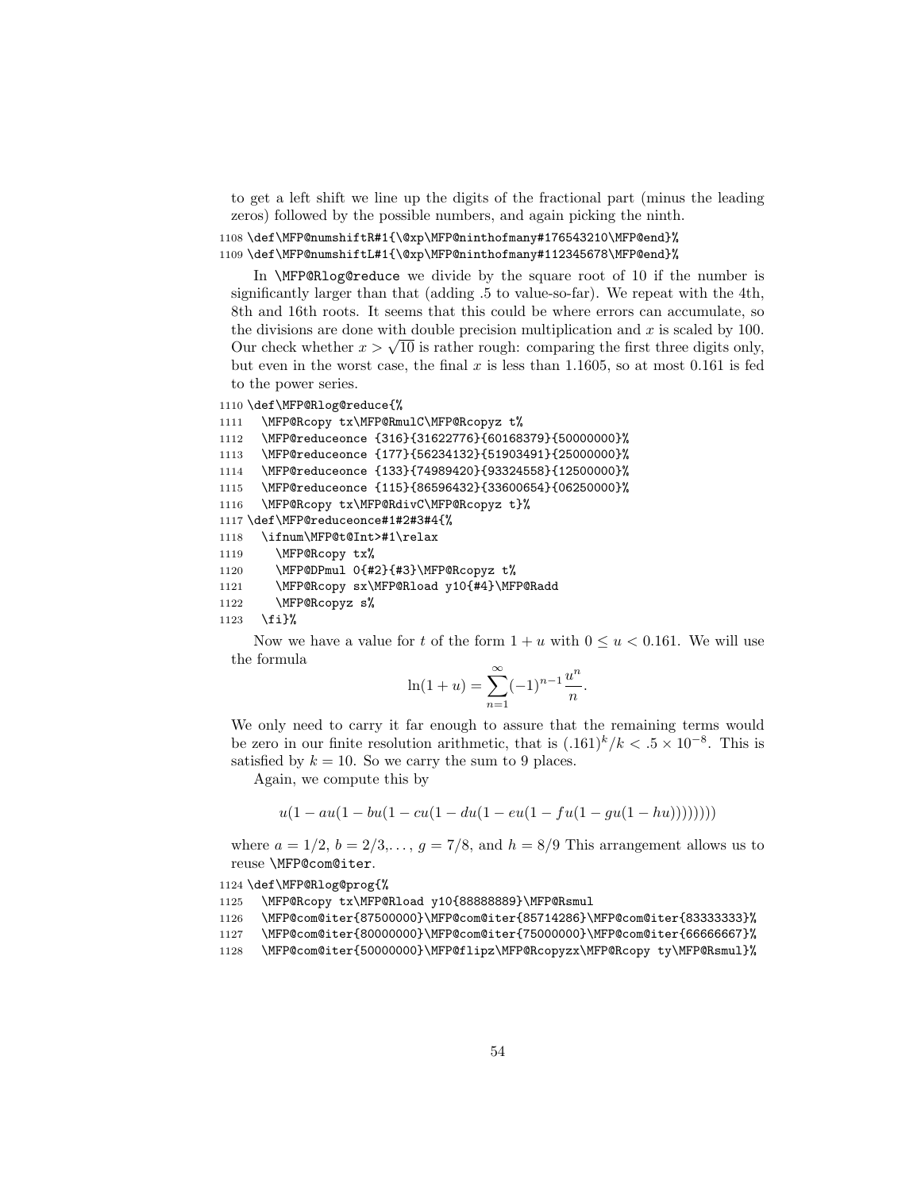to get a left shift we line up the digits of the fractional part (minus the leading zeros) followed by the possible numbers, and again picking the ninth.

```
1108 \def\MFP@numshiftR#1{\@xp\MFP@ninthofmany#176543210\MFP@end}%
1109 \def\MFP@numshiftL#1{\@xp\MFP@ninthofmany#112345678\MFP@end}%
```

In `\MFP@Rlog@reduce` we divide by the square root of 10 if the number is significantly larger than that (adding .5 to value-so-far). We repeat with the 4th, 8th and 16th roots. It seems that this could be where errors can accumulate, so the divisions are done with double precision multiplication and $x$ is scaled by 100. Our check whether $x > \sqrt{10}$ is rather rough: comparing the first three digits only, but even in the worst case, the final $x$ is less than 1.1605, so at most 0.161 is fed to the power series.

```
1110 \def\MFP@Rlog@reduce{%
1111   \MFP@Rcopy tx\MFP@RmulC\MFP@Rcopyz t%
1112   \MFP@reduceonce {316}{31622776}{60168379}{50000000}%
1113   \MFP@reduceonce {177}{56234132}{51903491}{25000000}%
1114   \MFP@reduceonce {133}{74989420}{93324558}{12500000}%
1115   \MFP@reduceonce {115}{86596432}{33600654}{06250000}%
1116   \MFP@Rcopy tx\MFP@RdivC\MFP@Rcopyz t}%
1117 \def\MFP@reduceonce#1#2#3#4{%
1118   \ifnum\MFP@t@Int>#1\relax
1119     \MFP@Rcopy tx%
1120     \MFP@DPmul 0{#2}{#3}\MFP@Rcopyz t%
1121     \MFP@Rcopy sx\MFP@Rload y10{#4}\MFP@Radd
1122     \MFP@Rcopyz s%
1123   \fi}%
```

Now we have a value for $t$ of the form $1 + u$ with $0 \leq u < 0.161$. We will use the formula

$$\ln(1+u) = \sum_{n=1}^{\infty} (-1)^{n-1} \frac{u^n}{n}.$$

We only need to carry it far enough to assure that the remaining terms would be zero in our finite resolution arithmetic, that is $(.161)^k/k < .5 \times 10^{-8}$. This is satisfied by $k = 10$. So we carry the sum to 9 places.

Again, we compute this by

$$u(1 - au(1 - bu(1 - cu(1 - du(1 - eu(1 - fu(1 - gu(1 - hu))))))))$$

where $a = 1/2$, $b = 2/3, \ldots$, $g = 7/8$, and $h = 8/9$ This arrangement allows us to reuse `\MFP@com@iter`.

```
1124 \def\MFP@Rlog@prog{%
1125   \MFP@Rcopy tx\MFP@Rload y10{88888889}\MFP@Rsmul
1126   \MFP@com@iter{87500000}\MFP@com@iter{85714286}\MFP@com@iter{83333333}%
1127   \MFP@com@iter{80000000}\MFP@com@iter{75000000}\MFP@com@iter{66666667}%
1128   \MFP@com@iter{50000000}\MFP@flipz\MFP@Rcopyzx\MFP@Rcopy ty\MFP@Rsmul}%
```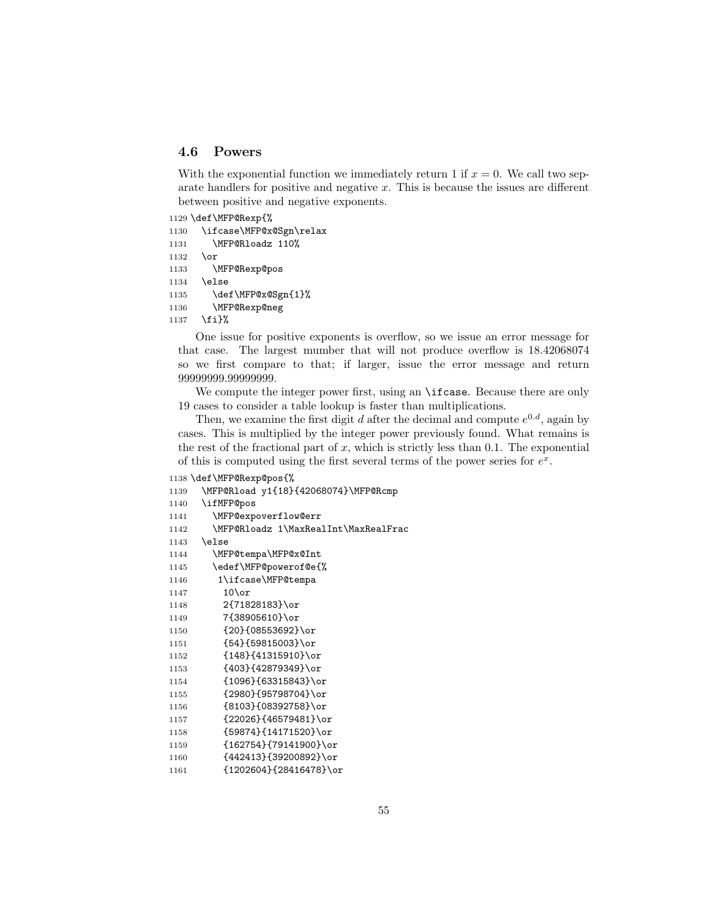### 4.6 Powers

With the exponential function we immediately return 1 if $x = 0$. We call two separate handlers for positive and negative $x$. This is because the issues are different between positive and negative exponents.

```
1129 \def\MFP@Rexp{%
1130   \ifcase\MFP@x@Sgn\relax
1131     \MFP@Rloadz 110%
1132   \or
1133     \MFP@Rexp@pos
1134   \else
1135     \def\MFP@x@Sgn{1}%
1136     \MFP@Rexp@neg
1137   \fi}%
```

One issue for positive exponents is overflow, so we issue an error message for that case. The largest mumber that will not produce overflow is 18.42068074 so we first compare to that; if larger, issue the error message and return 99999999.99999999.

We compute the integer power first, using an `\ifcase`. Because there are only 19 cases to consider a table lookup is faster than multiplications.

Then, we examine the first digit $d$ after the decimal and compute $e^{0.d}$, again by cases. This is multiplied by the integer power previously found. What remains is the rest of the fractional part of $x$, which is strictly less than 0.1. The exponential of this is computed using the first several terms of the power series for $e^x$.

```
1138 \def\MFP@Rexp@pos{%
1139   \MFP@Rload y1{18}{42068074}\MFP@Rcmp
1140   \ifMFP@pos
1141     \MFP@expoverflow@err
1142     \MFP@Rloadz 1\MaxRealInt\MaxRealFrac
1143   \else
1144     \MFP@tempa\MFP@x@Int
1145     \edef\MFP@powerof@e{%
1146      1\ifcase\MFP@tempa
1147       10\or
1148       2{71828183}\or
1149       7{38905610}\or
1150       {20}{08553692}\or
1151       {54}{59815003}\or
1152       {148}{41315910}\or
1153       {403}{42879349}\or
1154       {1096}{63315843}\or
1155       {2980}{95798704}\or
1156       {8103}{08392758}\or
1157       {22026}{46579481}\or
1158       {59874}{14171520}\or
1159       {162754}{79141900}\or
1160       {442413}{39200892}\or
1161       {1202604}{28416478}\or
```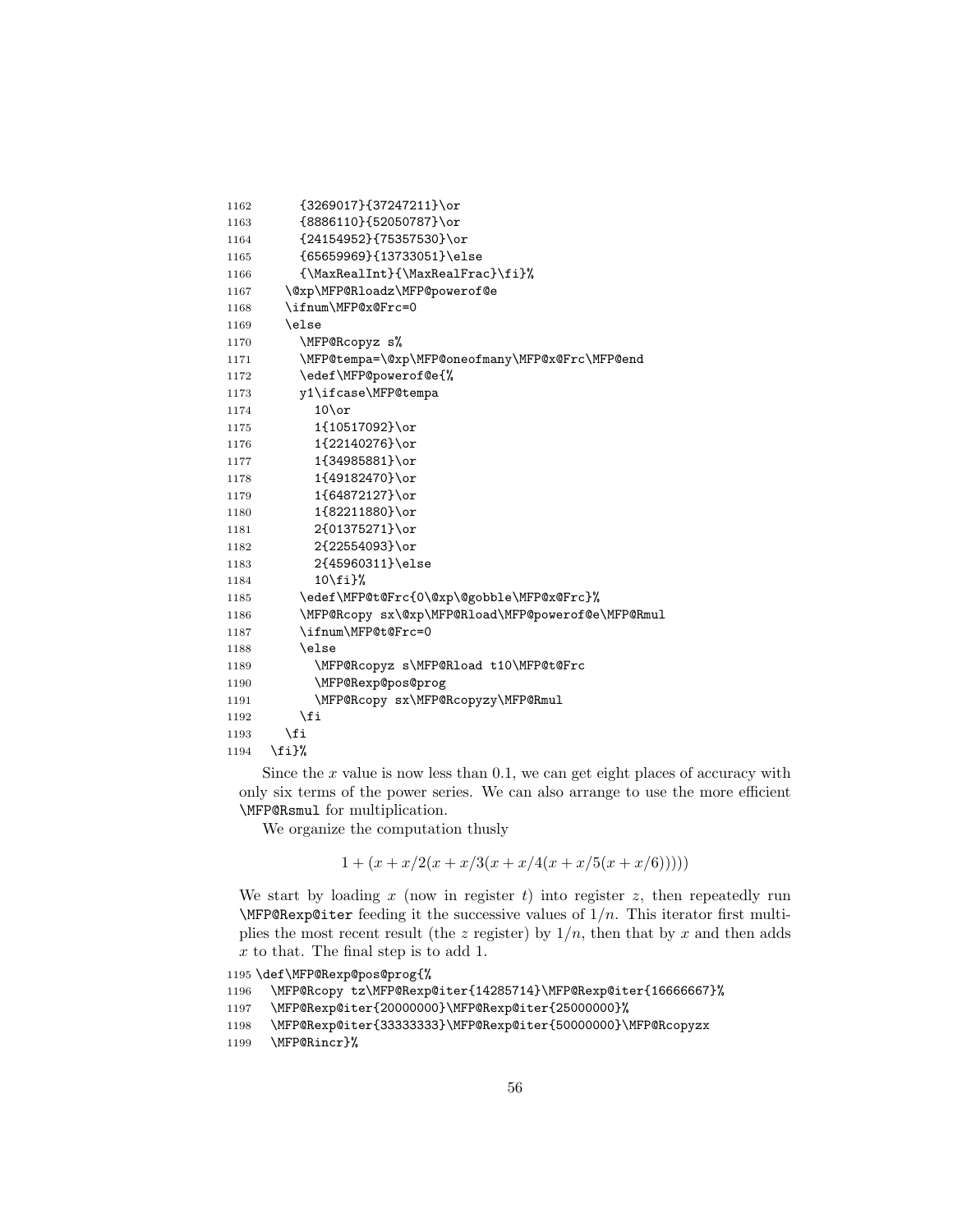```
1162       {3269017}{37247211}\or
1163       {8886110}{52050787}\or
1164       {24154952}{75357530}\or
1165       {65659969}{13733051}\else
1166       {\MaxRealInt}{\MaxRealFrac}\fi}%
1167     \@xp\MFP@Rloadz\MFP@powerof@e
1168     \ifnum\MFP@x@Frc=0
1169     \else
1170       \MFP@Rcopyz s%
1171       \MFP@tempa=\@xp\MFP@oneofmany\MFP@x@Frc\MFP@end
1172       \edef\MFP@powerof@e{%
1173       y1\ifcase\MFP@tempa
1174         10\or
1175         1{10517092}\or
1176         1{22140276}\or
1177         1{34985881}\or
1178         1{49182470}\or
1179         1{64872127}\or
1180         1{82211880}\or
1181         2{01375271}\or
1182         2{22554093}\or
1183         2{45960311}\else
1184         10\fi}%
1185       \edef\MFP@t@Frc{0\@xp\@gobble\MFP@x@Frc}%
1186       \MFP@Rcopy sx\@xp\MFP@Rload\MFP@powerof@e\MFP@Rmul
1187       \ifnum\MFP@t@Frc=0
1188       \else
1189         \MFP@Rcopyz s\MFP@Rload t10\MFP@t@Frc
1190         \MFP@Rexp@pos@prog
1191         \MFP@Rcopy sx\MFP@Rcopyzy\MFP@Rmul
1192       \fi
1193     \fi
1194   \fi}%
```

Since the $x$ value is now less than 0.1, we can get eight places of accuracy with only six terms of the power series. We can also arrange to use the more efficient \MFP@Rsmul for multiplication.

We organize the computation thusly

$$1 + (x + x/2(x + x/3(x + x/4(x + x/5(x + x/6)))))$$

We start by loading $x$ (now in register $t$) into register $z$, then repeatedly run \MFP@Rexp@iter feeding it the successive values of $1/n$. This iterator first multiplies the most recent result (the $z$ register) by $1/n$, then that by $x$ and then adds $x$ to that. The final step is to add 1.

```
1195 \def\MFP@Rexp@pos@prog{%
1196   \MFP@Rcopy tz\MFP@Rexp@iter{14285714}\MFP@Rexp@iter{16666667}%
1197   \MFP@Rexp@iter{20000000}\MFP@Rexp@iter{25000000}%
1198   \MFP@Rexp@iter{33333333}\MFP@Rexp@iter{50000000}\MFP@Rcopyzx
1199   \MFP@Rincr}%
```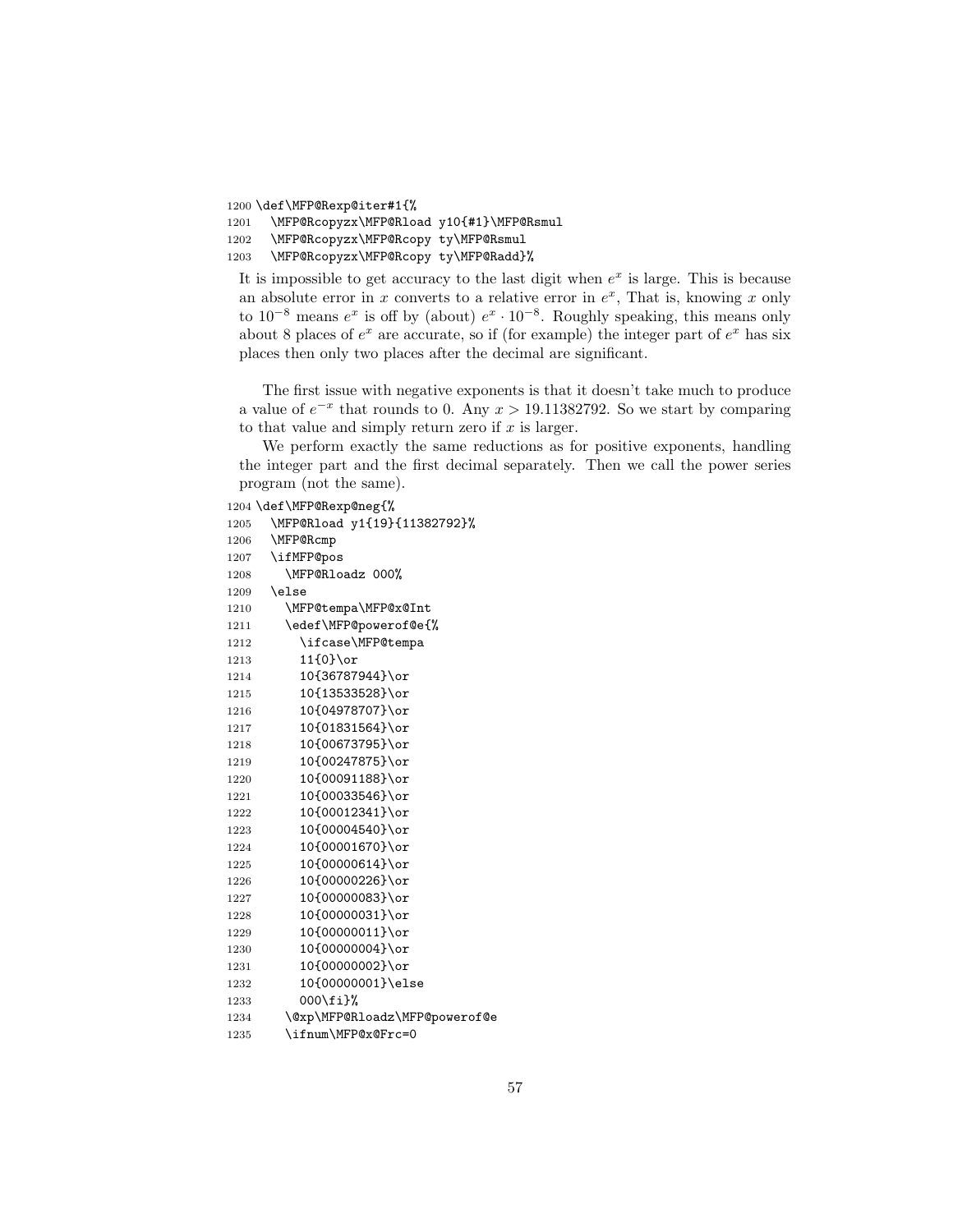```
1200 \def\MFP@Rexp@iter#1{%
1201   \MFP@Rcopyzx\MFP@Rload y10{#1}\MFP@Rsmul
1202   \MFP@Rcopyzx\MFP@Rcopy ty\MFP@Rsmul
1203   \MFP@Rcopyzx\MFP@Rcopy ty\MFP@Radd}%
```

It is impossible to get accuracy to the last digit when $e^x$ is large. This is because an absolute error in $x$ converts to a relative error in $e^x$, That is, knowing $x$ only to $10^{-8}$ means $e^x$ is off by (about) $e^x \cdot 10^{-8}$. Roughly speaking, this means only about 8 places of $e^x$ are accurate, so if (for example) the integer part of $e^x$ has six places then only two places after the decimal are significant.

The first issue with negative exponents is that it doesn't take much to produce a value of $e^{-x}$ that rounds to 0. Any $x > 19.11382792$. So we start by comparing to that value and simply return zero if $x$ is larger.

We perform exactly the same reductions as for positive exponents, handling the integer part and the first decimal separately. Then we call the power series program (not the same).

```
1204 \def\MFP@Rexp@neg{%
1205   \MFP@Rload y1{19}{11382792}%
1206   \MFP@Rcmp
1207   \ifMFP@pos
1208     \MFP@Rloadz 000%
1209   \else
1210     \MFP@tempa\MFP@x@Int
1211     \edef\MFP@powerof@e{%
1212       \ifcase\MFP@tempa
1213       11{0}\or
1214       10{36787944}\or
1215       10{13533528}\or
1216       10{04978707}\or
1217       10{01831564}\or
1218       10{00673795}\or
1219       10{00247875}\or
1220       10{00091188}\or
1221       10{00033546}\or
1222       10{00012341}\or
1223       10{00004540}\or
1224       10{00001670}\or
1225       10{00000614}\or
1226       10{00000226}\or
1227       10{00000083}\or
1228       10{00000031}\or
1229       10{00000011}\or
1230       10{00000004}\or
1231       10{00000002}\or
1232       10{00000001}\else
1233       000\fi}%
1234     \@xp\MFP@Rloadz\MFP@powerof@e
1235     \ifnum\MFP@x@Frc=0
```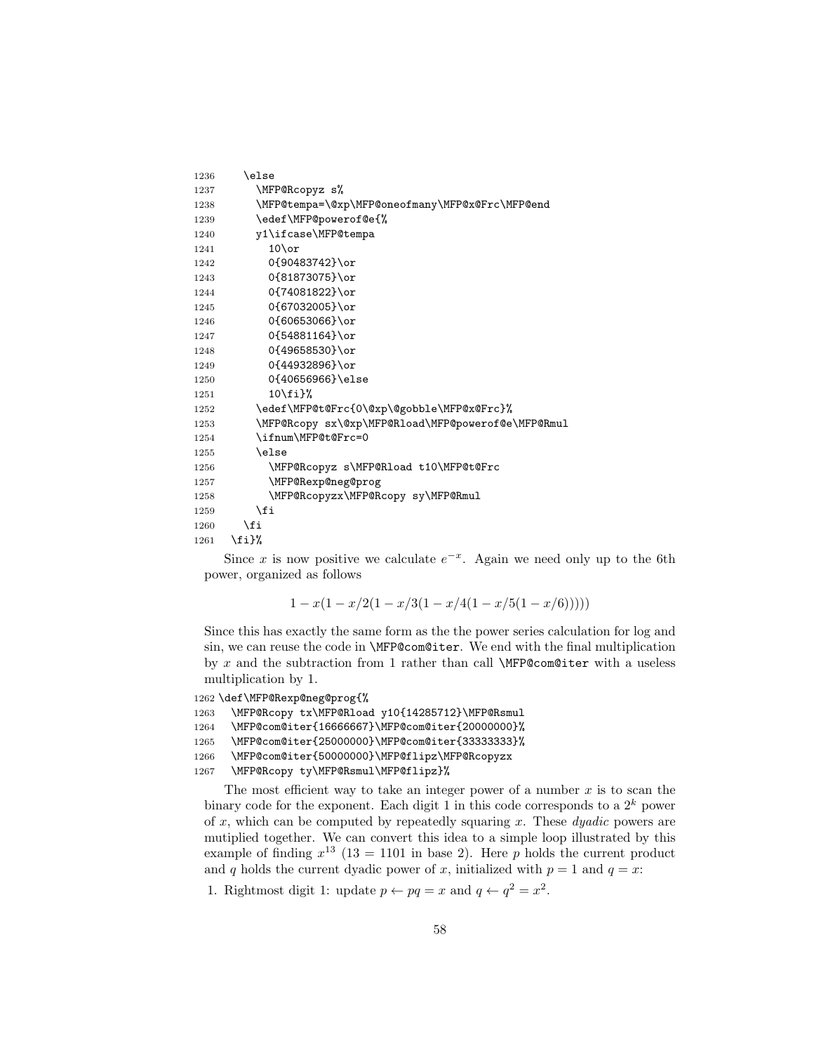```
1236    \else
1237      \MFP@Rcopyz s%
1238      \MFP@tempa=\@xp\MFP@oneofmany\MFP@x@Frc\MFP@end
1239      \edef\MFP@powerof@e{%
1240      y1\ifcase\MFP@tempa
1241        10\or
1242        0{90483742}\or
1243        0{81873075}\or
1244        0{74081822}\or
1245        0{67032005}\or
1246        0{60653066}\or
1247        0{54881164}\or
1248        0{49658530}\or
1249        0{44932896}\or
1250        0{40656966}\else
1251        10\fi}%
1252      \edef\MFP@t@Frc{0\@xp\@gobble\MFP@x@Frc}%
1253      \MFP@Rcopy sx\@xp\MFP@Rload\MFP@powerof@e\MFP@Rmul
1254      \ifnum\MFP@t@Frc=0
1255      \else
1256        \MFP@Rcopyz s\MFP@Rload t10\MFP@t@Frc
1257        \MFP@Rexp@neg@prog
1258        \MFP@Rcopyzx\MFP@Rcopy sy\MFP@Rmul
1259      \fi
1260    \fi
1261  \fi}%
```

Since $x$ is now positive we calculate $e^{-x}$. Again we need only up to the 6th power, organized as follows

$$1 - x(1 - x/2(1 - x/3(1 - x/4(1 - x/5(1 - x/6)))))$$

Since this has exactly the same form as the the power series calculation for log and sin, we can reuse the code in `\MFP@com@iter`. We end with the final multiplication by $x$ and the subtraction from 1 rather than call `\MFP@com@iter` with a useless multiplication by 1.

```
1262 \def\MFP@Rexp@neg@prog{%
1263   \MFP@Rcopy tx\MFP@Rload y10{14285712}\MFP@Rsmul
1264   \MFP@com@iter{16666667}\MFP@com@iter{20000000}%
1265   \MFP@com@iter{25000000}\MFP@com@iter{33333333}%
1266   \MFP@com@iter{50000000}\MFP@flipz\MFP@Rcopyzx
1267   \MFP@Rcopy ty\MFP@Rsmul\MFP@flipz}%
```

The most efficient way to take an integer power of a number $x$ is to scan the binary code for the exponent. Each digit 1 in this code corresponds to a $2^k$ power of $x$, which can be computed by repeatedly squaring $x$. These *dyadic* powers are mutiplied together. We can convert this idea to a simple loop illustrated by this example of finding $x^{13}$ ($13 = 1101$ in base 2). Here $p$ holds the current product and $q$ holds the current dyadic power of $x$, initialized with $p = 1$ and $q = x$:

1. Rightmost digit 1: update $p \leftarrow pq = x$ and $q \leftarrow q^2 = x^2$.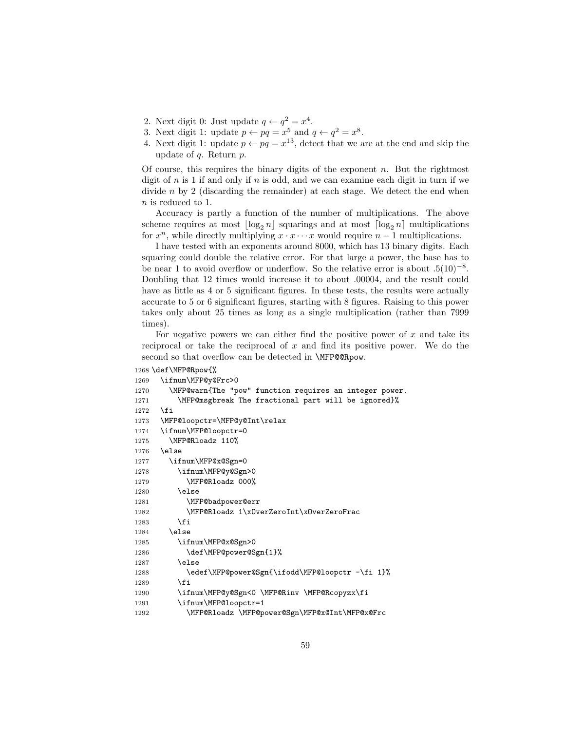2. Next digit 0: Just update $q \leftarrow q^2 = x^4$.
3. Next digit 1: update $p \leftarrow pq = x^5$ and $q \leftarrow q^2 = x^8$.
4. Next digit 1: update $p \leftarrow pq = x^{13}$, detect that we are at the end and skip the update of $q$. Return $p$.

Of course, this requires the binary digits of the exponent $n$. But the rightmost digit of $n$ is 1 if and only if $n$ is odd, and we can examine each digit in turn if we divide $n$ by 2 (discarding the remainder) at each stage. We detect the end when $n$ is reduced to 1.

Accuracy is partly a function of the number of multiplications. The above scheme requires at most $\lfloor \log_2 n \rfloor$ squarings and at most $\lceil \log_2 n \rceil$ multiplications for $x^n$, while directly multiplying $x \cdot x \cdots x$ would require $n - 1$ multiplications.

I have tested with an exponents around 8000, which has 13 binary digits. Each squaring could double the relative error. For that large a power, the base has to be near 1 to avoid overflow or underflow. So the relative error is about $.5(10)^{-8}$. Doubling that 12 times would increase it to about .00004, and the result could have as little as 4 or 5 significant figures. In these tests, the results were actually accurate to 5 or 6 significant figures, starting with 8 figures. Raising to this power takes only about 25 times as long as a single multiplication (rather than 7999 times).

For negative powers we can either find the positive power of $x$ and take its reciprocal or take the reciprocal of $x$ and find its positive power. We do the second so that overflow can be detected in `\MFP@@Rpow`.

```
1268 \def\MFP@Rpow{%
1269   \ifnum\MFP@y@Frc>0
1270     \MFP@warn{The "pow" function requires an integer power.
1271       \MFP@msgbreak The fractional part will be ignored}%
1272   \fi
1273   \MFP@loopctr=\MFP@y@Int\relax
1274   \ifnum\MFP@loopctr=0
1275     \MFP@Rloadz 110%
1276   \else
1277     \ifnum\MFP@x@Sgn=0
1278       \ifnum\MFP@y@Sgn>0
1279         \MFP@Rloadz 000%
1280       \else
1281         \MFP@badpower@err
1282         \MFP@Rloadz 1\xOverZeroInt\xOverZeroFrac
1283       \fi
1284     \else
1285       \ifnum\MFP@x@Sgn>0
1286         \def\MFP@power@Sgn{1}%
1287       \else
1288         \edef\MFP@power@Sgn{\ifodd\MFP@loopctr -\fi 1}%
1289       \fi
1290       \ifnum\MFP@y@Sgn<0 \MFP@Rinv \MFP@Rcopyzx\fi
1291       \ifnum\MFP@loopctr=1
1292         \MFP@Rloadz \MFP@power@Sgn\MFP@x@Int\MFP@x@Frc
```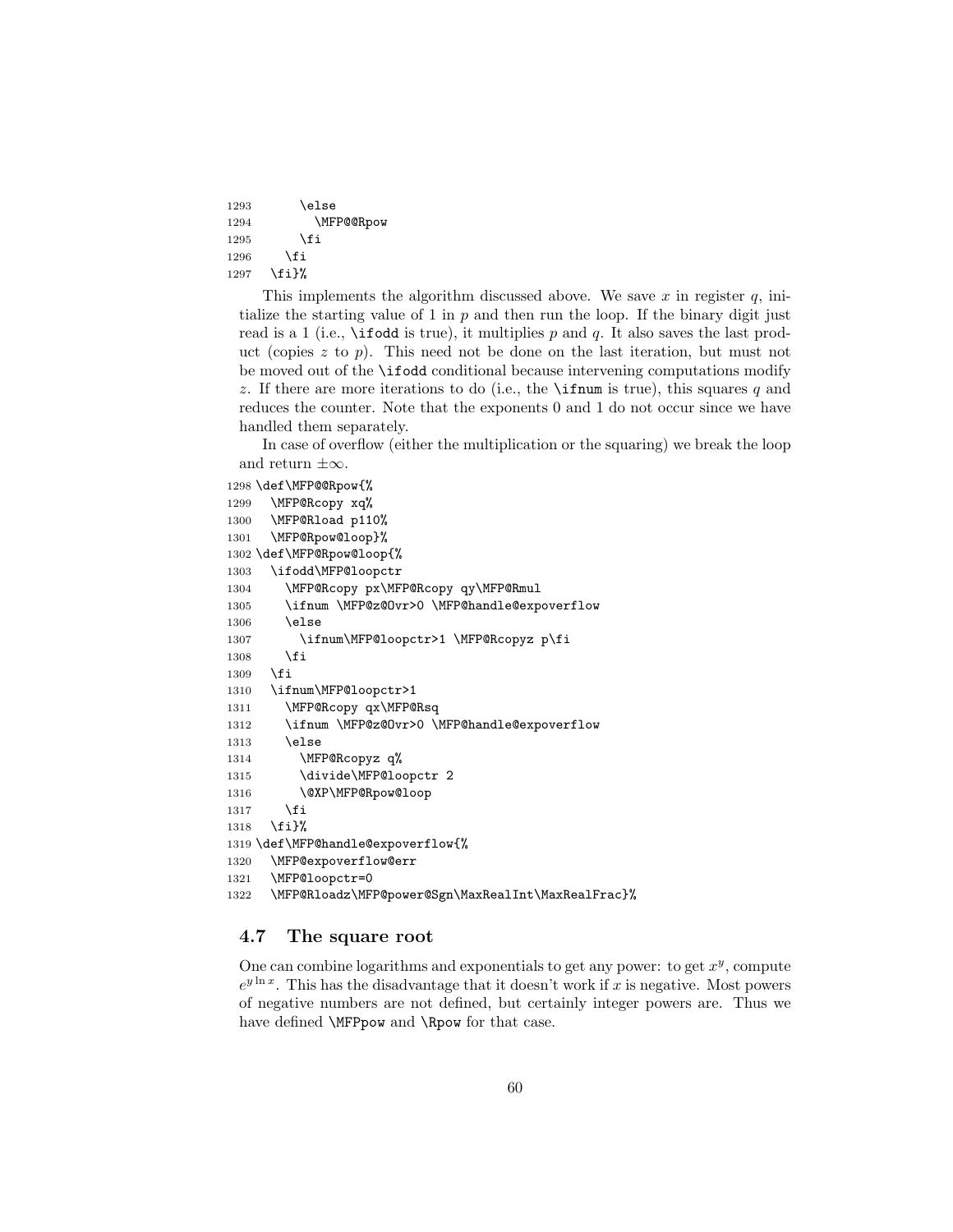```
1293      \else
1294        \MFP@@Rpow
1295      \fi
1296    \fi
1297  \fi}%
```

This implements the algorithm discussed above. We save $x$ in register $q$, initialize the starting value of 1 in $p$ and then run the loop. If the binary digit just read is a 1 (i.e., `\ifodd` is true), it multiplies $p$ and $q$. It also saves the last product (copies $z$ to $p$). This need not be done on the last iteration, but must not be moved out of the `\ifodd` conditional because intervening computations modify $z$. If there are more iterations to do (i.e., the `\ifnum` is true), this squares $q$ and reduces the counter. Note that the exponents 0 and 1 do not occur since we have handled them separately.

In case of overflow (either the multiplication or the squaring) we break the loop and return $\pm\infty$.

```
1298 \def\MFP@@Rpow{%
1299   \MFP@Rcopy xq%
1300   \MFP@Rload p110%
1301   \MFP@Rpow@loop}%
1302 \def\MFP@Rpow@loop{%
1303   \ifodd\MFP@loopctr
1304     \MFP@Rcopy px\MFP@Rcopy qy\MFP@Rmul
1305     \ifnum \MFP@z@Ovr>0 \MFP@handle@expoverflow
1306     \else
1307       \ifnum\MFP@loopctr>1 \MFP@Rcopyz p\fi
1308     \fi
1309   \fi
1310   \ifnum\MFP@loopctr>1
1311     \MFP@Rcopy qx\MFP@Rsq
1312     \ifnum \MFP@z@Ovr>0 \MFP@handle@expoverflow
1313     \else
1314       \MFP@Rcopyz q%
1315       \divide\MFP@loopctr 2
1316       \@XP\MFP@Rpow@loop
1317     \fi
1318   \fi}%
1319 \def\MFP@handle@expoverflow{%
1320   \MFP@expoverflow@err
1321   \MFP@loopctr=0
1322   \MFP@Rloadz\MFP@power@Sgn\MaxRealInt\MaxRealFrac}%
```

### 4.7 The square root

One can combine logarithms and exponentials to get any power: to get $x^y$, compute $e^{y \ln x}$. This has the disadvantage that it doesn't work if $x$ is negative. Most powers of negative numbers are not defined, but certainly integer powers are. Thus we have defined `\MFPpow` and `\Rpow` for that case.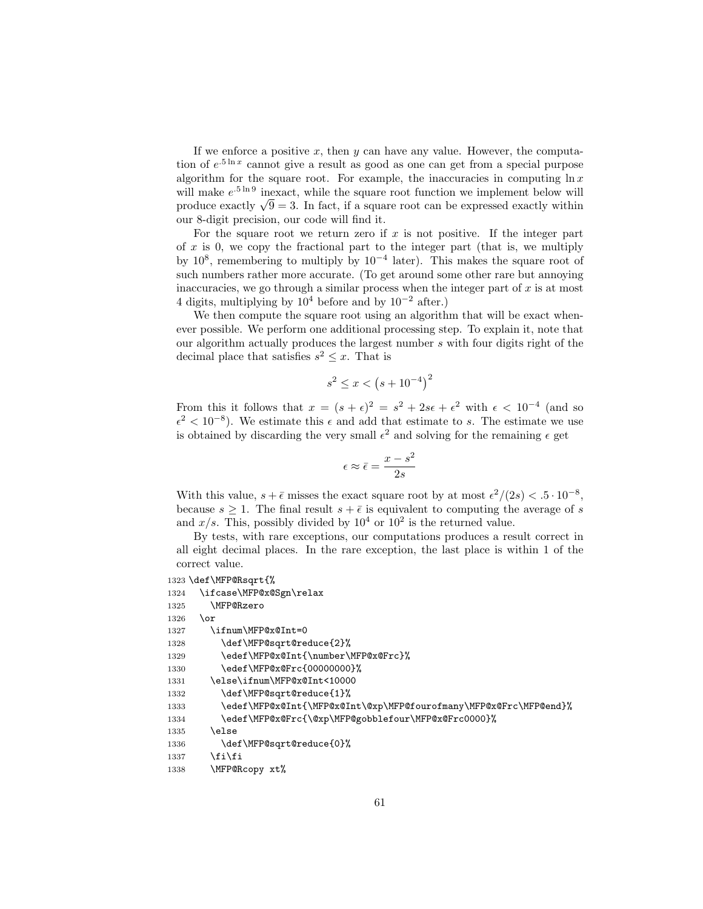If we enforce a positive $x$, then $y$ can have any value. However, the computation of $e^{.5 \ln x}$ cannot give a result as good as one can get from a special purpose algorithm for the square root. For example, the inaccuracies in computing $\ln x$ will make $e^{.5 \ln 9}$ inexact, while the square root function we implement below will produce exactly $\sqrt{9} = 3$. In fact, if a square root can be expressed exactly within our 8-digit precision, our code will find it.

For the square root we return zero if $x$ is not positive. If the integer part of $x$ is 0, we copy the fractional part to the integer part (that is, we multiply by $10^8$, remembering to multiply by $10^{-4}$ later). This makes the square root of such numbers rather more accurate. (To get around some other rare but annoying inaccuracies, we go through a similar process when the integer part of $x$ is at most 4 digits, multiplying by $10^4$ before and by $10^{-2}$ after.)

We then compute the square root using an algorithm that will be exact whenever possible. We perform one additional processing step. To explain it, note that our algorithm actually produces the largest number $s$ with four digits right of the decimal place that satisfies $s^2 \le x$. That is

$$s^2 \le x < \left(s + 10^{-4}\right)^2$$

From this it follows that $x = (s + \epsilon)^2 = s^2 + 2s\epsilon + \epsilon^2$ with $\epsilon < 10^{-4}$ (and so $\epsilon^2 < 10^{-8}$). We estimate this $\epsilon$ and add that estimate to $s$. The estimate we use is obtained by discarding the very small $\epsilon^2$ and solving for the remaining $\epsilon$ get

$$\epsilon \approx \bar{\epsilon} = \frac{x - s^2}{2s}$$

With this value, $s + \bar{\epsilon}$ misses the exact square root by at most $\epsilon^2/(2s) < .5 \cdot 10^{-8}$, because $s \ge 1$. The final result $s + \bar{\epsilon}$ is equivalent to computing the average of $s$ and $x/s$. This, possibly divided by $10^4$ or $10^2$ is the returned value.

By tests, with rare exceptions, our computations produces a result correct in all eight decimal places. In the rare exception, the last place is within 1 of the correct value.

```
1323 \def\MFP@Rsqrt{%
1324   \ifcase\MFP@x@Sgn\relax
1325     \MFP@Rzero
1326   \or
1327     \ifnum\MFP@x@Int=0
1328       \def\MFP@sqrt@reduce{2}%
1329       \edef\MFP@x@Int{\number\MFP@x@Frc}%
1330       \edef\MFP@x@Frc{00000000}%
1331     \else\ifnum\MFP@x@Int<10000
1332       \def\MFP@sqrt@reduce{1}%
1333       \edef\MFP@x@Int{\MFP@x@Int\@xp\MFP@fourofmany\MFP@x@Frc\MFP@end}%
1334       \edef\MFP@x@Frc{\@xp\MFP@gobblefour\MFP@x@Frc0000}%
1335     \else
1336       \def\MFP@sqrt@reduce{0}%
1337     \fi\fi
1338     \MFP@Rcopy xt%
```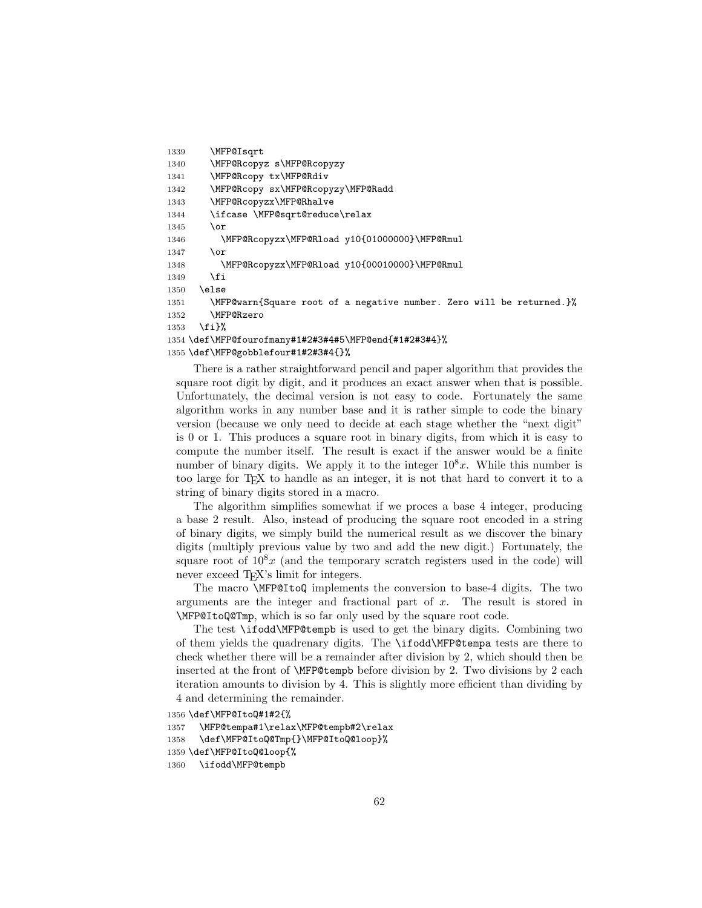```
1339     \MFP@Isqrt
1340     \MFP@Rcopyz s\MFP@Rcopyzy
1341     \MFP@Rcopy tx\MFP@Rdiv
1342     \MFP@Rcopy sx\MFP@Rcopyzy\MFP@Radd
1343     \MFP@Rcopyzx\MFP@Rhalve
1344     \ifcase \MFP@sqrt@reduce\relax
1345     \or
1346       \MFP@Rcopyzx\MFP@Rload y10{01000000}\MFP@Rmul
1347     \or
1348       \MFP@Rcopyzx\MFP@Rload y10{00010000}\MFP@Rmul
1349     \fi
1350   \else
1351     \MFP@warn{Square root of a negative number. Zero will be returned.}%
1352     \MFP@Rzero
1353   \fi}%
1354 \def\MFP@fourofmany#1#2#3#4#5\MFP@end{#1#2#3#4}%
1355 \def\MFP@gobblefour#1#2#3#4{}%
```

There is a rather straightforward pencil and paper algorithm that provides the square root digit by digit, and it produces an exact answer when that is possible. Unfortunately, the decimal version is not easy to code. Fortunately the same algorithm works in any number base and it is rather simple to code the binary version (because we only need to decide at each stage whether the "next digit" is 0 or 1. This produces a square root in binary digits, from which it is easy to compute the number itself. The result is exact if the answer would be a finite number of binary digits. We apply it to the integer $10^8x$. While this number is too large for TEX to handle as an integer, it is not that hard to convert it to a string of binary digits stored in a macro.

The algorithm simplifies somewhat if we proces a base 4 integer, producing a base 2 result. Also, instead of producing the square root encoded in a string of binary digits, we simply build the numerical result as we discover the binary digits (multiply previous value by two and add the new digit.) Fortunately, the square root of $10^8x$ (and the temporary scratch registers used in the code) will never exceed TEX's limit for integers.

The macro `\MFP@ItoQ` implements the conversion to base-4 digits. The two arguments are the integer and fractional part of $x$. The result is stored in `\MFP@ItoQ@Tmp`, which is so far only used by the square root code.

The test `\ifodd\MFP@tempb` is used to get the binary digits. Combining two of them yields the quadrenary digits. The `\ifodd\MFP@tempa` tests are there to check whether there will be a remainder after division by 2, which should then be inserted at the front of `\MFP@tempb` before division by 2. Two divisions by 2 each iteration amounts to division by 4. This is slightly more efficient than dividing by 4 and determining the remainder.

```
1356 \def\MFP@ItoQ#1#2{%
1357   \MFP@tempa#1\relax\MFP@tempb#2\relax
1358   \def\MFP@ItoQ@Tmp{}\MFP@ItoQ@loop}%
1359 \def\MFP@ItoQ@loop{%
1360   \ifodd\MFP@tempb
```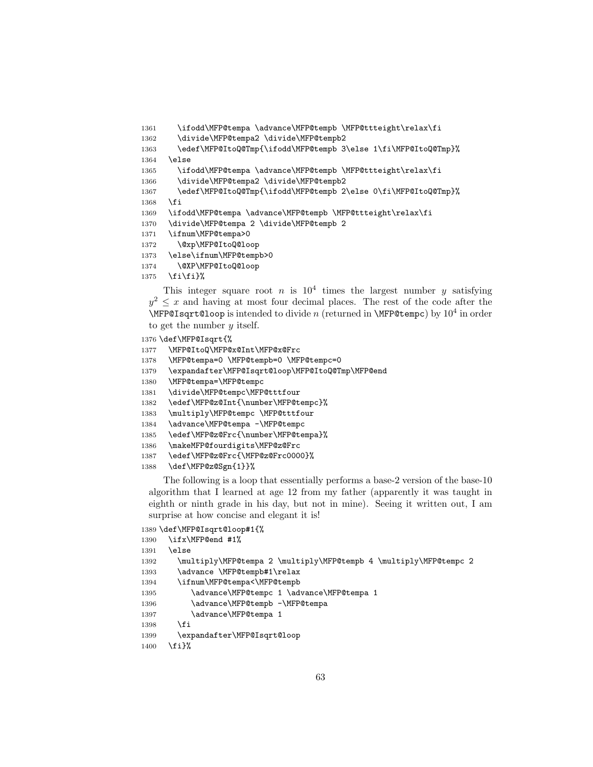```
1361     \ifodd\MFP@tempa \advance\MFP@tempb \MFP@ttteight\relax\fi
1362     \divide\MFP@tempa2 \divide\MFP@tempb2
1363     \edef\MFP@ItoQ@Tmp{\ifodd\MFP@tempb 3\else 1\fi\MFP@ItoQ@Tmp}%
1364   \else
1365     \ifodd\MFP@tempa \advance\MFP@tempb \MFP@ttteight\relax\fi
1366     \divide\MFP@tempa2 \divide\MFP@tempb2
1367     \edef\MFP@ItoQ@Tmp{\ifodd\MFP@tempb 2\else 0\fi\MFP@ItoQ@Tmp}%
1368   \fi
1369   \ifodd\MFP@tempa \advance\MFP@tempb \MFP@ttteight\relax\fi
1370   \divide\MFP@tempa 2 \divide\MFP@tempb 2
1371   \ifnum\MFP@tempa>0
1372     \@xp\MFP@ItoQ@loop
1373   \else\ifnum\MFP@tempb>0
1374     \@XP\MFP@ItoQ@loop
1375   \fi\fi}%
```

This integer square root $n$ is $10^4$ times the largest number $y$ satisfying $y^2 \leq x$ and having at most four decimal places. The rest of the code after the `\MFP@Isqrt@loop` is intended to divide $n$ (returned in `\MFP@tempc`) by $10^4$ in order to get the number $y$ itself.

```
1376 \def\MFP@Isqrt{%
1377   \MFP@ItoQ\MFP@x@Int\MFP@x@Frc
1378   \MFP@tempa=0 \MFP@tempb=0 \MFP@tempc=0
1379   \expandafter\MFP@Isqrt@loop\MFP@ItoQ@Tmp\MFP@end
1380   \MFP@tempa=\MFP@tempc
1381   \divide\MFP@tempc\MFP@tttfour
1382   \edef\MFP@z@Int{\number\MFP@tempc}%
1383   \multiply\MFP@tempc \MFP@tttfour
1384   \advance\MFP@tempa -\MFP@tempc
1385   \edef\MFP@z@Frc{\number\MFP@tempa}%
1386   \makeMFP@fourdigits\MFP@z@Frc
1387   \edef\MFP@z@Frc{\MFP@z@Frc0000}%
1388   \def\MFP@z@Sgn{1}}%
```

The following is a loop that essentially performs a base-2 version of the base-10 algorithm that I learned at age 12 from my father (apparently it was taught in eighth or ninth grade in his day, but not in mine). Seeing it written out, I am surprise at how concise and elegant it is!

```
1389 \def\MFP@Isqrt@loop#1{%
1390   \ifx\MFP@end #1%
1391   \else
1392     \multiply\MFP@tempa 2 \multiply\MFP@tempb 4 \multiply\MFP@tempc 2
1393     \advance \MFP@tempb#1\relax
1394     \ifnum\MFP@tempa<\MFP@tempb
1395        \advance\MFP@tempc 1 \advance\MFP@tempa 1
1396        \advance\MFP@tempb -\MFP@tempa
1397        \advance\MFP@tempa 1
1398     \fi
1399     \expandafter\MFP@Isqrt@loop
1400   \fi}%
```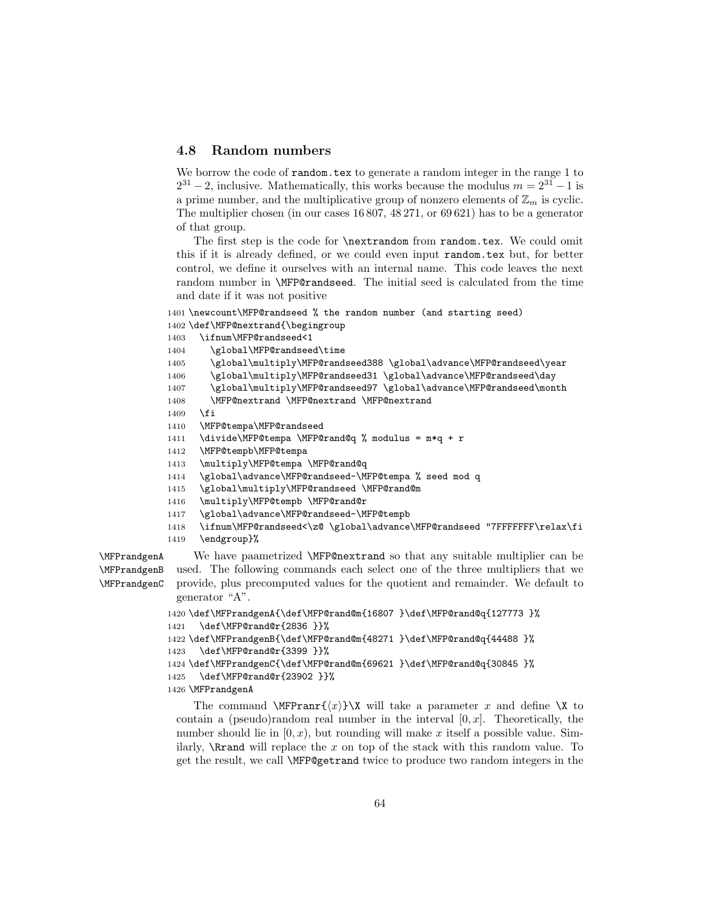### 4.8 Random numbers

We borrow the code of `random.tex` to generate a random integer in the range 1 to $2^{31}-2$, inclusive. Mathematically, this works because the modulus $m = 2^{31}-1$ is a prime number, and the multiplicative group of nonzero elements of $\mathbb{Z}_m$ is cyclic. The multiplier chosen (in our cases 16 807, 48 271, or 69 621) has to be a generator of that group.

The first step is the code for `\nextrandom` from `random.tex`. We could omit this if it is already defined, or we could even input `random.tex` but, for better control, we define it ourselves with an internal name. This code leaves the next random number in `\MFP@randseed`. The initial seed is calculated from the time and date if it was not positive

```
1401 \newcount\MFP@randseed % the random number (and starting seed)
1402 \def\MFP@nextrand{\begingroup
1403   \ifnum\MFP@randseed<1
1404     \global\MFP@randseed\time
1405     \global\multiply\MFP@randseed388 \global\advance\MFP@randseed\year
1406     \global\multiply\MFP@randseed31 \global\advance\MFP@randseed\day
1407     \global\multiply\MFP@randseed97 \global\advance\MFP@randseed\month
1408     \MFP@nextrand \MFP@nextrand \MFP@nextrand
1409   \fi
1410   \MFP@tempa\MFP@randseed
1411   \divide\MFP@tempa \MFP@rand@q % modulus = m*q + r
1412   \MFP@tempb\MFP@tempa
1413   \multiply\MFP@tempa \MFP@rand@q
1414   \global\advance\MFP@randseed-\MFP@tempa % seed mod q
1415   \global\multiply\MFP@randseed \MFP@rand@m
1416   \multiply\MFP@tempb \MFP@rand@r
1417   \global\advance\MFP@randseed-\MFP@tempb
1418   \ifnum\MFP@randseed<\z@ \global\advance\MFP@randseed "7FFFFFFF\relax\fi
1419   \endgroup}%
```

`\MFPrandgenA` `\MFPrandgenB` `\MFPrandgenC` We have paametrized `\MFP@nextrand` so that any suitable multiplier can be used. The following commands each select one of the three multipliers that we provide, plus precomputed values for the quotient and remainder. We default to generator "A".

```
1420 \def\MFPrandgenA{\def\MFP@rand@m{16807 }\def\MFP@rand@q{127773 }%
1421   \def\MFP@rand@r{2836 }}%
1422 \def\MFPrandgenB{\def\MFP@rand@m{48271 }\def\MFP@rand@q{44488 }%
1423   \def\MFP@rand@r{3399 }}%
1424 \def\MFPrandgenC{\def\MFP@rand@m{69621 }\def\MFP@rand@q{30845 }%
1425   \def\MFP@rand@r{23902 }}%
1426 \MFPrandgenA
```

The command `\MFPranr{`⟨$x$⟩`}\X` will take a parameter $x$ and define `\X` to contain a (pseudo)random real number in the interval $[0, x]$. Theoretically, the number should lie in $[0, x)$, but rounding will make $x$ itself a possible value. Similarly, `\Rrand` will replace the $x$ on top of the stack with this random value. To get the result, we call `\MFP@getrand` twice to produce two random integers in the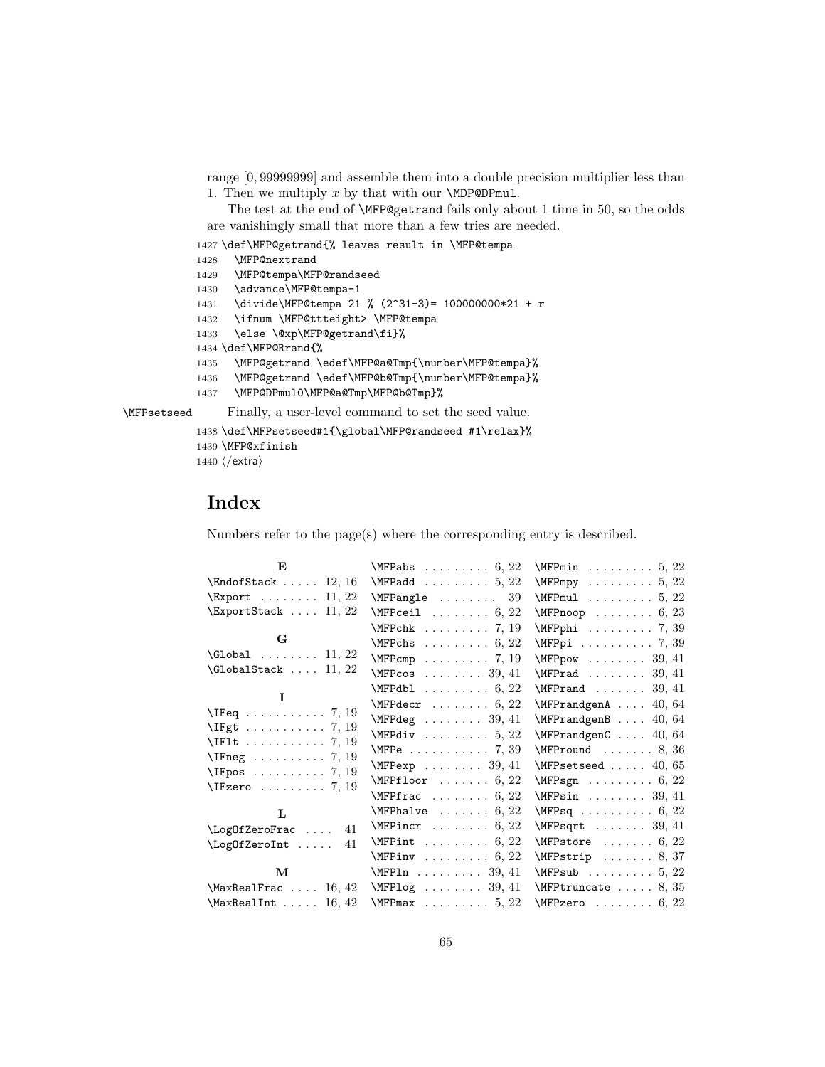range $[0, 99999999]$ and assemble them into a double precision multiplier less than 1. Then we multiply $x$ by that with our \MDP@DPmul.

The test at the end of \MFP@getrand fails only about 1 time in 50, so the odds are vanishingly small that more than a few tries are needed.

```
1427 \def\MFP@getrand{% leaves result in \MFP@tempa
1428   \MFP@nextrand
1429   \MFP@tempa\MFP@randseed
1430   \advance\MFP@tempa-1
1431   \divide\MFP@tempa 21 % (2^31-3)= 100000000*21 + r
1432   \ifnum \MFP@ttteight> \MFP@tempa
1433   \else \@xp\MFP@getrand\fi}%
1434 \def\MFP@Rrand{%
1435   \MFP@getrand \edef\MFP@a@Tmp{\number\MFP@tempa}%
1436   \MFP@getrand \edef\MFP@b@Tmp{\number\MFP@tempa}%
1437   \MFP@DPmul0\MFP@a@Tmp\MFP@b@Tmp}%
```

\MFPsetseed Finally, a user-level command to set the seed value.

```
1438 \def\MFPsetseed#1{\global\MFP@randseed #1\relax}%
1439 \MFP@xfinish
1440 </extra>
```

# Index

Numbers refer to the page(s) where the corresponding entry is described.

**E**

- \EndofStack ..... 12, 16
- \Export ........ 11, 22
- \ExportStack .... 11, 22

**G**

- \Global ........ 11, 22
- \GlobalStack .... 11, 22

**I**

- \IFeq ........... 7, 19
- \IFgt ........... 7, 19
- \IFlt ........... 7, 19
- \IFneg .......... 7, 19
- \IFpos .......... 7, 19
- \IFzero ......... 7, 19

**L**

- \LogOfZeroFrac .... 41
- \LogOfZeroInt ..... 41

**M**

- \MaxRealFrac .... 16, 42
- \MaxRealInt ..... 16, 42
- \MFPabs ......... 6, 22
- \MFPadd ......... 5, 22
- \MFPangle ........ 39
- \MFPceil ........ 6, 22
- \MFPchk ......... 7, 19
- \MFPchs ......... 6, 22
- \MFPcmp ......... 7, 19
- \MFPcos ........ 39, 41
- \MFPdbl ......... 6, 22
- \MFPdecr ........ 6, 22
- \MFPdeg ........ 39, 41
- \MFPdiv ......... 5, 22
- \MFPe ........... 7, 39
- \MFPexp ........ 39, 41
- \MFPfloor ....... 6, 22
- \MFPfrac ........ 6, 22
- \MFPhalve ....... 6, 22
- \MFPincr ........ 6, 22
- \MFPint ......... 6, 22
- \MFPinv ......... 6, 22
- \MFPln ......... 39, 41
- \MFPlog ........ 39, 41
- \MFPmax ......... 5, 22
- \MFPmin ......... 5, 22
- \MFPmpy ......... 5, 22
- \MFPmul ......... 5, 22
- \MFPnoop ........ 6, 23
- \MFPphi ......... 7, 39
- \MFPpi .......... 7, 39
- \MFPpow ........ 39, 41
- \MFPrad ........ 39, 41
- \MFPrand ....... 39, 41
- \MFPrandgenA .... 40, 64
- \MFPrandgenB .... 40, 64
- \MFPrandgenC .... 40, 64
- \MFPround ....... 8, 36
- \MFPsetseed ..... 40, 65
- \MFPsgn ......... 6, 22
- \MFPsin ........ 39, 41
- \MFPsq .......... 6, 22
- \MFPsqrt ....... 39, 41
- \MFPstore ....... 6, 22
- \MFPstrip ....... 8, 37
- \MFPsub ......... 5, 22
- \MFPtruncate ..... 8, 35
- \MFPzero ........ 6, 22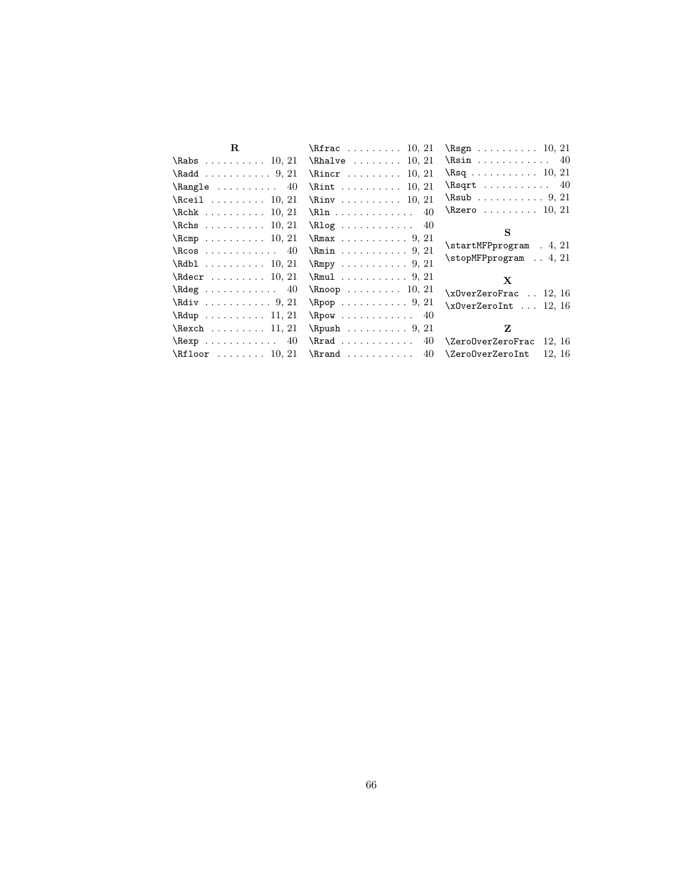**R**

\Rabs . . . . . . . . . . 10, 21
\Radd . . . . . . . . . . . 9, 21
\Rangle . . . . . . . . . . 40
\Rceil . . . . . . . . . 10, 21
\Rchk . . . . . . . . . . 10, 21
\Rchs . . . . . . . . . . 10, 21
\Rcmp . . . . . . . . . . 10, 21
\Rcos . . . . . . . . . . . . 40
\Rdbl . . . . . . . . . . 10, 21
\Rdecr . . . . . . . . . 10, 21
\Rdeg . . . . . . . . . . . . 40
\Rdiv . . . . . . . . . . . 9, 21
\Rdup . . . . . . . . . . 11, 21
\Rexch . . . . . . . . . 11, 21
\Rexp . . . . . . . . . . . . 40
\Rfloor . . . . . . . . 10, 21
\Rfrac . . . . . . . . . 10, 21
\Rhalve . . . . . . . . 10, 21
\Rincr . . . . . . . . . 10, 21
\Rint . . . . . . . . . . 10, 21
\Rinv . . . . . . . . . . 10, 21
\Rln . . . . . . . . . . . . . 40
\Rlog . . . . . . . . . . . . 40
\Rmax . . . . . . . . . . . 9, 21
\Rmin . . . . . . . . . . . 9, 21
\Rmpy . . . . . . . . . . . 9, 21
\Rmul . . . . . . . . . . . 9, 21
\Rnoop . . . . . . . . . 10, 21
\Rpop . . . . . . . . . . . 9, 21
\Rpow . . . . . . . . . . . . 40
\Rpush . . . . . . . . . . 9, 21
\Rrad . . . . . . . . . . . . 40
\Rrand . . . . . . . . . . . 40
\Rsgn . . . . . . . . . . 10, 21
\Rsin . . . . . . . . . . . . 40
\Rsq . . . . . . . . . . . 10, 21
\Rsqrt . . . . . . . . . . . 40
\Rsub . . . . . . . . . . . 9, 21
\Rzero . . . . . . . . . 10, 21

**S**

\startMFPprogram . 4, 21
\stopMFPprogram . . 4, 21

**X**

\xOverZeroFrac . . 12, 16
\xOverZeroInt . . . 12, 16

**Z**

\ZeroOverZeroFrac 12, 16
\ZeroOverZeroInt 12, 16